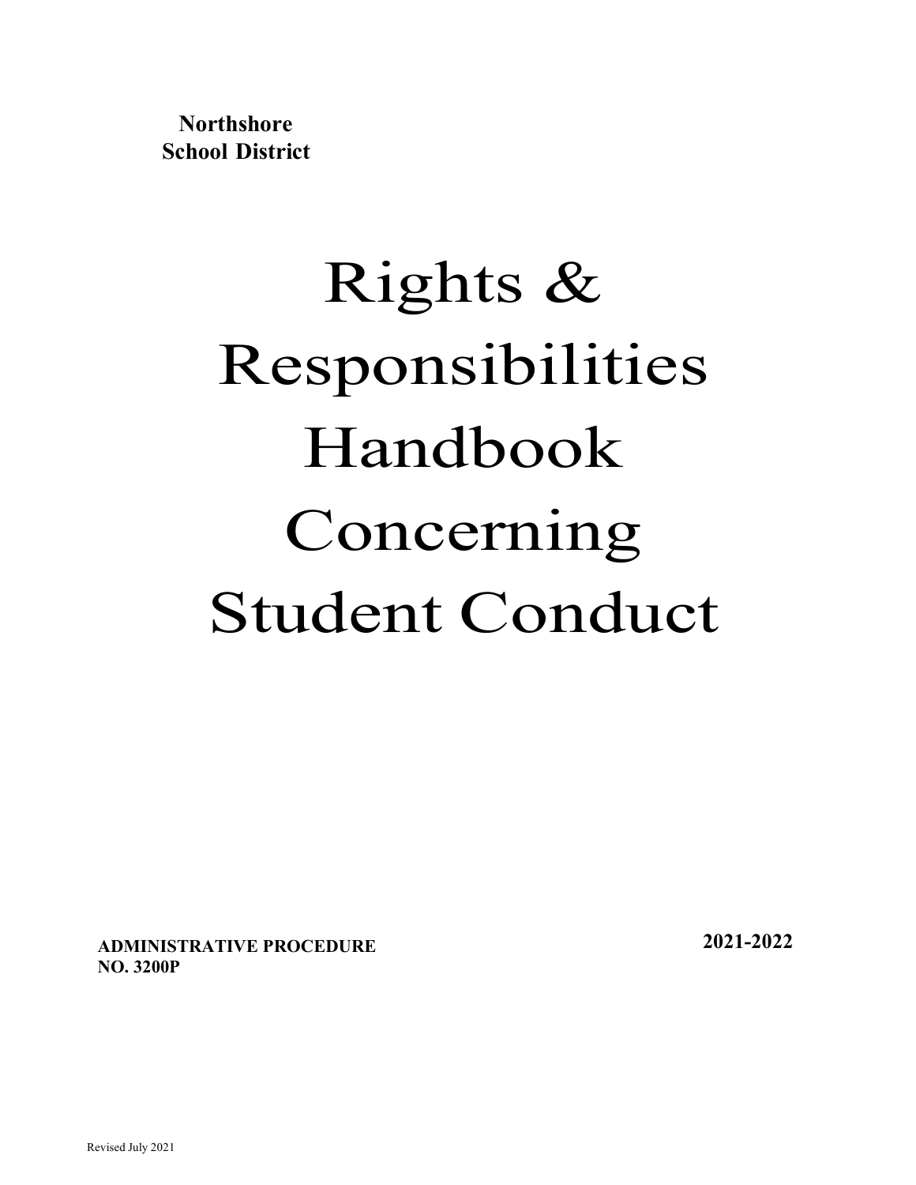**Northshore School District**

# Rights & Responsibilities Handbook Concerning Student Conduct

**ADMINISTRATIVE PROCEDURE NO. 3200P**

**2021-2022**

Revised July 2021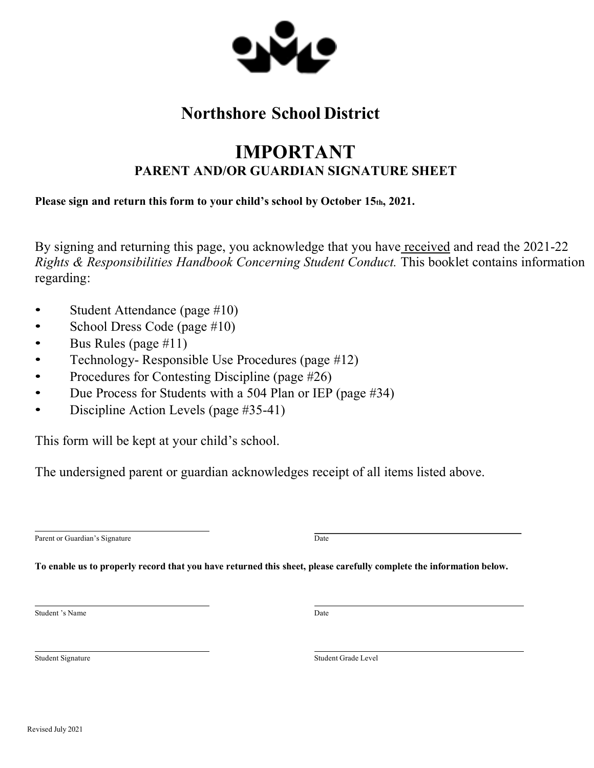# Northshore School District

## IMPORTANT

### PARENT AND/OR GUARDIAN SIGNATURE SHEET

**Please sign and return this form to your child's school by October 15th, 2021.**

By signing and returning this page, you acknowledge that you have received and read the 2021-22 *Rights & Responsibilities Handbook Concerning Student Conduct.* This booklet contains information regarding:

- Student Attendance (page #10)
- School Dress Code (page #10)
- Bus Rules (page #11)
- Technology- Responsible Use Procedures (page #12)
- Procedures for Contesting Discipline (page #26)
- Due Process for Students with a 504 Plan or IEP (page #34)
- Discipline Action Levels (page #35-41)

This form will be kept at your child's school.

The undersigned parent or guardian acknowledges receipt of all items listed above.

______________________________ Parent or Guardian's Signature

______________________________ Date

**To enable us to properly record that you have returned this sheet, please carefully complete the information below.**

______________________________ Student 's Name

______________________________ Date

______________________________ Student Signature

______________________________ Student Grade Level

Revised July 2021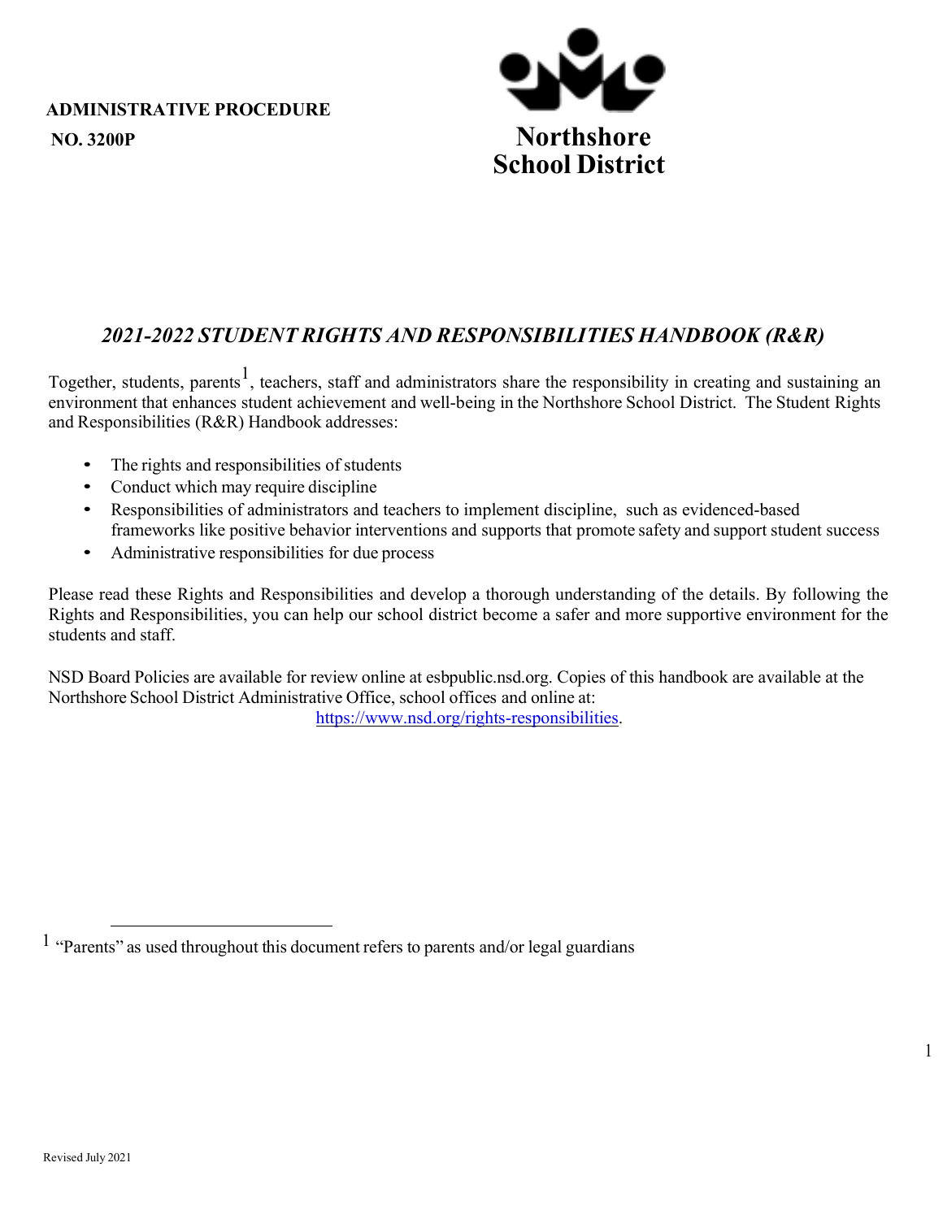**ADMINISTRATIVE PROCEDURE**
**NO. 3200P**

**Northshore School District**

# *2021-2022 STUDENT RIGHTS AND RESPONSIBILITIES HANDBOOK (R&R)*

Together, students, parents[1], teachers, staff and administrators share the responsibility in creating and sustaining an environment that enhances student achievement and well-being in the Northshore School District. The Student Rights and Responsibilities (R&R) Handbook addresses:

- The rights and responsibilities of students
- Conduct which may require discipline
- Responsibilities of administrators and teachers to implement discipline, such as evidenced-based frameworks like positive behavior interventions and supports that promote safety and support student success
- Administrative responsibilities for due process

Please read these Rights and Responsibilities and develop a thorough understanding of the details. By following the Rights and Responsibilities, you can help our school district become a safer and more supportive environment for the students and staff.

NSD Board Policies are available for review online at esbpublic.nsd.org. Copies of this handbook are available at the Northshore School District Administrative Office, school offices and online at: https://www.nsd.org/rights-responsibilities.

[1] "Parents" as used throughout this document refers to parents and/or legal guardians

Revised July 2021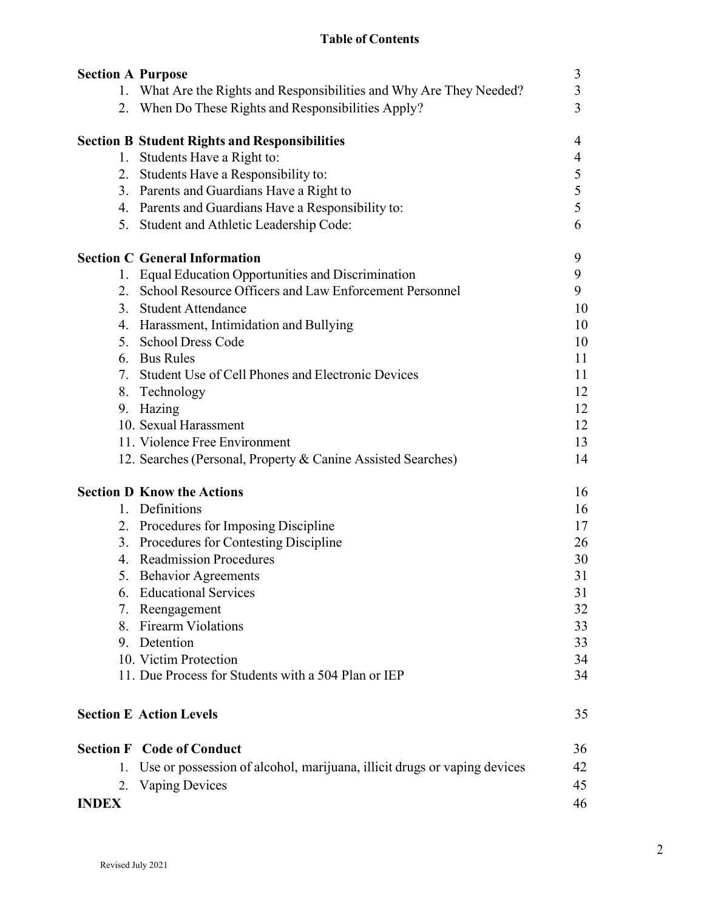# Table of Contents

| | |
|---|---|
| **Section A Purpose** | 3 |
| 1. What Are the Rights and Responsibilities and Why Are They Needed? | 3 |
| 2. When Do These Rights and Responsibilities Apply? | 3 |
| **Section B Student Rights and Responsibilities** | 4 |
| 1. Students Have a Right to: | 4 |
| 2. Students Have a Responsibility to: | 5 |
| 3. Parents and Guardians Have a Right to | 5 |
| 4. Parents and Guardians Have a Responsibility to: | 5 |
| 5. Student and Athletic Leadership Code: | 6 |
| **Section C General Information** | 9 |
| 1. Equal Education Opportunities and Discrimination | 9 |
| 2. School Resource Officers and Law Enforcement Personnel | 9 |
| 3. Student Attendance | 10 |
| 4. Harassment, Intimidation and Bullying | 10 |
| 5. School Dress Code | 10 |
| 6. Bus Rules | 11 |
| 7. Student Use of Cell Phones and Electronic Devices | 11 |
| 8. Technology | 12 |
| 9. Hazing | 12 |
| 10. Sexual Harassment | 12 |
| 11. Violence Free Environment | 13 |
| 12. Searches (Personal, Property & Canine Assisted Searches) | 14 |
| **Section D Know the Actions** | 16 |
| 1. Definitions | 16 |
| 2. Procedures for Imposing Discipline | 17 |
| 3. Procedures for Contesting Discipline | 26 |
| 4. Readmission Procedures | 30 |
| 5. Behavior Agreements | 31 |
| 6. Educational Services | 31 |
| 7. Reengagement | 32 |
| 8. Firearm Violations | 33 |
| 9. Detention | 33 |
| 10. Victim Protection | 34 |
| 11. Due Process for Students with a 504 Plan or IEP | 34 |
| **Section E Action Levels** | 35 |
| **Section F Code of Conduct** | 36 |
| 1. Use or possession of alcohol, marijuana, illicit drugs or vaping devices | 42 |
| 2. Vaping Devices | 45 |
| **INDEX** | 46 |

Revised July 2021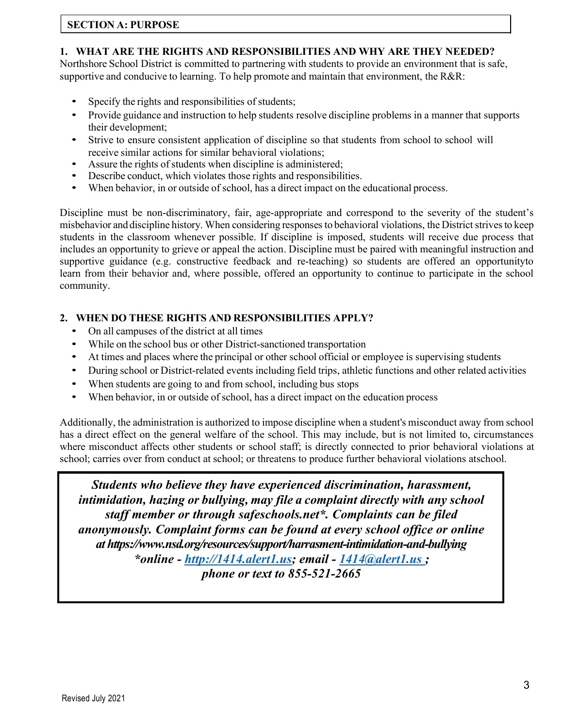## SECTION A: PURPOSE

### 1. WHAT ARE THE RIGHTS AND RESPONSIBILITIES AND WHY ARE THEY NEEDED?

Northshore School District is committed to partnering with students to provide an environment that is safe, supportive and conducive to learning. To help promote and maintain that environment, the R&R:

- Specify the rights and responsibilities of students;
- Provide guidance and instruction to help students resolve discipline problems in a manner that supports their development;
- Strive to ensure consistent application of discipline so that students from school to school will receive similar actions for similar behavioral violations;
- Assure the rights of students when discipline is administered;
- Describe conduct, which violates those rights and responsibilities.
- When behavior, in or outside of school, has a direct impact on the educational process.

Discipline must be non-discriminatory, fair, age-appropriate and correspond to the severity of the student's misbehavior and discipline history. When considering responses to behavioral violations, the District strives to keep students in the classroom whenever possible. If discipline is imposed, students will receive due process that includes an opportunity to grieve or appeal the action. Discipline must be paired with meaningful instruction and supportive guidance (e.g. constructive feedback and re-teaching) so students are offered an opportunityto learn from their behavior and, where possible, offered an opportunity to continue to participate in the school community.

### 2. WHEN DO THESE RIGHTS AND RESPONSIBILITIES APPLY?

- On all campuses of the district at all times
- While on the school bus or other District-sanctioned transportation
- At times and places where the principal or other school official or employee is supervising students
- During school or District-related events including field trips, athletic functions and other related activities
- When students are going to and from school, including bus stops
- When behavior, in or outside of school, has a direct impact on the education process

Additionally, the administration is authorized to impose discipline when a student's misconduct away from school has a direct effect on the general welfare of the school. This may include, but is not limited to, circumstances where misconduct affects other students or school staff; is directly connected to prior behavioral violations at school; carries over from conduct at school; or threatens to produce further behavioral violations atschool.

***Students who believe they have experienced discrimination, harassment, intimidation, hazing or bullying, may file a complaint directly with any school staff member or through safeschools.net\*. Complaints can be filed anonymously. Complaint forms can be found at every school office or online at https://www.nsd.org/resources/support/harrasment-intimidation-and-bullying***
***\*online - http://1414.alert1.us; email - 1414@alert1.us ;***
***phone or text to 855-521-2665***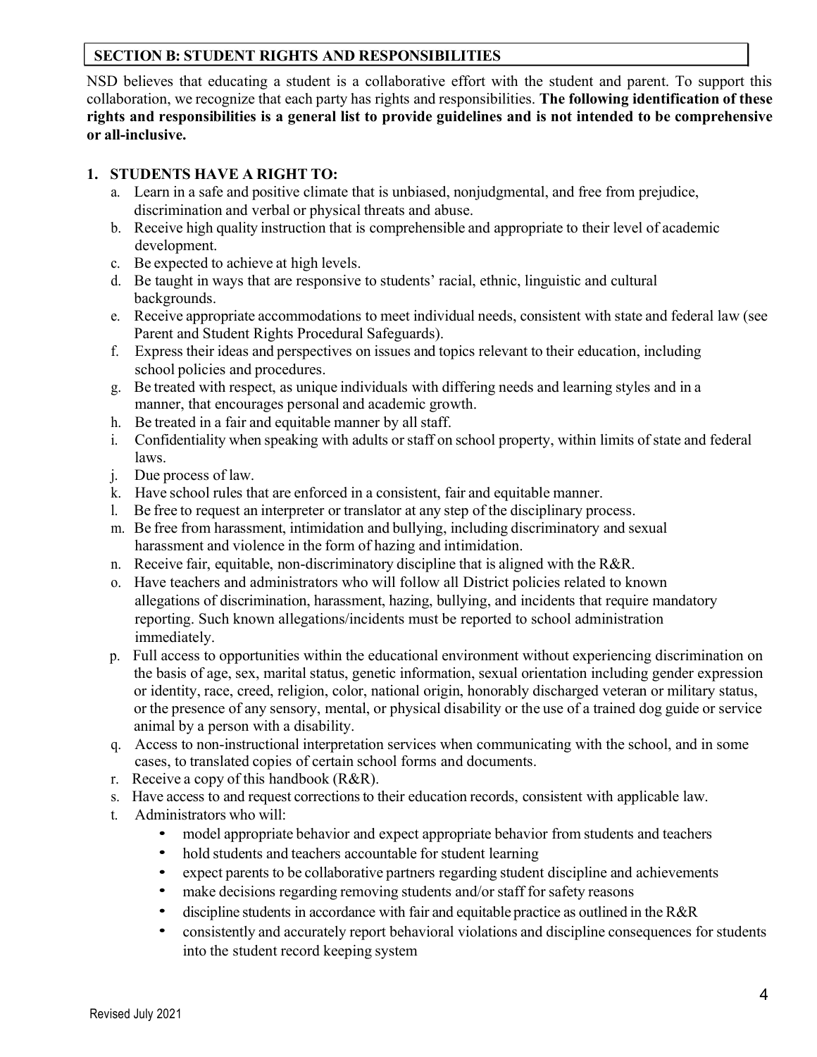## SECTION B: STUDENT RIGHTS AND RESPONSIBILITIES

NSD believes that educating a student is a collaborative effort with the student and parent. To support this collaboration, we recognize that each party has rights and responsibilities. **The following identification of these rights and responsibilities is a general list to provide guidelines and is not intended to be comprehensive or all-inclusive.**

### 1. STUDENTS HAVE A RIGHT TO:

a. Learn in a safe and positive climate that is unbiased, nonjudgmental, and free from prejudice, discrimination and verbal or physical threats and abuse.
b. Receive high quality instruction that is comprehensible and appropriate to their level of academic development.
c. Be expected to achieve at high levels.
d. Be taught in ways that are responsive to students' racial, ethnic, linguistic and cultural backgrounds.
e. Receive appropriate accommodations to meet individual needs, consistent with state and federal law (see Parent and Student Rights Procedural Safeguards).
f. Express their ideas and perspectives on issues and topics relevant to their education, including school policies and procedures.
g. Be treated with respect, as unique individuals with differing needs and learning styles and in a manner, that encourages personal and academic growth.
h. Be treated in a fair and equitable manner by all staff.
i. Confidentiality when speaking with adults or staff on school property, within limits of state and federal laws.
j. Due process of law.
k. Have school rules that are enforced in a consistent, fair and equitable manner.
l. Be free to request an interpreter or translator at any step of the disciplinary process.
m. Be free from harassment, intimidation and bullying, including discriminatory and sexual harassment and violence in the form of hazing and intimidation.
n. Receive fair, equitable, non-discriminatory discipline that is aligned with the R&R.
o. Have teachers and administrators who will follow all District policies related to known allegations of discrimination, harassment, hazing, bullying, and incidents that require mandatory reporting. Such known allegations/incidents must be reported to school administration immediately.
p. Full access to opportunities within the educational environment without experiencing discrimination on the basis of age, sex, marital status, genetic information, sexual orientation including gender expression or identity, race, creed, religion, color, national origin, honorably discharged veteran or military status, or the presence of any sensory, mental, or physical disability or the use of a trained dog guide or service animal by a person with a disability.
q. Access to non-instructional interpretation services when communicating with the school, and in some cases, to translated copies of certain school forms and documents.
r. Receive a copy of this handbook (R&R).
s. Have access to and request corrections to their education records, consistent with applicable law.
t. Administrators who will:
    - model appropriate behavior and expect appropriate behavior from students and teachers
    - hold students and teachers accountable for student learning
    - expect parents to be collaborative partners regarding student discipline and achievements
    - make decisions regarding removing students and/or staff for safety reasons
    - discipline students in accordance with fair and equitable practice as outlined in the R&R
    - consistently and accurately report behavioral violations and discipline consequences for students into the student record keeping system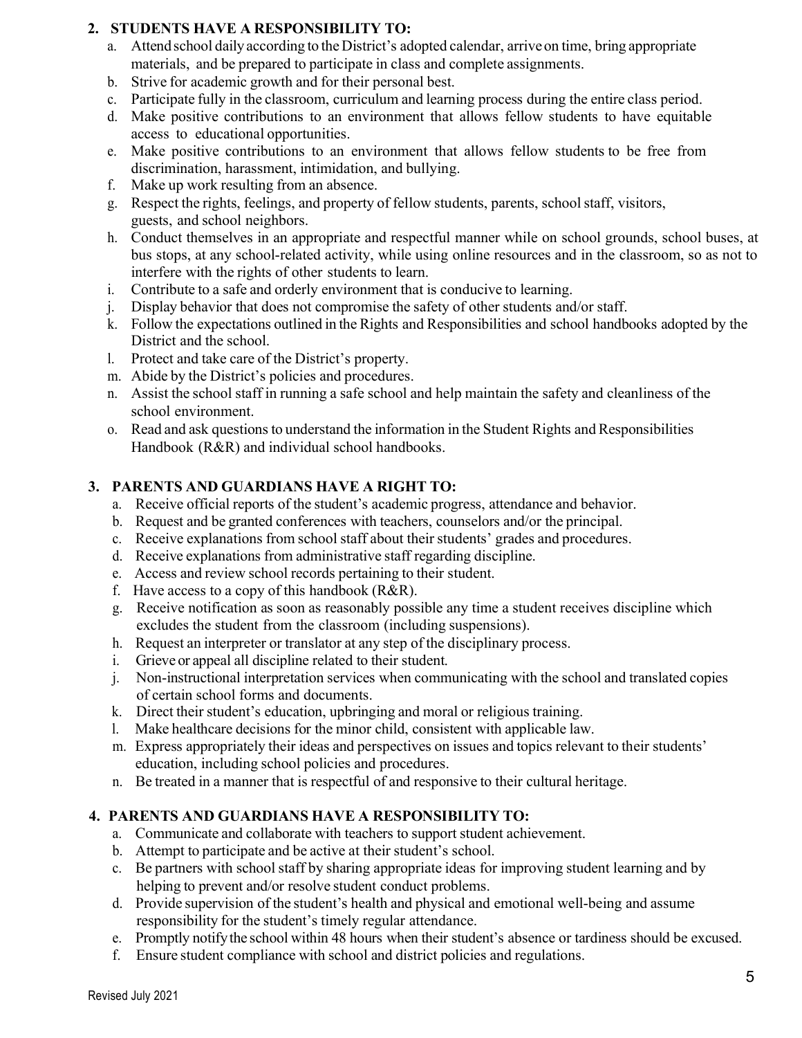## 2. STUDENTS HAVE A RESPONSIBILITY TO:

a. Attend school daily according to the District's adopted calendar, arrive on time, bring appropriate materials, and be prepared to participate in class and complete assignments.
b. Strive for academic growth and for their personal best.
c. Participate fully in the classroom, curriculum and learning process during the entire class period.
d. Make positive contributions to an environment that allows fellow students to have equitable access to educational opportunities.
e. Make positive contributions to an environment that allows fellow students to be free from discrimination, harassment, intimidation, and bullying.
f. Make up work resulting from an absence.
g. Respect the rights, feelings, and property of fellow students, parents, school staff, visitors, guests, and school neighbors.
h. Conduct themselves in an appropriate and respectful manner while on school grounds, school buses, at bus stops, at any school-related activity, while using online resources and in the classroom, so as not to interfere with the rights of other students to learn.
i. Contribute to a safe and orderly environment that is conducive to learning.
j. Display behavior that does not compromise the safety of other students and/or staff.
k. Follow the expectations outlined in the Rights and Responsibilities and school handbooks adopted by the District and the school.
l. Protect and take care of the District's property.
m. Abide by the District's policies and procedures.
n. Assist the school staff in running a safe school and help maintain the safety and cleanliness of the school environment.
o. Read and ask questions to understand the information in the Student Rights and Responsibilities Handbook (R&R) and individual school handbooks.

## 3. PARENTS AND GUARDIANS HAVE A RIGHT TO:

a. Receive official reports of the student's academic progress, attendance and behavior.
b. Request and be granted conferences with teachers, counselors and/or the principal.
c. Receive explanations from school staff about their students' grades and procedures.
d. Receive explanations from administrative staff regarding discipline.
e. Access and review school records pertaining to their student.
f. Have access to a copy of this handbook (R&R).
g. Receive notification as soon as reasonably possible any time a student receives discipline which excludes the student from the classroom (including suspensions).
h. Request an interpreter or translator at any step of the disciplinary process.
i. Grieve or appeal all discipline related to their student.
j. Non-instructional interpretation services when communicating with the school and translated copies of certain school forms and documents.
k. Direct their student's education, upbringing and moral or religious training.
l. Make healthcare decisions for the minor child, consistent with applicable law.
m. Express appropriately their ideas and perspectives on issues and topics relevant to their students' education, including school policies and procedures.
n. Be treated in a manner that is respectful of and responsive to their cultural heritage.

## 4. PARENTS AND GUARDIANS HAVE A RESPONSIBILITY TO:

a. Communicate and collaborate with teachers to support student achievement.
b. Attempt to participate and be active at their student's school.
c. Be partners with school staff by sharing appropriate ideas for improving student learning and by helping to prevent and/or resolve student conduct problems.
d. Provide supervision of the student's health and physical and emotional well-being and assume responsibility for the student's timely regular attendance.
e. Promptly notify the school within 48 hours when their student's absence or tardiness should be excused.
f. Ensure student compliance with school and district policies and regulations.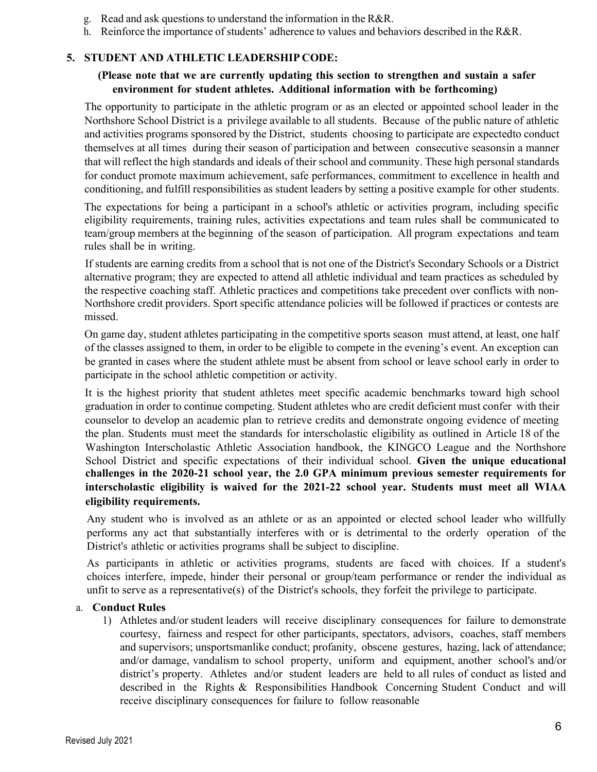g. Read and ask questions to understand the information in the R&R.
h. Reinforce the importance of students' adherence to values and behaviors described in the R&R.

## 5. STUDENT AND ATHLETIC LEADERSHIP CODE:

**(Please note that we are currently updating this section to strengthen and sustain a safer environment for student athletes. Additional information with be forthcoming)**

The opportunity to participate in the athletic program or as an elected or appointed school leader in the Northshore School District is a privilege available to all students. Because of the public nature of athletic and activities programs sponsored by the District, students choosing to participate are expectedto conduct themselves at all times during their season of participation and between consecutive seasonsin a manner that will reflect the high standards and ideals of their school and community. These high personal standards for conduct promote maximum achievement, safe performances, commitment to excellence in health and conditioning, and fulfill responsibilities as student leaders by setting a positive example for other students.

The expectations for being a participant in a school's athletic or activities program, including specific eligibility requirements, training rules, activities expectations and team rules shall be communicated to team/group members at the beginning of the season of participation. All program expectations and team rules shall be in writing.

If students are earning credits from a school that is not one of the District's Secondary Schools or a District alternative program; they are expected to attend all athletic individual and team practices as scheduled by the respective coaching staff. Athletic practices and competitions take precedent over conflicts with non-Northshore credit providers. Sport specific attendance policies will be followed if practices or contests are missed.

On game day, student athletes participating in the competitive sports season must attend, at least, one half of the classes assigned to them, in order to be eligible to compete in the evening's event. An exception can be granted in cases where the student athlete must be absent from school or leave school early in order to participate in the school athletic competition or activity.

It is the highest priority that student athletes meet specific academic benchmarks toward high school graduation in order to continue competing. Student athletes who are credit deficient must confer with their counselor to develop an academic plan to retrieve credits and demonstrate ongoing evidence of meeting the plan. Students must meet the standards for interscholastic eligibility as outlined in Article 18 of the Washington Interscholastic Athletic Association handbook, the KINGCO League and the Northshore School District and specific expectations of their individual school. **Given the unique educational challenges in the 2020-21 school year, the 2.0 GPA minimum previous semester requirements for interscholastic eligibility is waived for the 2021-22 school year. Students must meet all WIAA eligibility requirements.**

Any student who is involved as an athlete or as an appointed or elected school leader who willfully performs any act that substantially interferes with or is detrimental to the orderly operation of the District's athletic or activities programs shall be subject to discipline.

As participants in athletic or activities programs, students are faced with choices. If a student's choices interfere, impede, hinder their personal or group/team performance or render the individual as unfit to serve as a representative(s) of the District's schools, they forfeit the privilege to participate.

### a. Conduct Rules

1) Athletes and/or student leaders will receive disciplinary consequences for failure to demonstrate courtesy, fairness and respect for other participants, spectators, advisors, coaches, staff members and supervisors; unsportsmanlike conduct; profanity, obscene gestures, hazing, lack of attendance; and/or damage, vandalism to school property, uniform and equipment, another school's and/or district's property. Athletes and/or student leaders are held to all rules of conduct as listed and described in the Rights & Responsibilities Handbook Concerning Student Conduct and will receive disciplinary consequences for failure to follow reasonable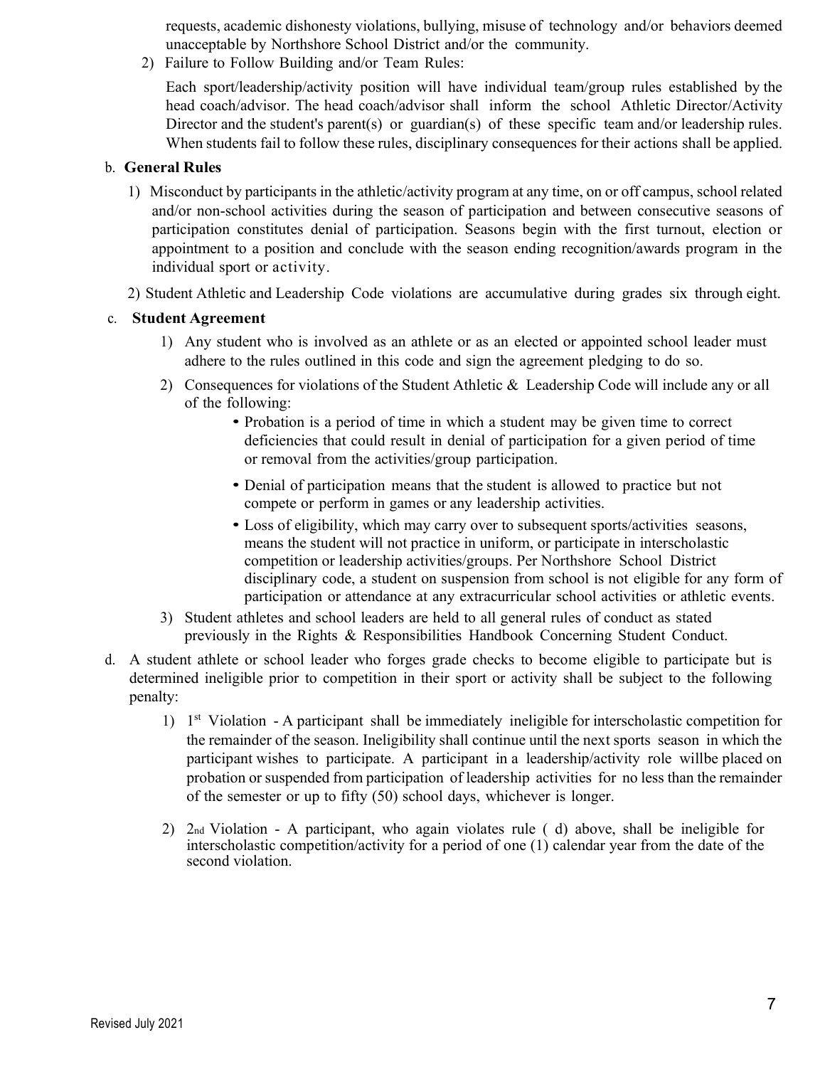requests, academic dishonesty violations, bullying, misuse of technology and/or behaviors deemed unacceptable by Northshore School District and/or the community.

2) Failure to Follow Building and/or Team Rules:

Each sport/leadership/activity position will have individual team/group rules established by the head coach/advisor. The head coach/advisor shall inform the school Athletic Director/Activity Director and the student's parent(s) or guardian(s) of these specific team and/or leadership rules. When students fail to follow these rules, disciplinary consequences for their actions shall be applied.

b. **General Rules**

1) Misconduct by participants in the athletic/activity program at any time, on or off campus, school related and/or non-school activities during the season of participation and between consecutive seasons of participation constitutes denial of participation. Seasons begin with the first turnout, election or appointment to a position and conclude with the season ending recognition/awards program in the individual sport or activity.

2) Student Athletic and Leadership Code violations are accumulative during grades six through eight.

c. **Student Agreement**

1) Any student who is involved as an athlete or as an elected or appointed school leader must adhere to the rules outlined in this code and sign the agreement pledging to do so.

2) Consequences for violations of the Student Athletic & Leadership Code will include any or all of the following:
   - Probation is a period of time in which a student may be given time to correct deficiencies that could result in denial of participation for a given period of time or removal from the activities/group participation.
   - Denial of participation means that the student is allowed to practice but not compete or perform in games or any leadership activities.
   - Loss of eligibility, which may carry over to subsequent sports/activities seasons, means the student will not practice in uniform, or participate in interscholastic competition or leadership activities/groups. Per Northshore School District disciplinary code, a student on suspension from school is not eligible for any form of participation or attendance at any extracurricular school activities or athletic events.

3) Student athletes and school leaders are held to all general rules of conduct as stated previously in the Rights & Responsibilities Handbook Concerning Student Conduct.

d. A student athlete or school leader who forges grade checks to become eligible to participate but is determined ineligible prior to competition in their sport or activity shall be subject to the following penalty:

1) 1st Violation - A participant shall be immediately ineligible for interscholastic competition for the remainder of the season. Ineligibility shall continue until the next sports season in which the participant wishes to participate. A participant in a leadership/activity role willbe placed on probation or suspended from participation of leadership activities for no less than the remainder of the semester or up to fifty (50) school days, whichever is longer.

2) 2nd Violation - A participant, who again violates rule ( d) above, shall be ineligible for interscholastic competition/activity for a period of one (1) calendar year from the date of the second violation.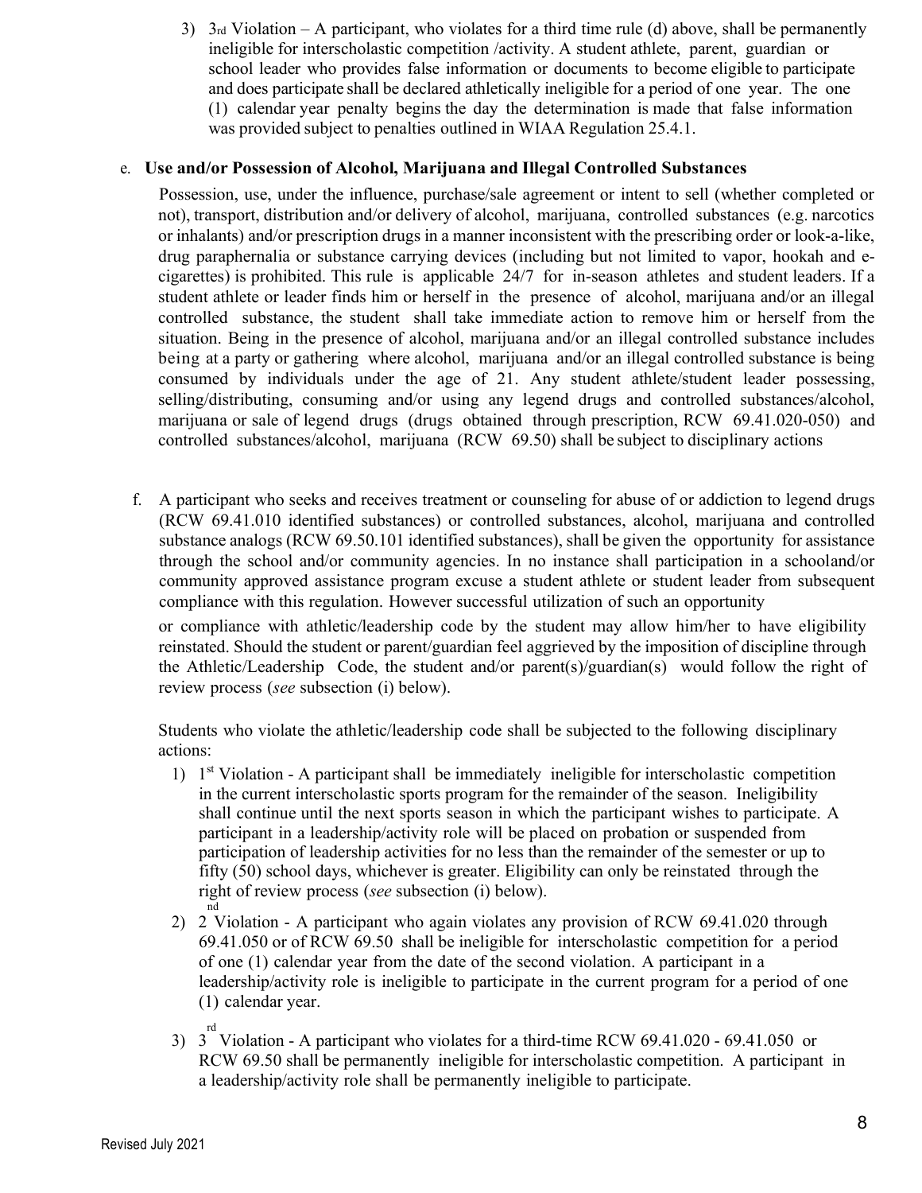3) 3rd Violation – A participant, who violates for a third time rule (d) above, shall be permanently ineligible for interscholastic competition /activity. A student athlete, parent, guardian or school leader who provides false information or documents to become eligible to participate and does participate shall be declared athletically ineligible for a period of one year. The one (1) calendar year penalty begins the day the determination is made that false information was provided subject to penalties outlined in WIAA Regulation 25.4.1.

e. **Use and/or Possession of Alcohol, Marijuana and Illegal Controlled Substances**

Possession, use, under the influence, purchase/sale agreement or intent to sell (whether completed or not), transport, distribution and/or delivery of alcohol, marijuana, controlled substances (e.g. narcotics or inhalants) and/or prescription drugs in a manner inconsistent with the prescribing order or look-a-like, drug paraphernalia or substance carrying devices (including but not limited to vapor, hookah and e-cigarettes) is prohibited. This rule is applicable 24/7 for in-season athletes and student leaders. If a student athlete or leader finds him or herself in the presence of alcohol, marijuana and/or an illegal controlled substance, the student shall take immediate action to remove him or herself from the situation. Being in the presence of alcohol, marijuana and/or an illegal controlled substance includes being at a party or gathering where alcohol, marijuana and/or an illegal controlled substance is being consumed by individuals under the age of 21. Any student athlete/student leader possessing, selling/distributing, consuming and/or using any legend drugs and controlled substances/alcohol, marijuana or sale of legend drugs (drugs obtained through prescription, RCW 69.41.020-050) and controlled substances/alcohol, marijuana (RCW 69.50) shall be subject to disciplinary actions

f. A participant who seeks and receives treatment or counseling for abuse of or addiction to legend drugs (RCW 69.41.010 identified substances) or controlled substances, alcohol, marijuana and controlled substance analogs (RCW 69.50.101 identified substances), shall be given the opportunity for assistance through the school and/or community agencies. In no instance shall participation in a schooland/or community approved assistance program excuse a student athlete or student leader from subsequent compliance with this regulation. However successful utilization of such an opportunity or compliance with athletic/leadership code by the student may allow him/her to have eligibility reinstated. Should the student or parent/guardian feel aggrieved by the imposition of discipline through the Athletic/Leadership Code, the student and/or parent(s)/guardian(s) would follow the right of review process (*see* subsection (i) below).

Students who violate the athletic/leadership code shall be subjected to the following disciplinary actions:

1) 1st Violation - A participant shall be immediately ineligible for interscholastic competition in the current interscholastic sports program for the remainder of the season. Ineligibility shall continue until the next sports season in which the participant wishes to participate. A participant in a leadership/activity role will be placed on probation or suspended from participation of leadership activities for no less than the remainder of the semester or up to fifty (50) school days, whichever is greater. Eligibility can only be reinstated through the right of review process (*see* subsection (i) below).
2) 2nd Violation - A participant who again violates any provision of RCW 69.41.020 through 69.41.050 or of RCW 69.50 shall be ineligible for interscholastic competition for a period of one (1) calendar year from the date of the second violation. A participant in a leadership/activity role is ineligible to participate in the current program for a period of one (1) calendar year.
3) 3rd Violation - A participant who violates for a third-time RCW 69.41.020 - 69.41.050 or RCW 69.50 shall be permanently ineligible for interscholastic competition. A participant in a leadership/activity role shall be permanently ineligible to participate.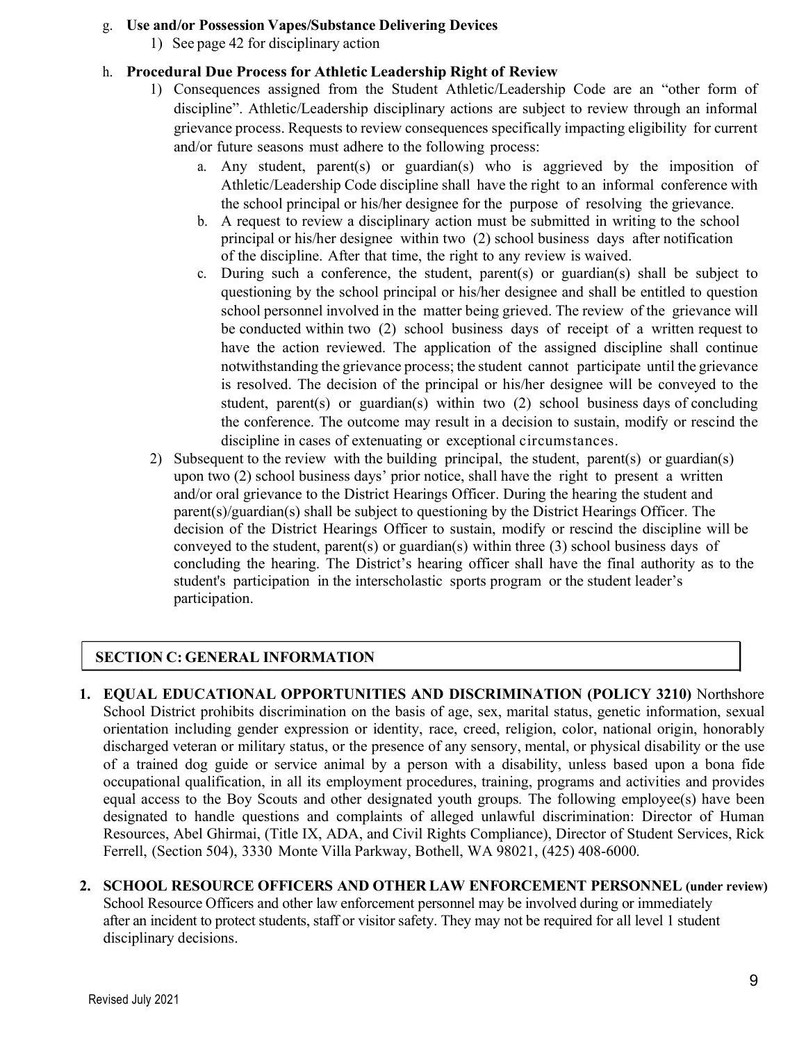g. **Use and/or Possession Vapes/Substance Delivering Devices**
   1) See page 42 for disciplinary action

h. **Procedural Due Process for Athletic Leadership Right of Review**
   1) Consequences assigned from the Student Athletic/Leadership Code are an "other form of discipline". Athletic/Leadership disciplinary actions are subject to review through an informal grievance process. Requests to review consequences specifically impacting eligibility for current and/or future seasons must adhere to the following process:
      a. Any student, parent(s) or guardian(s) who is aggrieved by the imposition of Athletic/Leadership Code discipline shall have the right to an informal conference with the school principal or his/her designee for the purpose of resolving the grievance.
      b. A request to review a disciplinary action must be submitted in writing to the school principal or his/her designee within two (2) school business days after notification of the discipline. After that time, the right to any review is waived.
      c. During such a conference, the student, parent(s) or guardian(s) shall be subject to questioning by the school principal or his/her designee and shall be entitled to question school personnel involved in the matter being grieved. The review of the grievance will be conducted within two (2) school business days of receipt of a written request to have the action reviewed. The application of the assigned discipline shall continue notwithstanding the grievance process; the student cannot participate until the grievance is resolved. The decision of the principal or his/her designee will be conveyed to the student, parent(s) or guardian(s) within two (2) school business days of concluding the conference. The outcome may result in a decision to sustain, modify or rescind the discipline in cases of extenuating or exceptional circumstances.
   2) Subsequent to the review with the building principal, the student, parent(s) or guardian(s) upon two (2) school business days' prior notice, shall have the right to present a written and/or oral grievance to the District Hearings Officer. During the hearing the student and parent(s)/guardian(s) shall be subject to questioning by the District Hearings Officer. The decision of the District Hearings Officer to sustain, modify or rescind the discipline will be conveyed to the student, parent(s) or guardian(s) within three (3) school business days of concluding the hearing. The District's hearing officer shall have the final authority as to the student's participation in the interscholastic sports program or the student leader's participation.

## SECTION C: GENERAL INFORMATION

1. **EQUAL EDUCATIONAL OPPORTUNITIES AND DISCRIMINATION (POLICY 3210)** Northshore School District prohibits discrimination on the basis of age, sex, marital status, genetic information, sexual orientation including gender expression or identity, race, creed, religion, color, national origin, honorably discharged veteran or military status, or the presence of any sensory, mental, or physical disability or the use of a trained dog guide or service animal by a person with a disability, unless based upon a bona fide occupational qualification, in all its employment procedures, training, programs and activities and provides equal access to the Boy Scouts and other designated youth groups. The following employee(s) have been designated to handle questions and complaints of alleged unlawful discrimination: Director of Human Resources, Abel Ghirmai, (Title IX, ADA, and Civil Rights Compliance), Director of Student Services, Rick Ferrell, (Section 504), 3330 Monte Villa Parkway, Bothell, WA 98021, (425) 408-6000.

2. **SCHOOL RESOURCE OFFICERS AND OTHER LAW ENFORCEMENT PERSONNEL (under review)** School Resource Officers and other law enforcement personnel may be involved during or immediately after an incident to protect students, staff or visitor safety. They may not be required for all level 1 student disciplinary decisions.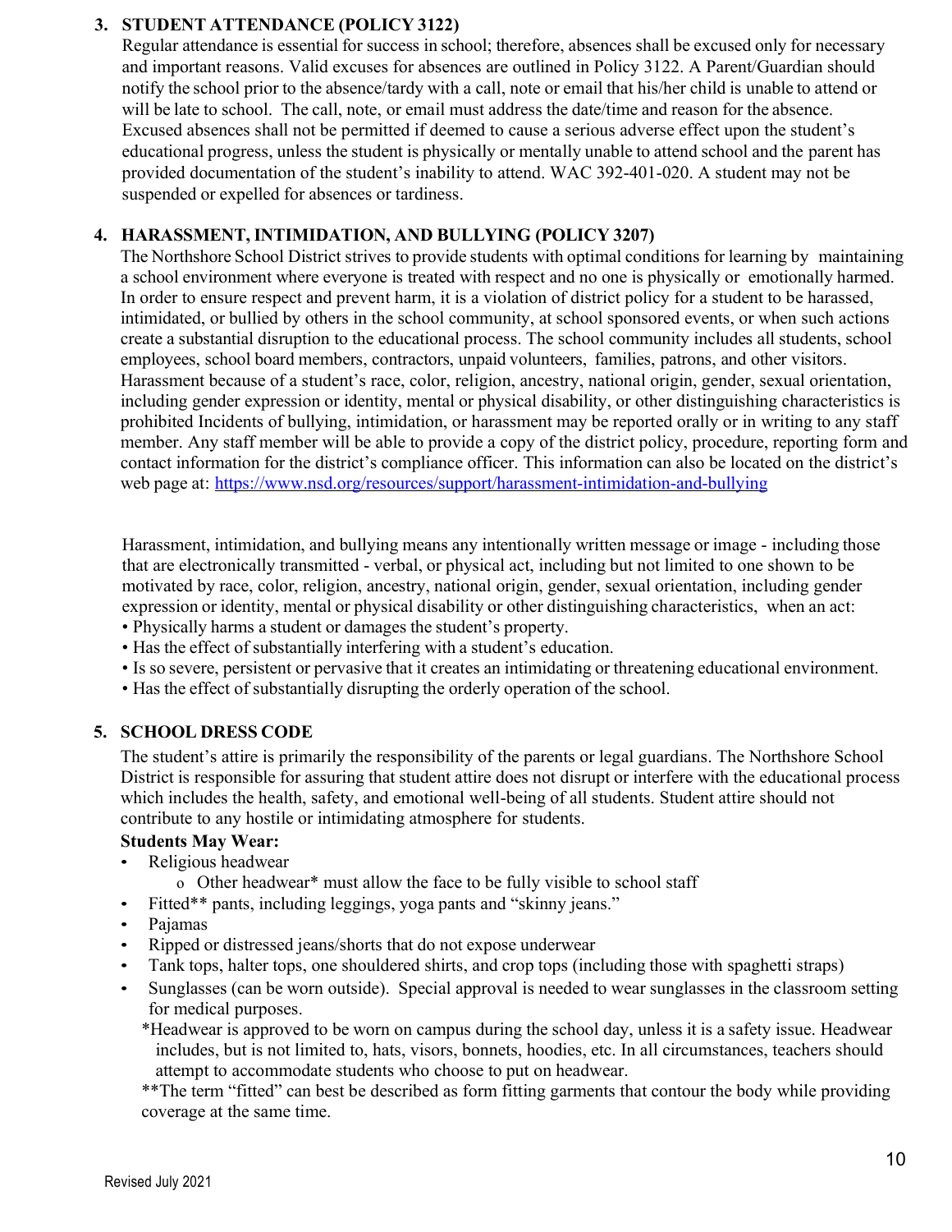## 3. STUDENT ATTENDANCE (POLICY 3122)

Regular attendance is essential for success in school; therefore, absences shall be excused only for necessary and important reasons. Valid excuses for absences are outlined in Policy 3122. A Parent/Guardian should notify the school prior to the absence/tardy with a call, note or email that his/her child is unable to attend or will be late to school. The call, note, or email must address the date/time and reason for the absence. Excused absences shall not be permitted if deemed to cause a serious adverse effect upon the student's educational progress, unless the student is physically or mentally unable to attend school and the parent has provided documentation of the student's inability to attend. WAC 392-401-020. A student may not be suspended or expelled for absences or tardiness.

## 4. HARASSMENT, INTIMIDATION, AND BULLYING (POLICY 3207)

The Northshore School District strives to provide students with optimal conditions for learning by maintaining a school environment where everyone is treated with respect and no one is physically or emotionally harmed. In order to ensure respect and prevent harm, it is a violation of district policy for a student to be harassed, intimidated, or bullied by others in the school community, at school sponsored events, or when such actions create a substantial disruption to the educational process. The school community includes all students, school employees, school board members, contractors, unpaid volunteers, families, patrons, and other visitors. Harassment because of a student's race, color, religion, ancestry, national origin, gender, sexual orientation, including gender expression or identity, mental or physical disability, or other distinguishing characteristics is prohibited Incidents of bullying, intimidation, or harassment may be reported orally or in writing to any staff member. Any staff member will be able to provide a copy of the district policy, procedure, reporting form and contact information for the district's compliance officer. This information can also be located on the district's web page at: https://www.nsd.org/resources/support/harassment-intimidation-and-bullying

Harassment, intimidation, and bullying means any intentionally written message or image - including those that are electronically transmitted - verbal, or physical act, including but not limited to one shown to be motivated by race, color, religion, ancestry, national origin, gender, sexual orientation, including gender expression or identity, mental or physical disability or other distinguishing characteristics, when an act:

- Physically harms a student or damages the student's property.
- Has the effect of substantially interfering with a student's education.
- Is so severe, persistent or pervasive that it creates an intimidating or threatening educational environment.
- Has the effect of substantially disrupting the orderly operation of the school.

## 5. SCHOOL DRESS CODE

The student's attire is primarily the responsibility of the parents or legal guardians. The Northshore School District is responsible for assuring that student attire does not disrupt or interfere with the educational process which includes the health, safety, and emotional well-being of all students. Student attire should not contribute to any hostile or intimidating atmosphere for students.

**Students May Wear:**

- Religious headwear
  - Other headwear* must allow the face to be fully visible to school staff
- Fitted** pants, including leggings, yoga pants and "skinny jeans."
- Pajamas
- Ripped or distressed jeans/shorts that do not expose underwear
- Tank tops, halter tops, one shouldered shirts, and crop tops (including those with spaghetti straps)
- Sunglasses (can be worn outside). Special approval is needed to wear sunglasses in the classroom setting for medical purposes.

*Headwear is approved to be worn on campus during the school day, unless it is a safety issue. Headwear includes, but is not limited to, hats, visors, bonnets, hoodies, etc. In all circumstances, teachers should attempt to accommodate students who choose to put on headwear.

**The term "fitted" can best be described as form fitting garments that contour the body while providing coverage at the same time.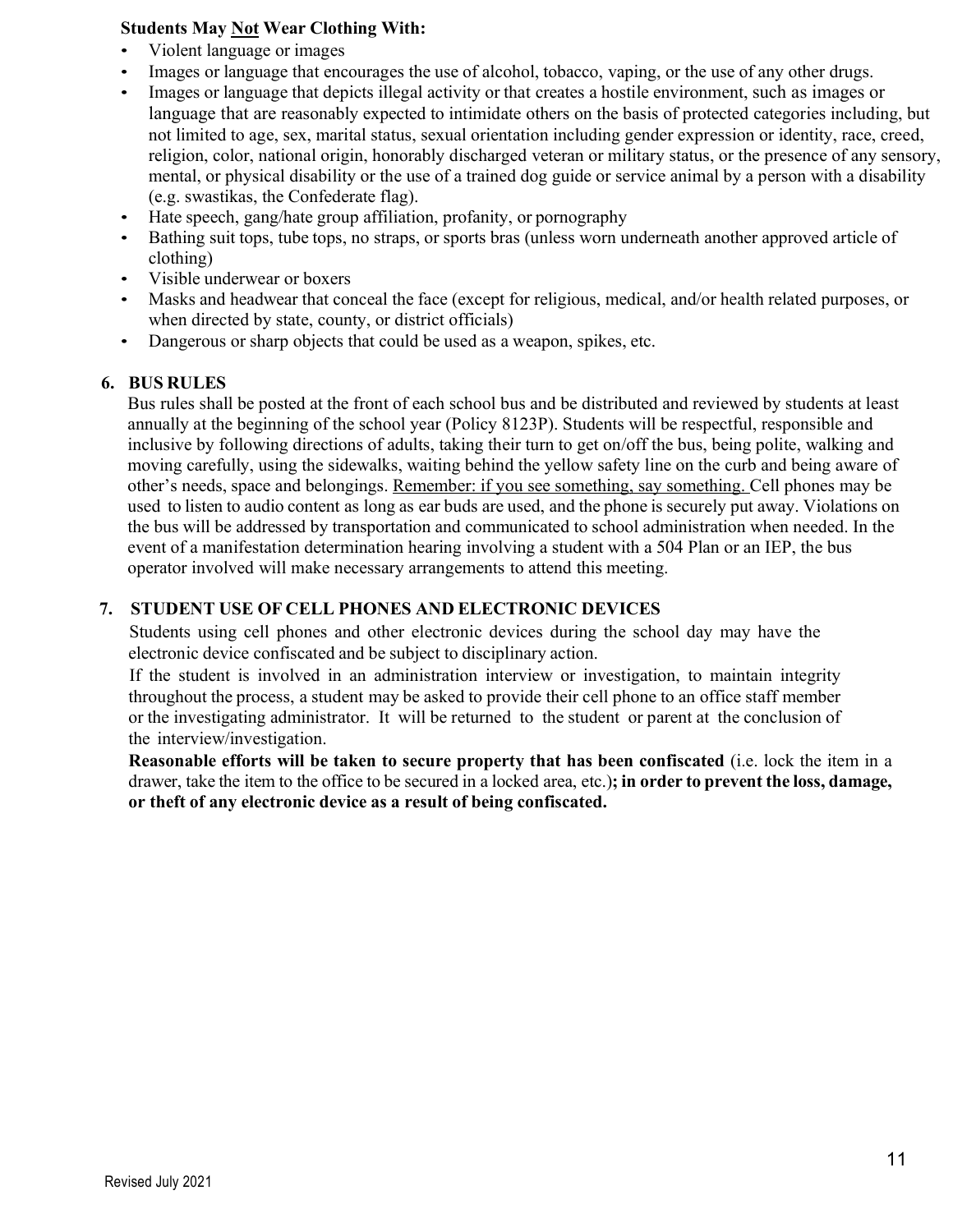**Students May <u>Not</u> Wear Clothing With:**

- Violent language or images
- Images or language that encourages the use of alcohol, tobacco, vaping, or the use of any other drugs.
- Images or language that depicts illegal activity or that creates a hostile environment, such as images or language that are reasonably expected to intimidate others on the basis of protected categories including, but not limited to age, sex, marital status, sexual orientation including gender expression or identity, race, creed, religion, color, national origin, honorably discharged veteran or military status, or the presence of any sensory, mental, or physical disability or the use of a trained dog guide or service animal by a person with a disability (e.g. swastikas, the Confederate flag).
- Hate speech, gang/hate group affiliation, profanity, or pornography
- Bathing suit tops, tube tops, no straps, or sports bras (unless worn underneath another approved article of clothing)
- Visible underwear or boxers
- Masks and headwear that conceal the face (except for religious, medical, and/or health related purposes, or when directed by state, county, or district officials)
- Dangerous or sharp objects that could be used as a weapon, spikes, etc.

## 6. BUS RULES

Bus rules shall be posted at the front of each school bus and be distributed and reviewed by students at least annually at the beginning of the school year (Policy 8123P). Students will be respectful, responsible and inclusive by following directions of adults, taking their turn to get on/off the bus, being polite, walking and moving carefully, using the sidewalks, waiting behind the yellow safety line on the curb and being aware of other's needs, space and belongings. <u>Remember: if you see something, say something.</u> Cell phones may be used to listen to audio content as long as ear buds are used, and the phone is securely put away. Violations on the bus will be addressed by transportation and communicated to school administration when needed. In the event of a manifestation determination hearing involving a student with a 504 Plan or an IEP, the bus operator involved will make necessary arrangements to attend this meeting.

## 7. STUDENT USE OF CELL PHONES AND ELECTRONIC DEVICES

Students using cell phones and other electronic devices during the school day may have the electronic device confiscated and be subject to disciplinary action.

If the student is involved in an administration interview or investigation, to maintain integrity throughout the process, a student may be asked to provide their cell phone to an office staff member or the investigating administrator. It will be returned to the student or parent at the conclusion of the interview/investigation.

**Reasonable efforts will be taken to secure property that has been confiscated** (i.e. lock the item in a drawer, take the item to the office to be secured in a locked area, etc.)**; in order to prevent the loss, damage, or theft of any electronic device as a result of being confiscated.**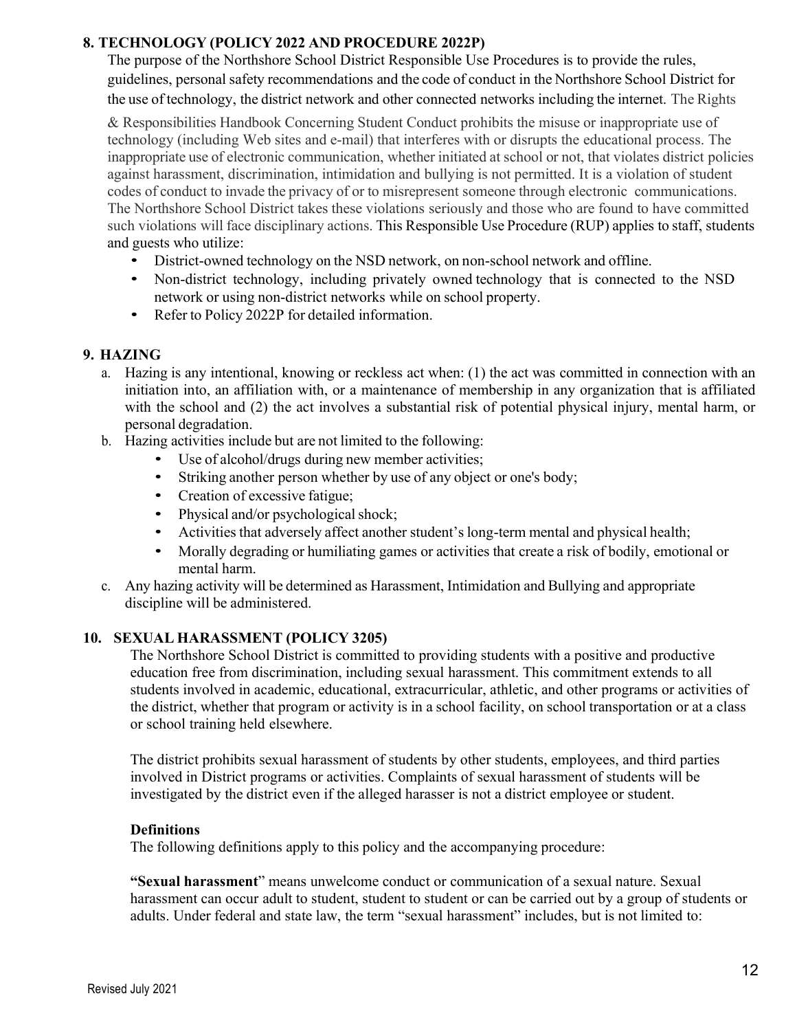## 8. TECHNOLOGY (POLICY 2022 AND PROCEDURE 2022P)

The purpose of the Northshore School District Responsible Use Procedures is to provide the rules, guidelines, personal safety recommendations and the code of conduct in the Northshore School District for the use of technology, the district network and other connected networks including the internet. The Rights & Responsibilities Handbook Concerning Student Conduct prohibits the misuse or inappropriate use of technology (including Web sites and e-mail) that interferes with or disrupts the educational process. The inappropriate use of electronic communication, whether initiated at school or not, that violates district policies against harassment, discrimination, intimidation and bullying is not permitted. It is a violation of student codes of conduct to invade the privacy of or to misrepresent someone through electronic communications. The Northshore School District takes these violations seriously and those who are found to have committed such violations will face disciplinary actions. This Responsible Use Procedure (RUP) applies to staff, students and guests who utilize:

- District-owned technology on the NSD network, on non-school network and offline.
- Non-district technology, including privately owned technology that is connected to the NSD network or using non-district networks while on school property.
- Refer to Policy 2022P for detailed information.

## 9. HAZING

a. Hazing is any intentional, knowing or reckless act when: (1) the act was committed in connection with an initiation into, an affiliation with, or a maintenance of membership in any organization that is affiliated with the school and (2) the act involves a substantial risk of potential physical injury, mental harm, or personal degradation.

b. Hazing activities include but are not limited to the following:
   - Use of alcohol/drugs during new member activities;
   - Striking another person whether by use of any object or one's body;
   - Creation of excessive fatigue;
   - Physical and/or psychological shock;
   - Activities that adversely affect another student's long-term mental and physical health;
   - Morally degrading or humiliating games or activities that create a risk of bodily, emotional or mental harm.

c. Any hazing activity will be determined as Harassment, Intimidation and Bullying and appropriate discipline will be administered.

## 10. SEXUAL HARASSMENT (POLICY 3205)

The Northshore School District is committed to providing students with a positive and productive education free from discrimination, including sexual harassment. This commitment extends to all students involved in academic, educational, extracurricular, athletic, and other programs or activities of the district, whether that program or activity is in a school facility, on school transportation or at a class or school training held elsewhere.

The district prohibits sexual harassment of students by other students, employees, and third parties involved in District programs or activities. Complaints of sexual harassment of students will be investigated by the district even if the alleged harasser is not a district employee or student.

### Definitions

The following definitions apply to this policy and the accompanying procedure:

**"Sexual harassment"** means unwelcome conduct or communication of a sexual nature. Sexual harassment can occur adult to student, student to student or can be carried out by a group of students or adults. Under federal and state law, the term "sexual harassment" includes, but is not limited to: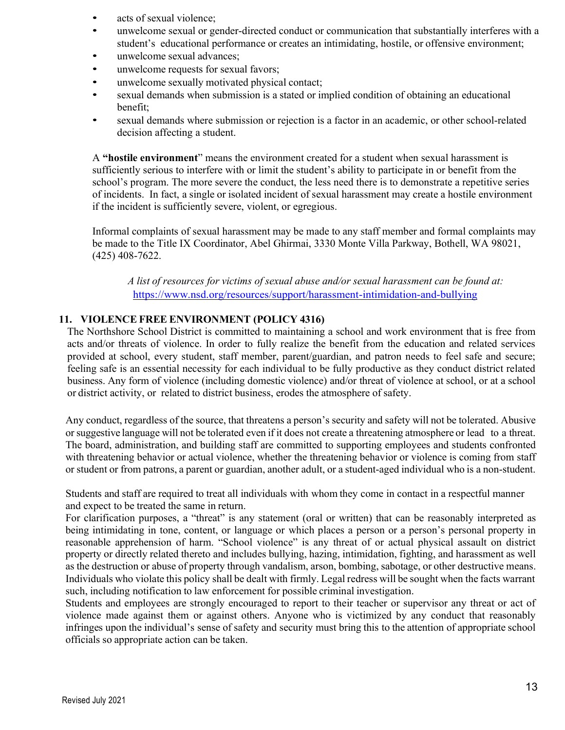- acts of sexual violence;
- unwelcome sexual or gender-directed conduct or communication that substantially interferes with a student's educational performance or creates an intimidating, hostile, or offensive environment;
- unwelcome sexual advances;
- unwelcome requests for sexual favors;
- unwelcome sexually motivated physical contact;
- sexual demands when submission is a stated or implied condition of obtaining an educational benefit;
- sexual demands where submission or rejection is a factor in an academic, or other school-related decision affecting a student.

A **"hostile environment**" means the environment created for a student when sexual harassment is sufficiently serious to interfere with or limit the student's ability to participate in or benefit from the school's program. The more severe the conduct, the less need there is to demonstrate a repetitive series of incidents. In fact, a single or isolated incident of sexual harassment may create a hostile environment if the incident is sufficiently severe, violent, or egregious.

Informal complaints of sexual harassment may be made to any staff member and formal complaints may be made to the Title IX Coordinator, Abel Ghirmai, 3330 Monte Villa Parkway, Bothell, WA 98021, (425) 408-7622.

*A list of resources for victims of sexual abuse and/or sexual harassment can be found at:* https://www.nsd.org/resources/support/harassment-intimidation-and-bullying

## 11. VIOLENCE FREE ENVIRONMENT (POLICY 4316)

The Northshore School District is committed to maintaining a school and work environment that is free from acts and/or threats of violence. In order to fully realize the benefit from the education and related services provided at school, every student, staff member, parent/guardian, and patron needs to feel safe and secure; feeling safe is an essential necessity for each individual to be fully productive as they conduct district related business. Any form of violence (including domestic violence) and/or threat of violence at school, or at a school or district activity, or related to district business, erodes the atmosphere of safety.

Any conduct, regardless of the source, that threatens a person's security and safety will not be tolerated. Abusive or suggestive language will not be tolerated even if it does not create a threatening atmosphere or lead to a threat. The board, administration, and building staff are committed to supporting employees and students confronted with threatening behavior or actual violence, whether the threatening behavior or violence is coming from staff or student or from patrons, a parent or guardian, another adult, or a student-aged individual who is a non-student.

Students and staff are required to treat all individuals with whom they come in contact in a respectful manner and expect to be treated the same in return.

For clarification purposes, a "threat" is any statement (oral or written) that can be reasonably interpreted as being intimidating in tone, content, or language or which places a person or a person's personal property in reasonable apprehension of harm. "School violence" is any threat of or actual physical assault on district property or directly related thereto and includes bullying, hazing, intimidation, fighting, and harassment as well as the destruction or abuse of property through vandalism, arson, bombing, sabotage, or other destructive means. Individuals who violate this policy shall be dealt with firmly. Legal redress will be sought when the facts warrant such, including notification to law enforcement for possible criminal investigation.

Students and employees are strongly encouraged to report to their teacher or supervisor any threat or act of violence made against them or against others. Anyone who is victimized by any conduct that reasonably infringes upon the individual's sense of safety and security must bring this to the attention of appropriate school officials so appropriate action can be taken.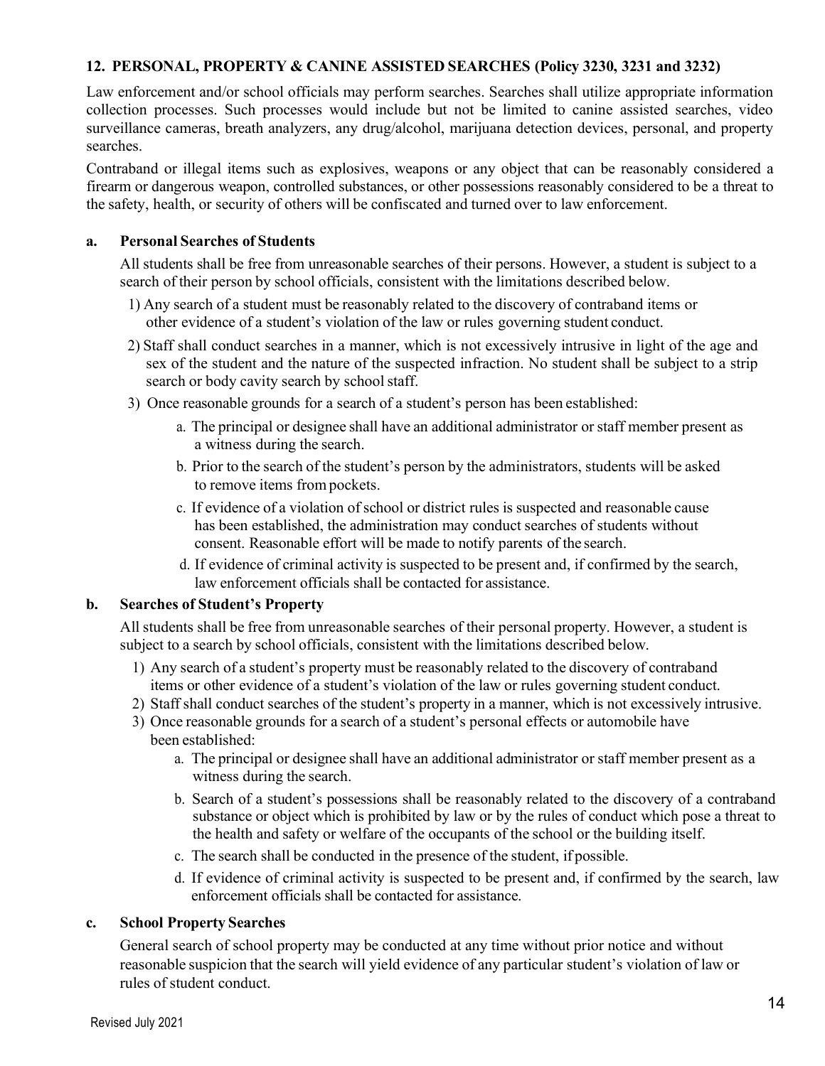## 12. PERSONAL, PROPERTY & CANINE ASSISTED SEARCHES (Policy 3230, 3231 and 3232)

Law enforcement and/or school officials may perform searches. Searches shall utilize appropriate information collection processes. Such processes would include but not be limited to canine assisted searches, video surveillance cameras, breath analyzers, any drug/alcohol, marijuana detection devices, personal, and property searches.

Contraband or illegal items such as explosives, weapons or any object that can be reasonably considered a firearm or dangerous weapon, controlled substances, or other possessions reasonably considered to be a threat to the safety, health, or security of others will be confiscated and turned over to law enforcement.

### a. Personal Searches of Students

All students shall be free from unreasonable searches of their persons. However, a student is subject to a search of their person by school officials, consistent with the limitations described below.

1) Any search of a student must be reasonably related to the discovery of contraband items or other evidence of a student's violation of the law or rules governing student conduct.
2) Staff shall conduct searches in a manner, which is not excessively intrusive in light of the age and sex of the student and the nature of the suspected infraction. No student shall be subject to a strip search or body cavity search by school staff.
3) Once reasonable grounds for a search of a student's person has been established:
   a. The principal or designee shall have an additional administrator or staff member present as a witness during the search.
   b. Prior to the search of the student's person by the administrators, students will be asked to remove items from pockets.
   c. If evidence of a violation of school or district rules is suspected and reasonable cause has been established, the administration may conduct searches of students without consent. Reasonable effort will be made to notify parents of the search.
   d. If evidence of criminal activity is suspected to be present and, if confirmed by the search, law enforcement officials shall be contacted for assistance.

### b. Searches of Student's Property

All students shall be free from unreasonable searches of their personal property. However, a student is subject to a search by school officials, consistent with the limitations described below.

1) Any search of a student's property must be reasonably related to the discovery of contraband items or other evidence of a student's violation of the law or rules governing student conduct.
2) Staff shall conduct searches of the student's property in a manner, which is not excessively intrusive.
3) Once reasonable grounds for a search of a student's personal effects or automobile have been established:
   a. The principal or designee shall have an additional administrator or staff member present as a witness during the search.
   b. Search of a student's possessions shall be reasonably related to the discovery of a contraband substance or object which is prohibited by law or by the rules of conduct which pose a threat to the health and safety or welfare of the occupants of the school or the building itself.
   c. The search shall be conducted in the presence of the student, if possible.
   d. If evidence of criminal activity is suspected to be present and, if confirmed by the search, law enforcement officials shall be contacted for assistance.

### c. School Property Searches

General search of school property may be conducted at any time without prior notice and without reasonable suspicion that the search will yield evidence of any particular student's violation of law or rules of student conduct.

Revised July 2021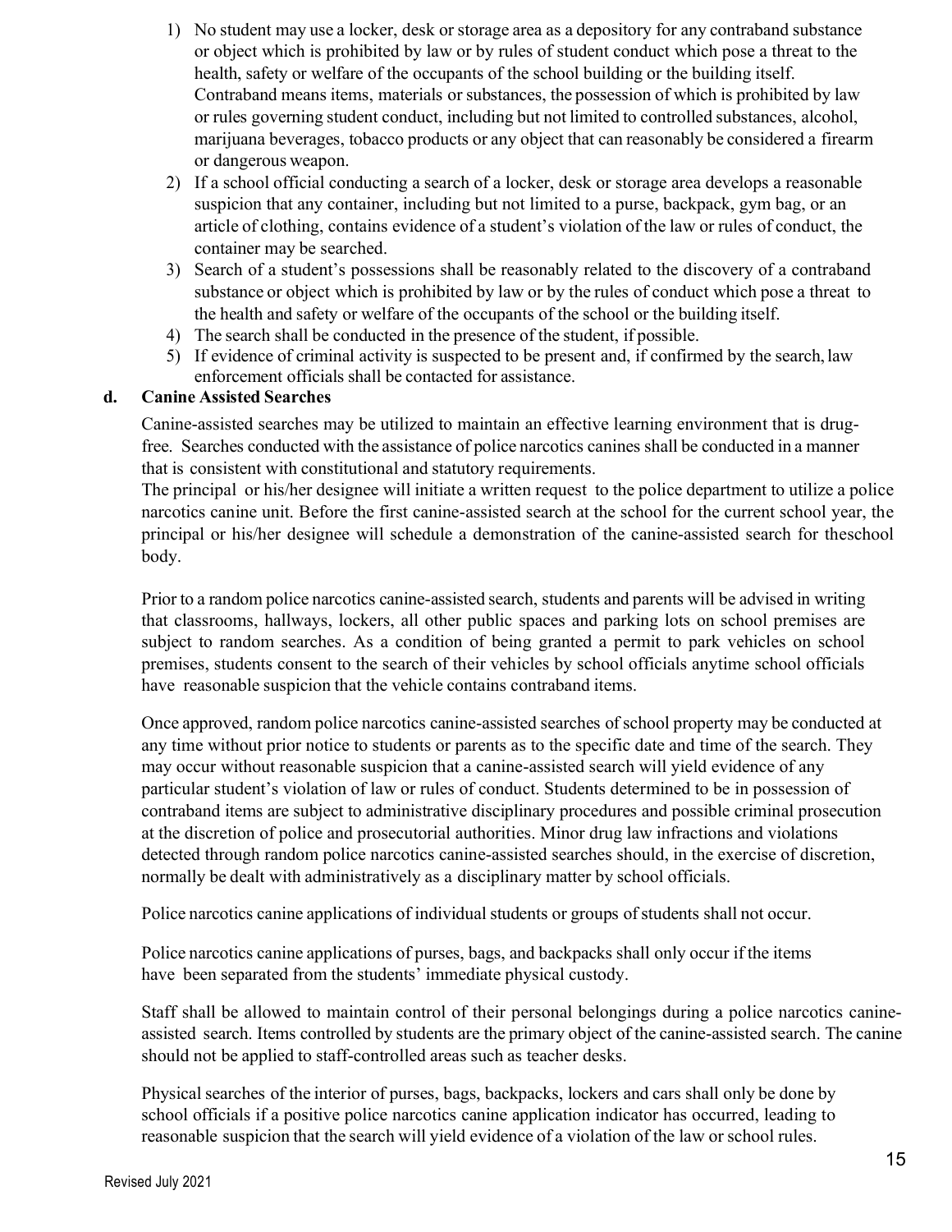1) No student may use a locker, desk or storage area as a depository for any contraband substance or object which is prohibited by law or by rules of student conduct which pose a threat to the health, safety or welfare of the occupants of the school building or the building itself. Contraband means items, materials or substances, the possession of which is prohibited by law or rules governing student conduct, including but not limited to controlled substances, alcohol, marijuana beverages, tobacco products or any object that can reasonably be considered a firearm or dangerous weapon.
2) If a school official conducting a search of a locker, desk or storage area develops a reasonable suspicion that any container, including but not limited to a purse, backpack, gym bag, or an article of clothing, contains evidence of a student's violation of the law or rules of conduct, the container may be searched.
3) Search of a student's possessions shall be reasonably related to the discovery of a contraband substance or object which is prohibited by law or by the rules of conduct which pose a threat to the health and safety or welfare of the occupants of the school or the building itself.
4) The search shall be conducted in the presence of the student, if possible.
5) If evidence of criminal activity is suspected to be present and, if confirmed by the search, law enforcement officials shall be contacted for assistance.

**d. Canine Assisted Searches**

Canine-assisted searches may be utilized to maintain an effective learning environment that is drug-free. Searches conducted with the assistance of police narcotics canines shall be conducted in a manner that is consistent with constitutional and statutory requirements.

The principal or his/her designee will initiate a written request to the police department to utilize a police narcotics canine unit. Before the first canine-assisted search at the school for the current school year, the principal or his/her designee will schedule a demonstration of the canine-assisted search for theschool body.

Prior to a random police narcotics canine-assisted search, students and parents will be advised in writing that classrooms, hallways, lockers, all other public spaces and parking lots on school premises are subject to random searches. As a condition of being granted a permit to park vehicles on school premises, students consent to the search of their vehicles by school officials anytime school officials have reasonable suspicion that the vehicle contains contraband items.

Once approved, random police narcotics canine-assisted searches of school property may be conducted at any time without prior notice to students or parents as to the specific date and time of the search. They may occur without reasonable suspicion that a canine-assisted search will yield evidence of any particular student's violation of law or rules of conduct. Students determined to be in possession of contraband items are subject to administrative disciplinary procedures and possible criminal prosecution at the discretion of police and prosecutorial authorities. Minor drug law infractions and violations detected through random police narcotics canine-assisted searches should, in the exercise of discretion, normally be dealt with administratively as a disciplinary matter by school officials.

Police narcotics canine applications of individual students or groups of students shall not occur.

Police narcotics canine applications of purses, bags, and backpacks shall only occur if the items have been separated from the students' immediate physical custody.

Staff shall be allowed to maintain control of their personal belongings during a police narcotics canine-assisted search. Items controlled by students are the primary object of the canine-assisted search. The canine should not be applied to staff-controlled areas such as teacher desks.

Physical searches of the interior of purses, bags, backpacks, lockers and cars shall only be done by school officials if a positive police narcotics canine application indicator has occurred, leading to reasonable suspicion that the search will yield evidence of a violation of the law or school rules.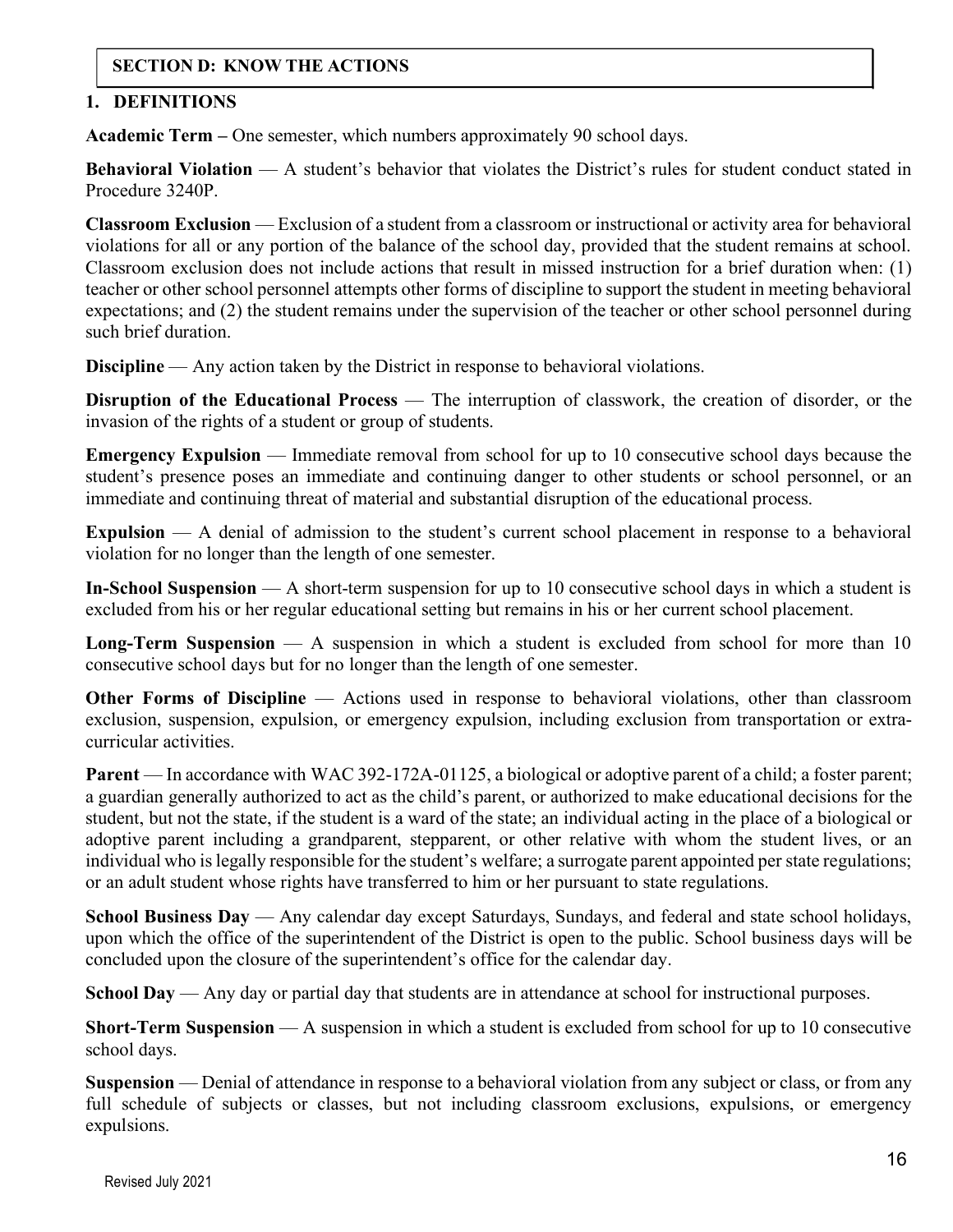## SECTION D: KNOW THE ACTIONS

### 1. DEFINITIONS

**Academic Term –** One semester, which numbers approximately 90 school days.

**Behavioral Violation** — A student's behavior that violates the District's rules for student conduct stated in Procedure 3240P.

**Classroom Exclusion** — Exclusion of a student from a classroom or instructional or activity area for behavioral violations for all or any portion of the balance of the school day, provided that the student remains at school. Classroom exclusion does not include actions that result in missed instruction for a brief duration when: (1) teacher or other school personnel attempts other forms of discipline to support the student in meeting behavioral expectations; and (2) the student remains under the supervision of the teacher or other school personnel during such brief duration.

**Discipline** — Any action taken by the District in response to behavioral violations.

**Disruption of the Educational Process** — The interruption of classwork, the creation of disorder, or the invasion of the rights of a student or group of students.

**Emergency Expulsion** — Immediate removal from school for up to 10 consecutive school days because the student's presence poses an immediate and continuing danger to other students or school personnel, or an immediate and continuing threat of material and substantial disruption of the educational process.

**Expulsion** — A denial of admission to the student's current school placement in response to a behavioral violation for no longer than the length of one semester.

**In-School Suspension** — A short-term suspension for up to 10 consecutive school days in which a student is excluded from his or her regular educational setting but remains in his or her current school placement.

**Long-Term Suspension** — A suspension in which a student is excluded from school for more than 10 consecutive school days but for no longer than the length of one semester.

**Other Forms of Discipline** — Actions used in response to behavioral violations, other than classroom exclusion, suspension, expulsion, or emergency expulsion, including exclusion from transportation or extra-curricular activities.

**Parent** — In accordance with WAC 392-172A-01125, a biological or adoptive parent of a child; a foster parent; a guardian generally authorized to act as the child's parent, or authorized to make educational decisions for the student, but not the state, if the student is a ward of the state; an individual acting in the place of a biological or adoptive parent including a grandparent, stepparent, or other relative with whom the student lives, or an individual who is legally responsible for the student's welfare; a surrogate parent appointed per state regulations; or an adult student whose rights have transferred to him or her pursuant to state regulations.

**School Business Day** — Any calendar day except Saturdays, Sundays, and federal and state school holidays, upon which the office of the superintendent of the District is open to the public. School business days will be concluded upon the closure of the superintendent's office for the calendar day.

**School Day** — Any day or partial day that students are in attendance at school for instructional purposes.

**Short-Term Suspension** — A suspension in which a student is excluded from school for up to 10 consecutive school days.

**Suspension** — Denial of attendance in response to a behavioral violation from any subject or class, or from any full schedule of subjects or classes, but not including classroom exclusions, expulsions, or emergency expulsions.

Revised July 2021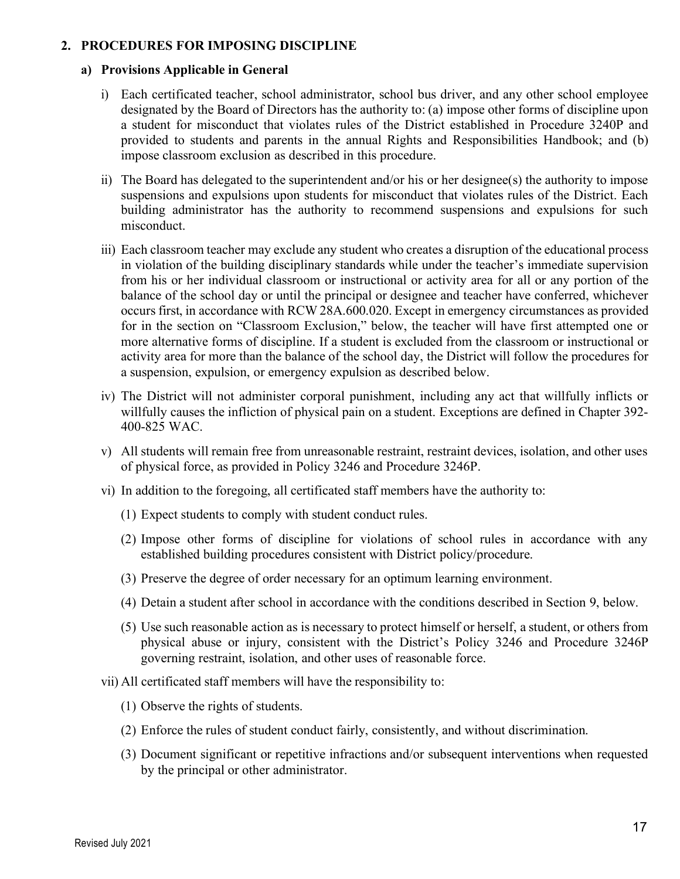## 2. PROCEDURES FOR IMPOSING DISCIPLINE

### a) Provisions Applicable in General

i) Each certificated teacher, school administrator, school bus driver, and any other school employee designated by the Board of Directors has the authority to: (a) impose other forms of discipline upon a student for misconduct that violates rules of the District established in Procedure 3240P and provided to students and parents in the annual Rights and Responsibilities Handbook; and (b) impose classroom exclusion as described in this procedure.

ii) The Board has delegated to the superintendent and/or his or her designee(s) the authority to impose suspensions and expulsions upon students for misconduct that violates rules of the District. Each building administrator has the authority to recommend suspensions and expulsions for such misconduct.

iii) Each classroom teacher may exclude any student who creates a disruption of the educational process in violation of the building disciplinary standards while under the teacher's immediate supervision from his or her individual classroom or instructional or activity area for all or any portion of the balance of the school day or until the principal or designee and teacher have conferred, whichever occurs first, in accordance with RCW 28A.600.020. Except in emergency circumstances as provided for in the section on "Classroom Exclusion," below, the teacher will have first attempted one or more alternative forms of discipline. If a student is excluded from the classroom or instructional or activity area for more than the balance of the school day, the District will follow the procedures for a suspension, expulsion, or emergency expulsion as described below.

iv) The District will not administer corporal punishment, including any act that willfully inflicts or willfully causes the infliction of physical pain on a student. Exceptions are defined in Chapter 392-400-825 WAC.

v) All students will remain free from unreasonable restraint, restraint devices, isolation, and other uses of physical force, as provided in Policy 3246 and Procedure 3246P.

vi) In addition to the foregoing, all certificated staff members have the authority to:

(1) Expect students to comply with student conduct rules.

(2) Impose other forms of discipline for violations of school rules in accordance with any established building procedures consistent with District policy/procedure.

(3) Preserve the degree of order necessary for an optimum learning environment.

(4) Detain a student after school in accordance with the conditions described in Section 9, below.

(5) Use such reasonable action as is necessary to protect himself or herself, a student, or others from physical abuse or injury, consistent with the District's Policy 3246 and Procedure 3246P governing restraint, isolation, and other uses of reasonable force.

vii) All certificated staff members will have the responsibility to:

(1) Observe the rights of students.

(2) Enforce the rules of student conduct fairly, consistently, and without discrimination.

(3) Document significant or repetitive infractions and/or subsequent interventions when requested by the principal or other administrator.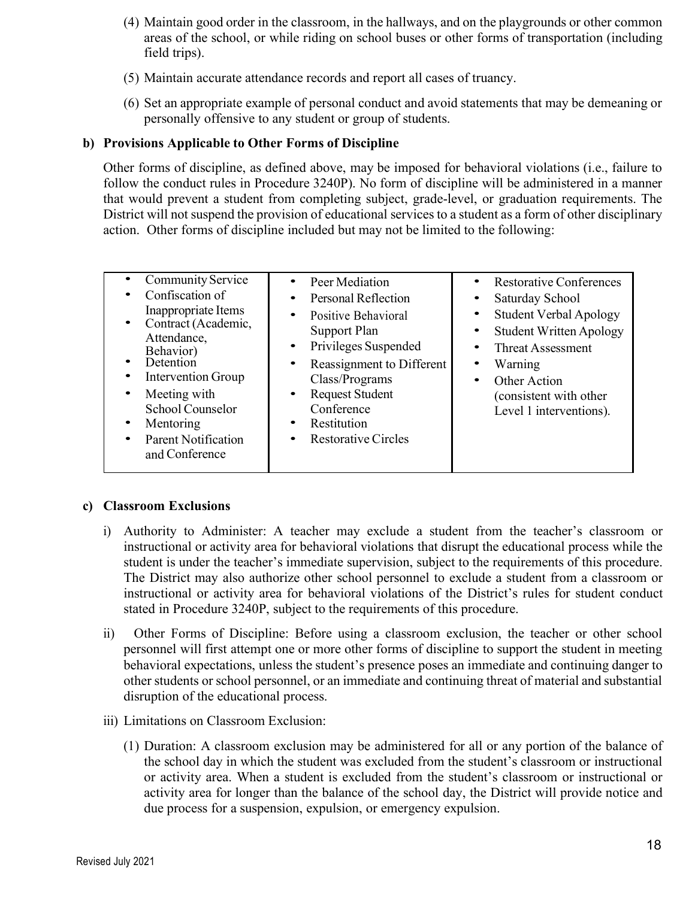(4) Maintain good order in the classroom, in the hallways, and on the playgrounds or other common areas of the school, or while riding on school buses or other forms of transportation (including field trips).

(5) Maintain accurate attendance records and report all cases of truancy.

(6) Set an appropriate example of personal conduct and avoid statements that may be demeaning or personally offensive to any student or group of students.

**b) Provisions Applicable to Other Forms of Discipline**

Other forms of discipline, as defined above, may be imposed for behavioral violations (i.e., failure to follow the conduct rules in Procedure 3240P). No form of discipline will be administered in a manner that would prevent a student from completing subject, grade-level, or graduation requirements. The District will not suspend the provision of educational services to a student as a form of other disciplinary action. Other forms of discipline included but may not be limited to the following:

| | | |
|---|---|---|
| • Community Service<br>• Confiscation of Inappropriate Items<br>• Contract (Academic, Attendance, Behavior)<br>• Detention<br>• Intervention Group<br>• Meeting with School Counselor<br>• Mentoring<br>• Parent Notification and Conference | • Peer Mediation<br>• Personal Reflection<br>• Positive Behavioral Support Plan<br>• Privileges Suspended<br>• Reassignment to Different Class/Programs<br>• Request Student Conference<br>• Restitution<br>• Restorative Circles | • Restorative Conferences<br>• Saturday School<br>• Student Verbal Apology<br>• Student Written Apology<br>• Threat Assessment<br>• Warning<br>• Other Action (consistent with other Level 1 interventions). |

**c) Classroom Exclusions**

i) Authority to Administer: A teacher may exclude a student from the teacher's classroom or instructional or activity area for behavioral violations that disrupt the educational process while the student is under the teacher's immediate supervision, subject to the requirements of this procedure. The District may also authorize other school personnel to exclude a student from a classroom or instructional or activity area for behavioral violations of the District's rules for student conduct stated in Procedure 3240P, subject to the requirements of this procedure.

ii) Other Forms of Discipline: Before using a classroom exclusion, the teacher or other school personnel will first attempt one or more other forms of discipline to support the student in meeting behavioral expectations, unless the student's presence poses an immediate and continuing danger to other students or school personnel, or an immediate and continuing threat of material and substantial disruption of the educational process.

iii) Limitations on Classroom Exclusion:

(1) Duration: A classroom exclusion may be administered for all or any portion of the balance of the school day in which the student was excluded from the student's classroom or instructional or activity area. When a student is excluded from the student's classroom or instructional or activity area for longer than the balance of the school day, the District will provide notice and due process for a suspension, expulsion, or emergency expulsion.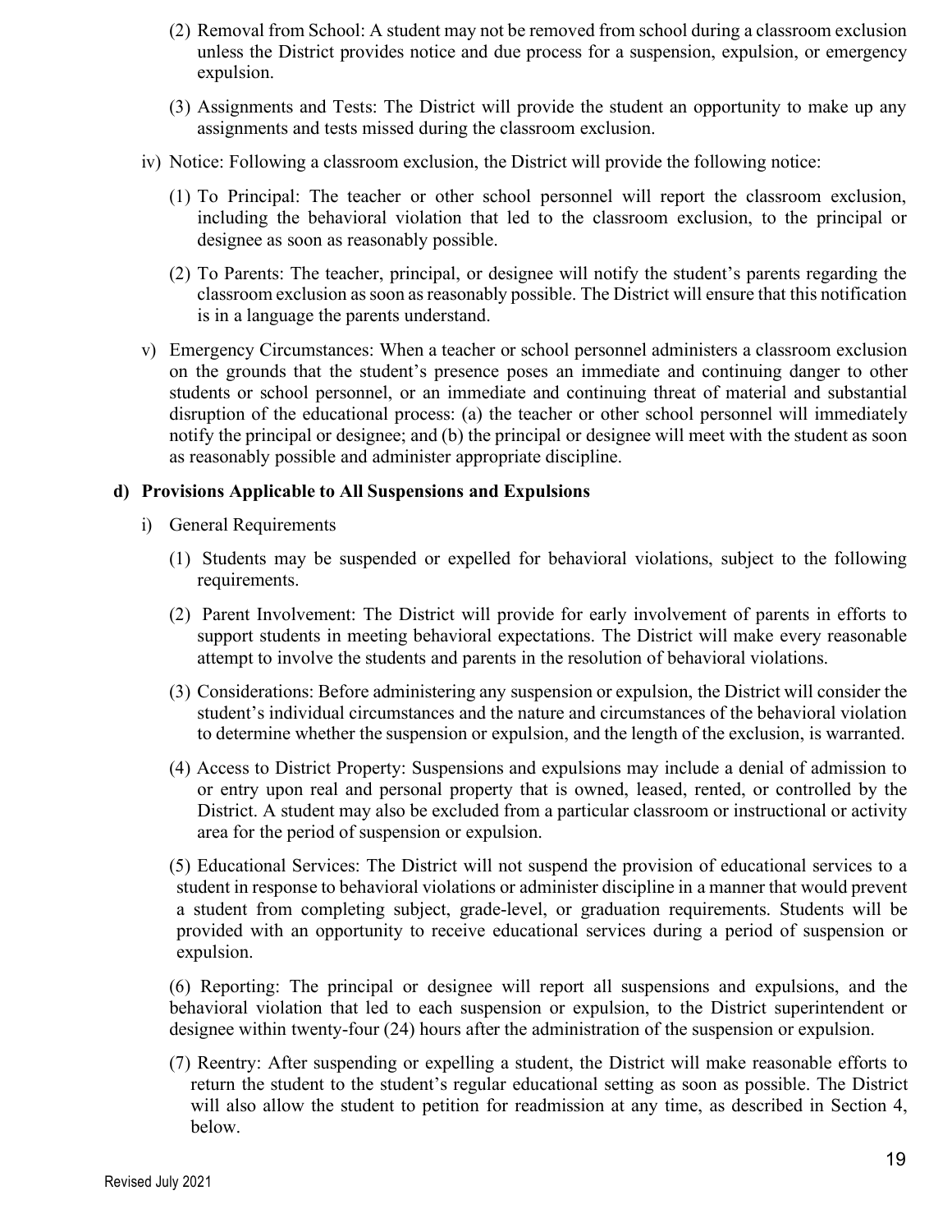(2) Removal from School: A student may not be removed from school during a classroom exclusion unless the District provides notice and due process for a suspension, expulsion, or emergency expulsion.

(3) Assignments and Tests: The District will provide the student an opportunity to make up any assignments and tests missed during the classroom exclusion.

iv) Notice: Following a classroom exclusion, the District will provide the following notice:

(1) To Principal: The teacher or other school personnel will report the classroom exclusion, including the behavioral violation that led to the classroom exclusion, to the principal or designee as soon as reasonably possible.

(2) To Parents: The teacher, principal, or designee will notify the student's parents regarding the classroom exclusion as soon as reasonably possible. The District will ensure that this notification is in a language the parents understand.

v) Emergency Circumstances: When a teacher or school personnel administers a classroom exclusion on the grounds that the student's presence poses an immediate and continuing danger to other students or school personnel, or an immediate and continuing threat of material and substantial disruption of the educational process: (a) the teacher or other school personnel will immediately notify the principal or designee; and (b) the principal or designee will meet with the student as soon as reasonably possible and administer appropriate discipline.

**d) Provisions Applicable to All Suspensions and Expulsions**

i) General Requirements

(1) Students may be suspended or expelled for behavioral violations, subject to the following requirements.

(2) Parent Involvement: The District will provide for early involvement of parents in efforts to support students in meeting behavioral expectations. The District will make every reasonable attempt to involve the students and parents in the resolution of behavioral violations.

(3) Considerations: Before administering any suspension or expulsion, the District will consider the student's individual circumstances and the nature and circumstances of the behavioral violation to determine whether the suspension or expulsion, and the length of the exclusion, is warranted.

(4) Access to District Property: Suspensions and expulsions may include a denial of admission to or entry upon real and personal property that is owned, leased, rented, or controlled by the District. A student may also be excluded from a particular classroom or instructional or activity area for the period of suspension or expulsion.

(5) Educational Services: The District will not suspend the provision of educational services to a student in response to behavioral violations or administer discipline in a manner that would prevent a student from completing subject, grade-level, or graduation requirements. Students will be provided with an opportunity to receive educational services during a period of suspension or expulsion.

(6) Reporting: The principal or designee will report all suspensions and expulsions, and the behavioral violation that led to each suspension or expulsion, to the District superintendent or designee within twenty-four (24) hours after the administration of the suspension or expulsion.

(7) Reentry: After suspending or expelling a student, the District will make reasonable efforts to return the student to the student's regular educational setting as soon as possible. The District will also allow the student to petition for readmission at any time, as described in Section 4, below.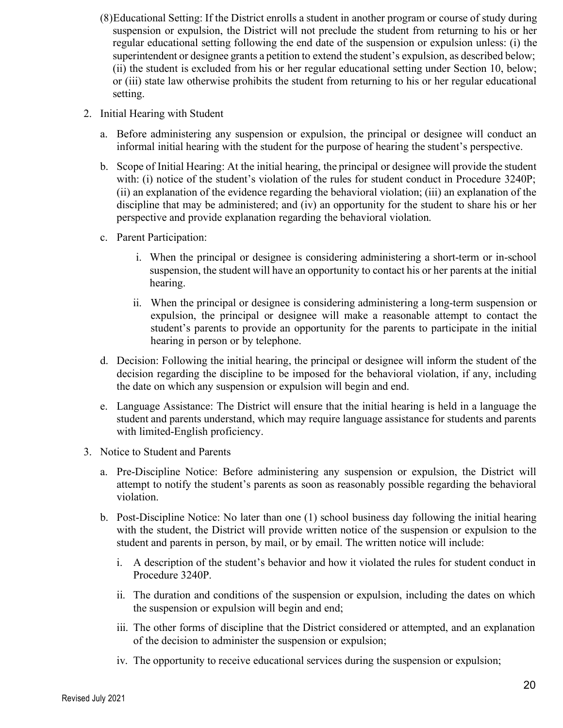(8) Educational Setting: If the District enrolls a student in another program or course of study during suspension or expulsion, the District will not preclude the student from returning to his or her regular educational setting following the end date of the suspension or expulsion unless: (i) the superintendent or designee grants a petition to extend the student's expulsion, as described below; (ii) the student is excluded from his or her regular educational setting under Section 10, below; or (iii) state law otherwise prohibits the student from returning to his or her regular educational setting.

2. Initial Hearing with Student

   a. Before administering any suspension or expulsion, the principal or designee will conduct an informal initial hearing with the student for the purpose of hearing the student's perspective.

   b. Scope of Initial Hearing: At the initial hearing, the principal or designee will provide the student with: (i) notice of the student's violation of the rules for student conduct in Procedure 3240P; (ii) an explanation of the evidence regarding the behavioral violation; (iii) an explanation of the discipline that may be administered; and (iv) an opportunity for the student to share his or her perspective and provide explanation regarding the behavioral violation.

   c. Parent Participation:

      i. When the principal or designee is considering administering a short-term or in-school suspension, the student will have an opportunity to contact his or her parents at the initial hearing.

      ii. When the principal or designee is considering administering a long-term suspension or expulsion, the principal or designee will make a reasonable attempt to contact the student's parents to provide an opportunity for the parents to participate in the initial hearing in person or by telephone.

   d. Decision: Following the initial hearing, the principal or designee will inform the student of the decision regarding the discipline to be imposed for the behavioral violation, if any, including the date on which any suspension or expulsion will begin and end.

   e. Language Assistance: The District will ensure that the initial hearing is held in a language the student and parents understand, which may require language assistance for students and parents with limited-English proficiency.

3. Notice to Student and Parents

   a. Pre-Discipline Notice: Before administering any suspension or expulsion, the District will attempt to notify the student's parents as soon as reasonably possible regarding the behavioral violation.

   b. Post-Discipline Notice: No later than one (1) school business day following the initial hearing with the student, the District will provide written notice of the suspension or expulsion to the student and parents in person, by mail, or by email. The written notice will include:

      i. A description of the student's behavior and how it violated the rules for student conduct in Procedure 3240P.

      ii. The duration and conditions of the suspension or expulsion, including the dates on which the suspension or expulsion will begin and end;

      iii. The other forms of discipline that the District considered or attempted, and an explanation of the decision to administer the suspension or expulsion;

      iv. The opportunity to receive educational services during the suspension or expulsion;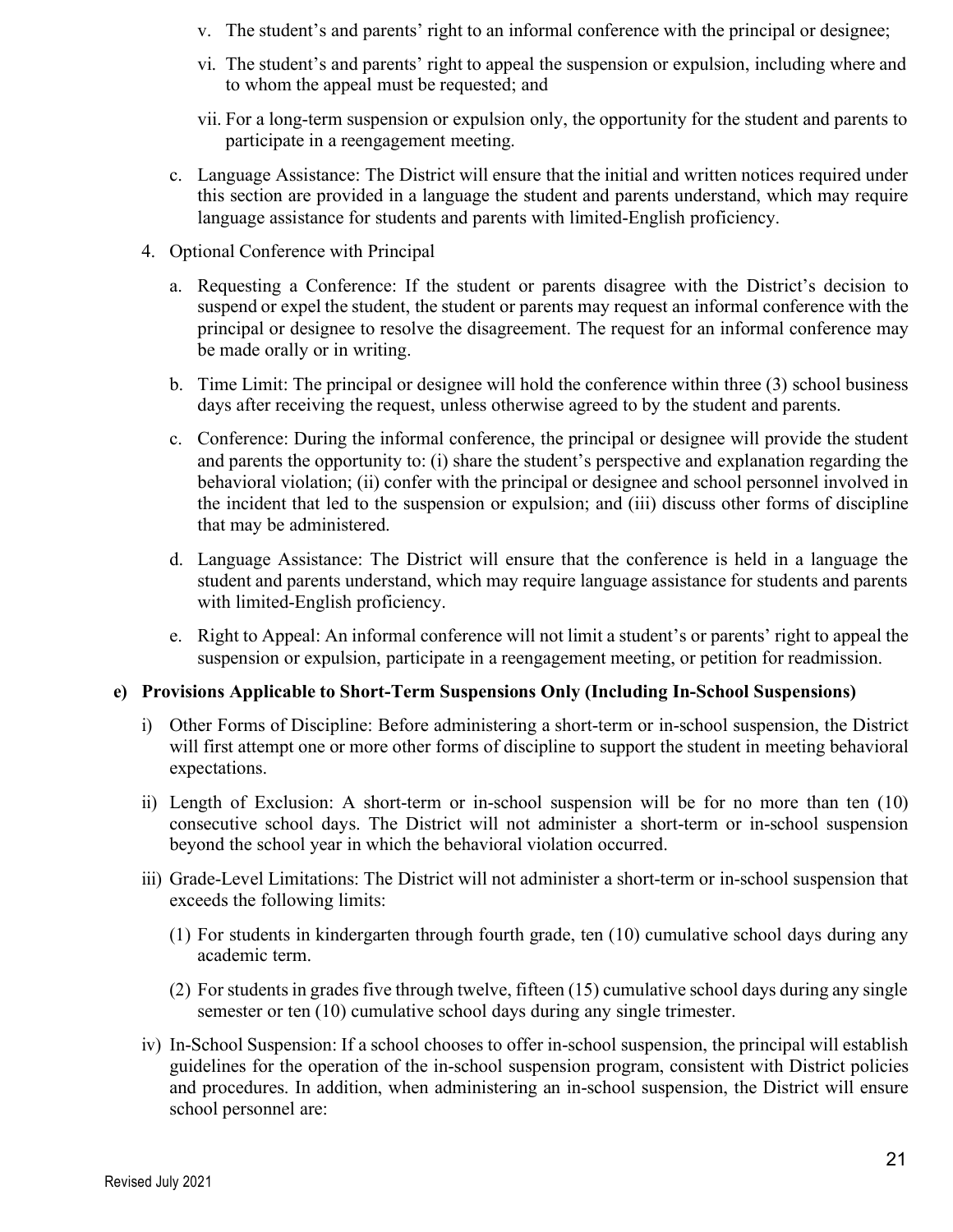v. The student's and parents' right to an informal conference with the principal or designee;

vi. The student's and parents' right to appeal the suspension or expulsion, including where and to whom the appeal must be requested; and

vii. For a long-term suspension or expulsion only, the opportunity for the student and parents to participate in a reengagement meeting.

c. Language Assistance: The District will ensure that the initial and written notices required under this section are provided in a language the student and parents understand, which may require language assistance for students and parents with limited-English proficiency.

4. Optional Conference with Principal

   a. Requesting a Conference: If the student or parents disagree with the District's decision to suspend or expel the student, the student or parents may request an informal conference with the principal or designee to resolve the disagreement. The request for an informal conference may be made orally or in writing.

   b. Time Limit: The principal or designee will hold the conference within three (3) school business days after receiving the request, unless otherwise agreed to by the student and parents.

   c. Conference: During the informal conference, the principal or designee will provide the student and parents the opportunity to: (i) share the student's perspective and explanation regarding the behavioral violation; (ii) confer with the principal or designee and school personnel involved in the incident that led to the suspension or expulsion; and (iii) discuss other forms of discipline that may be administered.

   d. Language Assistance: The District will ensure that the conference is held in a language the student and parents understand, which may require language assistance for students and parents with limited-English proficiency.

   e. Right to Appeal: An informal conference will not limit a student's or parents' right to appeal the suspension or expulsion, participate in a reengagement meeting, or petition for readmission.

**e) Provisions Applicable to Short-Term Suspensions Only (Including In-School Suspensions)**

i) Other Forms of Discipline: Before administering a short-term or in-school suspension, the District will first attempt one or more other forms of discipline to support the student in meeting behavioral expectations.

ii) Length of Exclusion: A short-term or in-school suspension will be for no more than ten (10) consecutive school days. The District will not administer a short-term or in-school suspension beyond the school year in which the behavioral violation occurred.

iii) Grade-Level Limitations: The District will not administer a short-term or in-school suspension that exceeds the following limits:

   (1) For students in kindergarten through fourth grade, ten (10) cumulative school days during any academic term.

   (2) For students in grades five through twelve, fifteen (15) cumulative school days during any single semester or ten (10) cumulative school days during any single trimester.

iv) In-School Suspension: If a school chooses to offer in-school suspension, the principal will establish guidelines for the operation of the in-school suspension program, consistent with District policies and procedures. In addition, when administering an in-school suspension, the District will ensure school personnel are: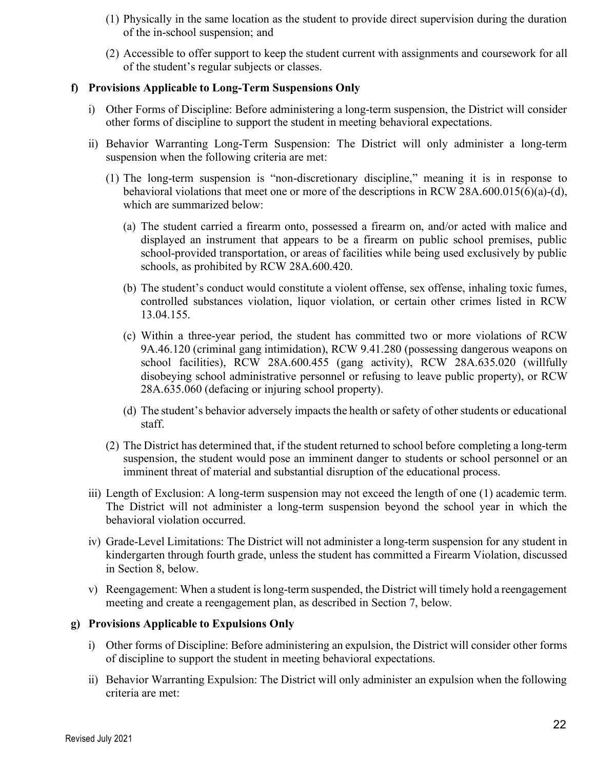(1) Physically in the same location as the student to provide direct supervision during the duration of the in-school suspension; and

(2) Accessible to offer support to keep the student current with assignments and coursework for all of the student's regular subjects or classes.

**f) Provisions Applicable to Long-Term Suspensions Only**

i) Other Forms of Discipline: Before administering a long-term suspension, the District will consider other forms of discipline to support the student in meeting behavioral expectations.

ii) Behavior Warranting Long-Term Suspension: The District will only administer a long-term suspension when the following criteria are met:

(1) The long-term suspension is "non-discretionary discipline," meaning it is in response to behavioral violations that meet one or more of the descriptions in RCW 28A.600.015(6)(a)-(d), which are summarized below:

(a) The student carried a firearm onto, possessed a firearm on, and/or acted with malice and displayed an instrument that appears to be a firearm on public school premises, public school-provided transportation, or areas of facilities while being used exclusively by public schools, as prohibited by RCW 28A.600.420.

(b) The student's conduct would constitute a violent offense, sex offense, inhaling toxic fumes, controlled substances violation, liquor violation, or certain other crimes listed in RCW 13.04.155.

(c) Within a three-year period, the student has committed two or more violations of RCW 9A.46.120 (criminal gang intimidation), RCW 9.41.280 (possessing dangerous weapons on school facilities), RCW 28A.600.455 (gang activity), RCW 28A.635.020 (willfully disobeying school administrative personnel or refusing to leave public property), or RCW 28A.635.060 (defacing or injuring school property).

(d) The student's behavior adversely impacts the health or safety of other students or educational staff.

(2) The District has determined that, if the student returned to school before completing a long-term suspension, the student would pose an imminent danger to students or school personnel or an imminent threat of material and substantial disruption of the educational process.

iii) Length of Exclusion: A long-term suspension may not exceed the length of one (1) academic term. The District will not administer a long-term suspension beyond the school year in which the behavioral violation occurred.

iv) Grade-Level Limitations: The District will not administer a long-term suspension for any student in kindergarten through fourth grade, unless the student has committed a Firearm Violation, discussed in Section 8, below.

v) Reengagement: When a student is long-term suspended, the District will timely hold a reengagement meeting and create a reengagement plan, as described in Section 7, below.

**g) Provisions Applicable to Expulsions Only**

i) Other forms of Discipline: Before administering an expulsion, the District will consider other forms of discipline to support the student in meeting behavioral expectations.

ii) Behavior Warranting Expulsion: The District will only administer an expulsion when the following criteria are met: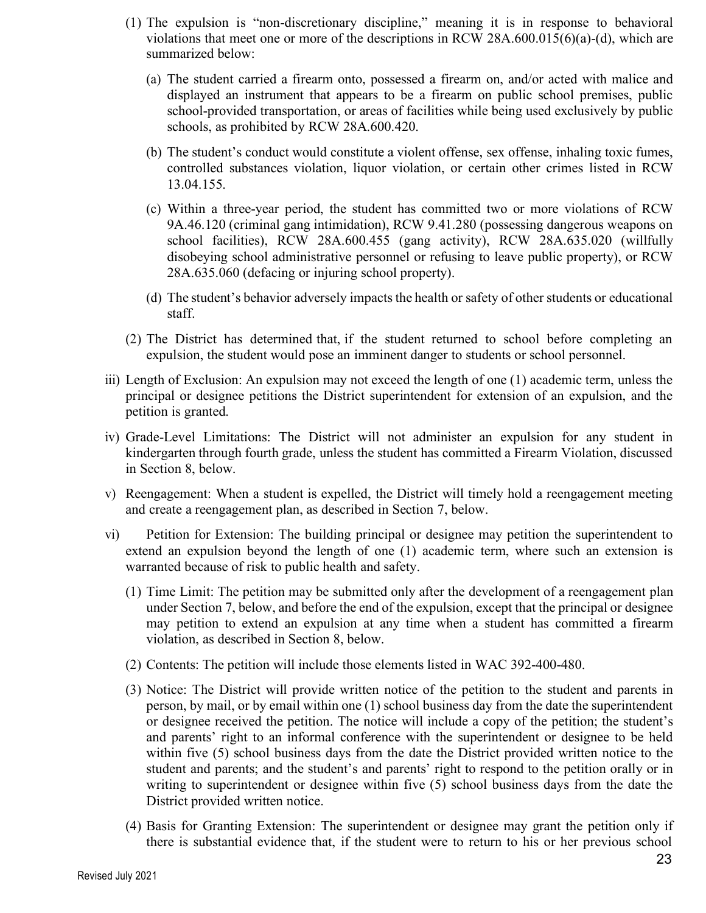(1) The expulsion is "non-discretionary discipline," meaning it is in response to behavioral violations that meet one or more of the descriptions in RCW 28A.600.015(6)(a)-(d), which are summarized below:

   (a) The student carried a firearm onto, possessed a firearm on, and/or acted with malice and displayed an instrument that appears to be a firearm on public school premises, public school-provided transportation, or areas of facilities while being used exclusively by public schools, as prohibited by RCW 28A.600.420.

   (b) The student's conduct would constitute a violent offense, sex offense, inhaling toxic fumes, controlled substances violation, liquor violation, or certain other crimes listed in RCW 13.04.155.

   (c) Within a three-year period, the student has committed two or more violations of RCW 9A.46.120 (criminal gang intimidation), RCW 9.41.280 (possessing dangerous weapons on school facilities), RCW 28A.600.455 (gang activity), RCW 28A.635.020 (willfully disobeying school administrative personnel or refusing to leave public property), or RCW 28A.635.060 (defacing or injuring school property).

   (d) The student's behavior adversely impacts the health or safety of other students or educational staff.

(2) The District has determined that, if the student returned to school before completing an expulsion, the student would pose an imminent danger to students or school personnel.

iii) Length of Exclusion: An expulsion may not exceed the length of one (1) academic term, unless the principal or designee petitions the District superintendent for extension of an expulsion, and the petition is granted.

iv) Grade-Level Limitations: The District will not administer an expulsion for any student in kindergarten through fourth grade, unless the student has committed a Firearm Violation, discussed in Section 8, below.

v) Reengagement: When a student is expelled, the District will timely hold a reengagement meeting and create a reengagement plan, as described in Section 7, below.

vi) Petition for Extension: The building principal or designee may petition the superintendent to extend an expulsion beyond the length of one (1) academic term, where such an extension is warranted because of risk to public health and safety.

(1) Time Limit: The petition may be submitted only after the development of a reengagement plan under Section 7, below, and before the end of the expulsion, except that the principal or designee may petition to extend an expulsion at any time when a student has committed a firearm violation, as described in Section 8, below.

(2) Contents: The petition will include those elements listed in WAC 392-400-480.

(3) Notice: The District will provide written notice of the petition to the student and parents in person, by mail, or by email within one (1) school business day from the date the superintendent or designee received the petition. The notice will include a copy of the petition; the student's and parents' right to an informal conference with the superintendent or designee to be held within five (5) school business days from the date the District provided written notice to the student and parents; and the student's and parents' right to respond to the petition orally or in writing to superintendent or designee within five (5) school business days from the date the District provided written notice.

(4) Basis for Granting Extension: The superintendent or designee may grant the petition only if there is substantial evidence that, if the student were to return to his or her previous school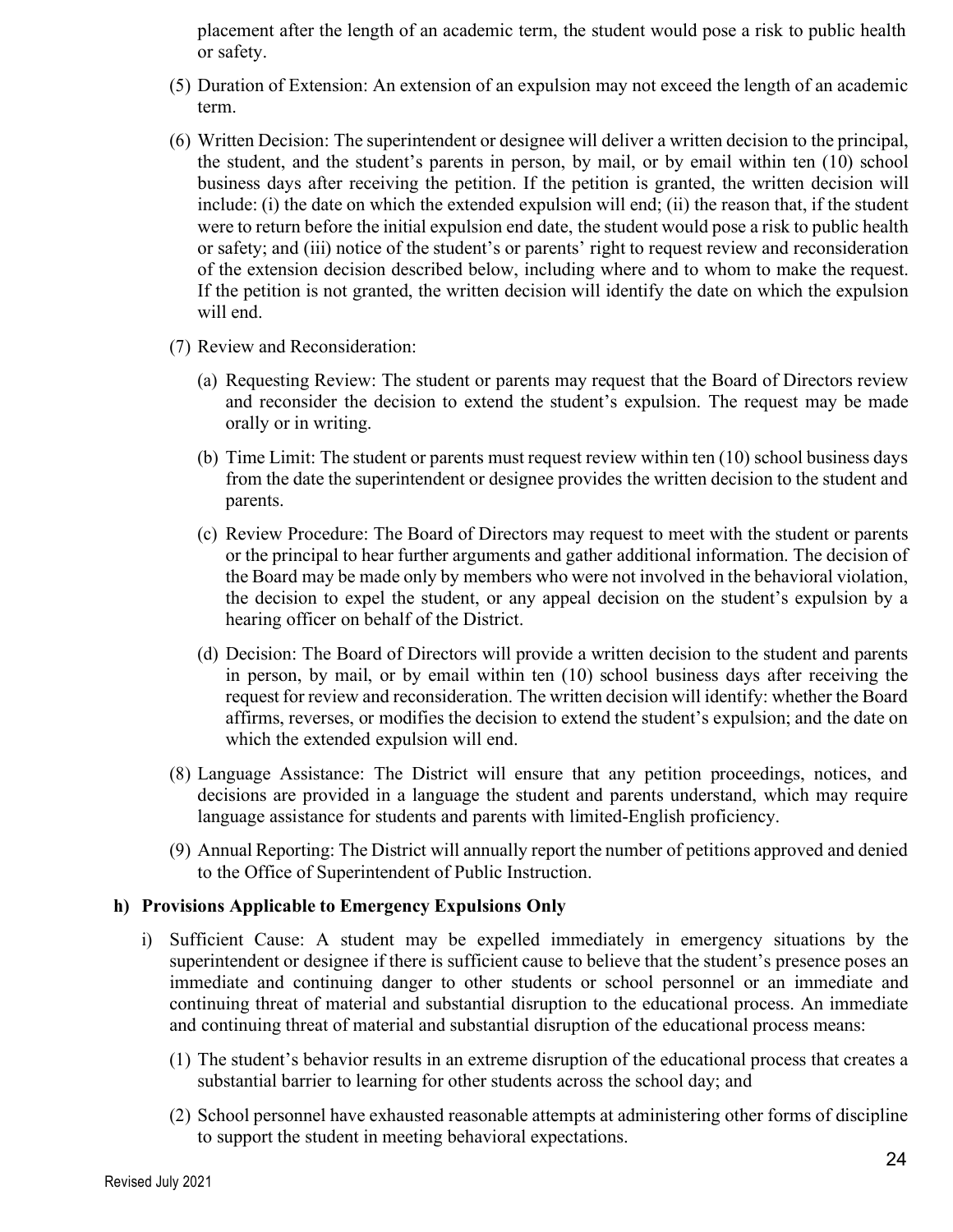placement after the length of an academic term, the student would pose a risk to public health or safety.

(5) Duration of Extension: An extension of an expulsion may not exceed the length of an academic term.

(6) Written Decision: The superintendent or designee will deliver a written decision to the principal, the student, and the student's parents in person, by mail, or by email within ten (10) school business days after receiving the petition. If the petition is granted, the written decision will include: (i) the date on which the extended expulsion will end; (ii) the reason that, if the student were to return before the initial expulsion end date, the student would pose a risk to public health or safety; and (iii) notice of the student's or parents' right to request review and reconsideration of the extension decision described below, including where and to whom to make the request. If the petition is not granted, the written decision will identify the date on which the expulsion will end.

(7) Review and Reconsideration:

(a) Requesting Review: The student or parents may request that the Board of Directors review and reconsider the decision to extend the student's expulsion. The request may be made orally or in writing.

(b) Time Limit: The student or parents must request review within ten (10) school business days from the date the superintendent or designee provides the written decision to the student and parents.

(c) Review Procedure: The Board of Directors may request to meet with the student or parents or the principal to hear further arguments and gather additional information. The decision of the Board may be made only by members who were not involved in the behavioral violation, the decision to expel the student, or any appeal decision on the student's expulsion by a hearing officer on behalf of the District.

(d) Decision: The Board of Directors will provide a written decision to the student and parents in person, by mail, or by email within ten (10) school business days after receiving the request for review and reconsideration. The written decision will identify: whether the Board affirms, reverses, or modifies the decision to extend the student's expulsion; and the date on which the extended expulsion will end.

(8) Language Assistance: The District will ensure that any petition proceedings, notices, and decisions are provided in a language the student and parents understand, which may require language assistance for students and parents with limited-English proficiency.

(9) Annual Reporting: The District will annually report the number of petitions approved and denied to the Office of Superintendent of Public Instruction.

**h) Provisions Applicable to Emergency Expulsions Only**

i) Sufficient Cause: A student may be expelled immediately in emergency situations by the superintendent or designee if there is sufficient cause to believe that the student's presence poses an immediate and continuing danger to other students or school personnel or an immediate and continuing threat of material and substantial disruption to the educational process. An immediate and continuing threat of material and substantial disruption of the educational process means:

(1) The student's behavior results in an extreme disruption of the educational process that creates a substantial barrier to learning for other students across the school day; and

(2) School personnel have exhausted reasonable attempts at administering other forms of discipline to support the student in meeting behavioral expectations.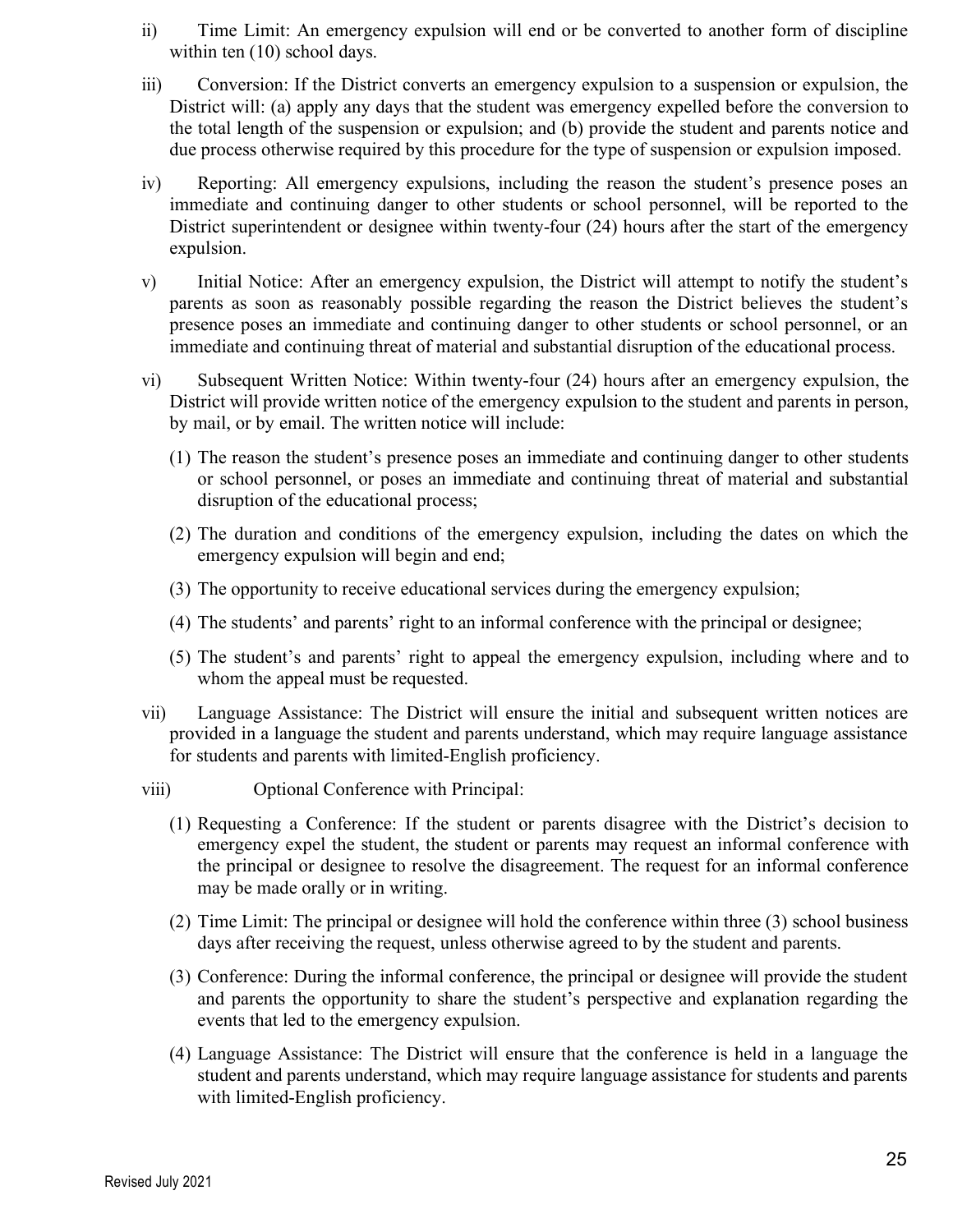ii) Time Limit: An emergency expulsion will end or be converted to another form of discipline within ten (10) school days.

iii) Conversion: If the District converts an emergency expulsion to a suspension or expulsion, the District will: (a) apply any days that the student was emergency expelled before the conversion to the total length of the suspension or expulsion; and (b) provide the student and parents notice and due process otherwise required by this procedure for the type of suspension or expulsion imposed.

iv) Reporting: All emergency expulsions, including the reason the student's presence poses an immediate and continuing danger to other students or school personnel, will be reported to the District superintendent or designee within twenty-four (24) hours after the start of the emergency expulsion.

v) Initial Notice: After an emergency expulsion, the District will attempt to notify the student's parents as soon as reasonably possible regarding the reason the District believes the student's presence poses an immediate and continuing danger to other students or school personnel, or an immediate and continuing threat of material and substantial disruption of the educational process.

vi) Subsequent Written Notice: Within twenty-four (24) hours after an emergency expulsion, the District will provide written notice of the emergency expulsion to the student and parents in person, by mail, or by email. The written notice will include:

(1) The reason the student's presence poses an immediate and continuing danger to other students or school personnel, or poses an immediate and continuing threat of material and substantial disruption of the educational process;

(2) The duration and conditions of the emergency expulsion, including the dates on which the emergency expulsion will begin and end;

(3) The opportunity to receive educational services during the emergency expulsion;

(4) The students' and parents' right to an informal conference with the principal or designee;

(5) The student's and parents' right to appeal the emergency expulsion, including where and to whom the appeal must be requested.

vii) Language Assistance: The District will ensure the initial and subsequent written notices are provided in a language the student and parents understand, which may require language assistance for students and parents with limited-English proficiency.

viii) Optional Conference with Principal:

(1) Requesting a Conference: If the student or parents disagree with the District's decision to emergency expel the student, the student or parents may request an informal conference with the principal or designee to resolve the disagreement. The request for an informal conference may be made orally or in writing.

(2) Time Limit: The principal or designee will hold the conference within three (3) school business days after receiving the request, unless otherwise agreed to by the student and parents.

(3) Conference: During the informal conference, the principal or designee will provide the student and parents the opportunity to share the student's perspective and explanation regarding the events that led to the emergency expulsion.

(4) Language Assistance: The District will ensure that the conference is held in a language the student and parents understand, which may require language assistance for students and parents with limited-English proficiency.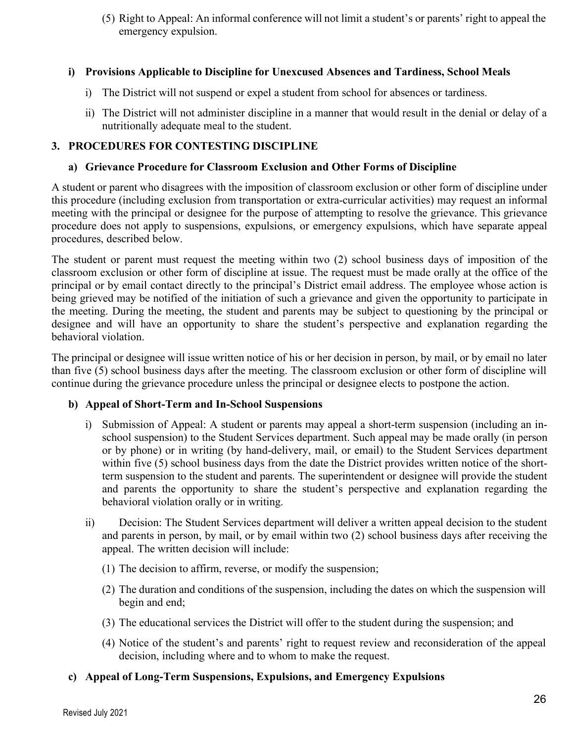(5) Right to Appeal: An informal conference will not limit a student's or parents' right to appeal the emergency expulsion.

#### i) Provisions Applicable to Discipline for Unexcused Absences and Tardiness, School Meals

i) The District will not suspend or expel a student from school for absences or tardiness.

ii) The District will not administer discipline in a manner that would result in the denial or delay of a nutritionally adequate meal to the student.

### 3. PROCEDURES FOR CONTESTING DISCIPLINE

#### a) Grievance Procedure for Classroom Exclusion and Other Forms of Discipline

A student or parent who disagrees with the imposition of classroom exclusion or other form of discipline under this procedure (including exclusion from transportation or extra-curricular activities) may request an informal meeting with the principal or designee for the purpose of attempting to resolve the grievance. This grievance procedure does not apply to suspensions, expulsions, or emergency expulsions, which have separate appeal procedures, described below.

The student or parent must request the meeting within two (2) school business days of imposition of the classroom exclusion or other form of discipline at issue. The request must be made orally at the office of the principal or by email contact directly to the principal's District email address. The employee whose action is being grieved may be notified of the initiation of such a grievance and given the opportunity to participate in the meeting. During the meeting, the student and parents may be subject to questioning by the principal or designee and will have an opportunity to share the student's perspective and explanation regarding the behavioral violation.

The principal or designee will issue written notice of his or her decision in person, by mail, or by email no later than five (5) school business days after the meeting. The classroom exclusion or other form of discipline will continue during the grievance procedure unless the principal or designee elects to postpone the action.

#### b) Appeal of Short-Term and In-School Suspensions

i) Submission of Appeal: A student or parents may appeal a short-term suspension (including an in-school suspension) to the Student Services department. Such appeal may be made orally (in person or by phone) or in writing (by hand-delivery, mail, or email) to the Student Services department within five (5) school business days from the date the District provides written notice of the short-term suspension to the student and parents. The superintendent or designee will provide the student and parents the opportunity to share the student's perspective and explanation regarding the behavioral violation orally or in writing.

ii) Decision: The Student Services department will deliver a written appeal decision to the student and parents in person, by mail, or by email within two (2) school business days after receiving the appeal. The written decision will include:

(1) The decision to affirm, reverse, or modify the suspension;

(2) The duration and conditions of the suspension, including the dates on which the suspension will begin and end;

(3) The educational services the District will offer to the student during the suspension; and

(4) Notice of the student's and parents' right to request review and reconsideration of the appeal decision, including where and to whom to make the request.

#### c) Appeal of Long-Term Suspensions, Expulsions, and Emergency Expulsions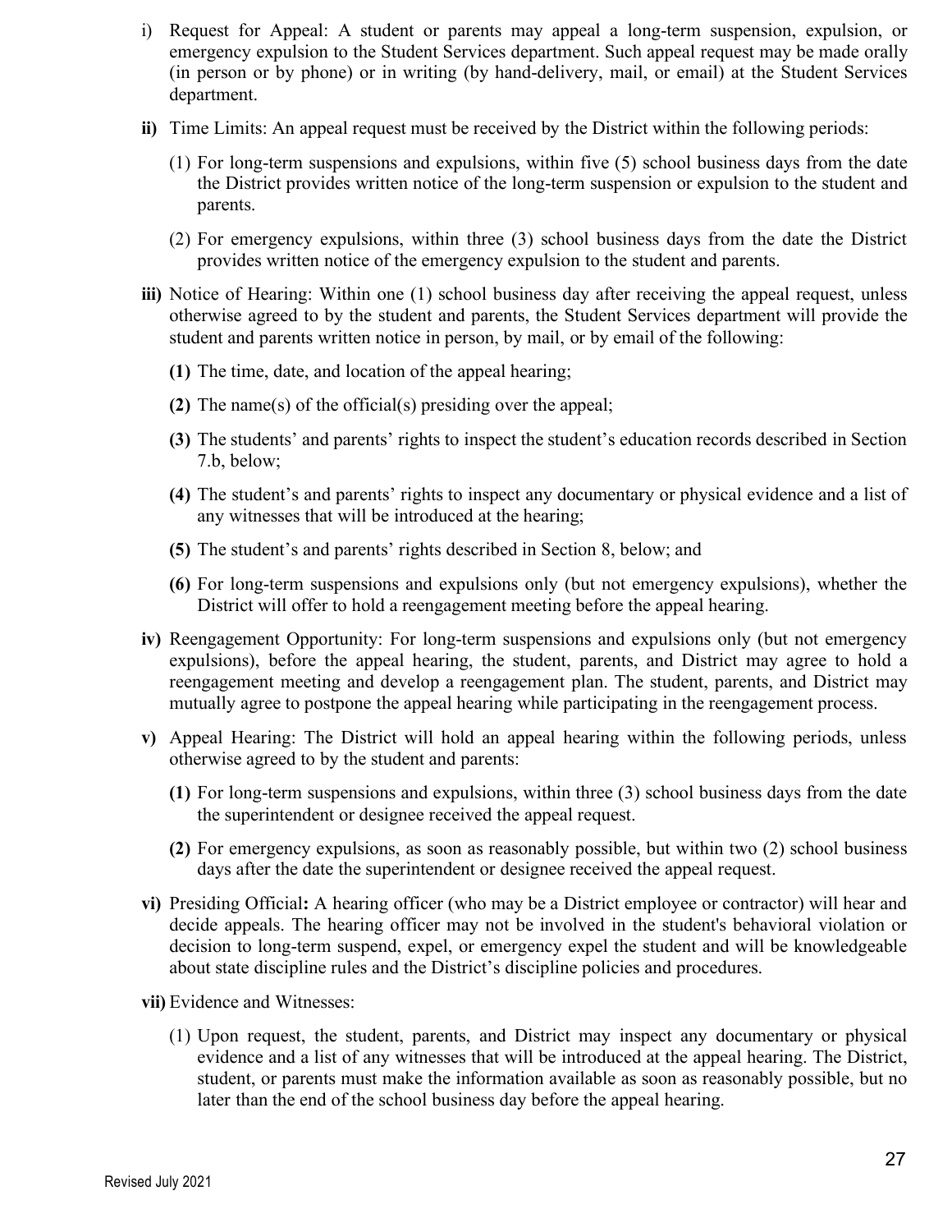i) Request for Appeal: A student or parents may appeal a long-term suspension, expulsion, or emergency expulsion to the Student Services department. Such appeal request may be made orally (in person or by phone) or in writing (by hand-delivery, mail, or email) at the Student Services department.

**ii)** Time Limits: An appeal request must be received by the District within the following periods:

(1) For long-term suspensions and expulsions, within five (5) school business days from the date the District provides written notice of the long-term suspension or expulsion to the student and parents.

(2) For emergency expulsions, within three (3) school business days from the date the District provides written notice of the emergency expulsion to the student and parents.

**iii)** Notice of Hearing: Within one (1) school business day after receiving the appeal request, unless otherwise agreed to by the student and parents, the Student Services department will provide the student and parents written notice in person, by mail, or by email of the following:

**(1)** The time, date, and location of the appeal hearing;

**(2)** The name(s) of the official(s) presiding over the appeal;

**(3)** The students' and parents' rights to inspect the student's education records described in Section 7.b, below;

**(4)** The student's and parents' rights to inspect any documentary or physical evidence and a list of any witnesses that will be introduced at the hearing;

**(5)** The student's and parents' rights described in Section 8, below; and

**(6)** For long-term suspensions and expulsions only (but not emergency expulsions), whether the District will offer to hold a reengagement meeting before the appeal hearing.

**iv)** Reengagement Opportunity: For long-term suspensions and expulsions only (but not emergency expulsions), before the appeal hearing, the student, parents, and District may agree to hold a reengagement meeting and develop a reengagement plan. The student, parents, and District may mutually agree to postpone the appeal hearing while participating in the reengagement process.

**v)** Appeal Hearing: The District will hold an appeal hearing within the following periods, unless otherwise agreed to by the student and parents:

**(1)** For long-term suspensions and expulsions, within three (3) school business days from the date the superintendent or designee received the appeal request.

**(2)** For emergency expulsions, as soon as reasonably possible, but within two (2) school business days after the date the superintendent or designee received the appeal request.

**vi)** Presiding Official**:** A hearing officer (who may be a District employee or contractor) will hear and decide appeals. The hearing officer may not be involved in the student's behavioral violation or decision to long-term suspend, expel, or emergency expel the student and will be knowledgeable about state discipline rules and the District's discipline policies and procedures.

**vii)** Evidence and Witnesses:

(1) Upon request, the student, parents, and District may inspect any documentary or physical evidence and a list of any witnesses that will be introduced at the appeal hearing. The District, student, or parents must make the information available as soon as reasonably possible, but no later than the end of the school business day before the appeal hearing.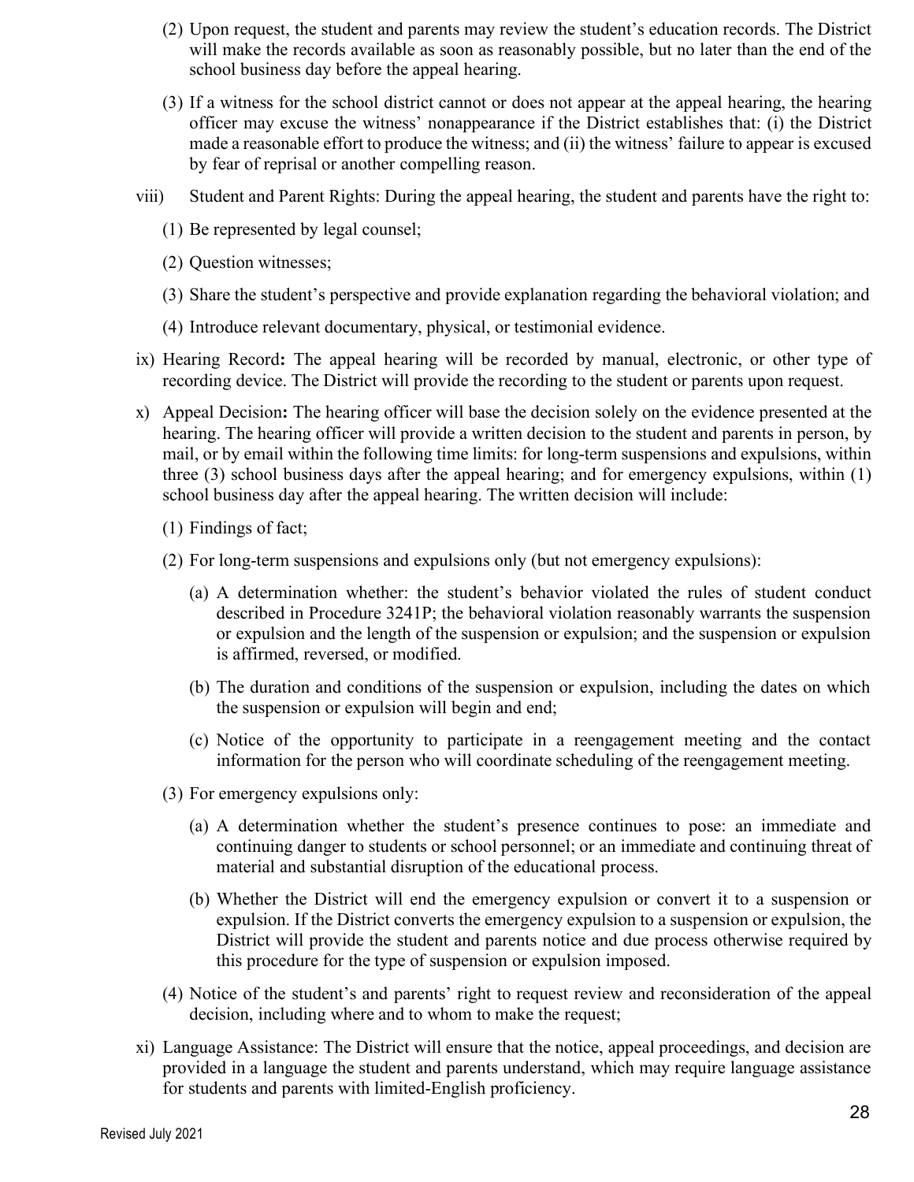(2) Upon request, the student and parents may review the student's education records. The District will make the records available as soon as reasonably possible, but no later than the end of the school business day before the appeal hearing.

(3) If a witness for the school district cannot or does not appear at the appeal hearing, the hearing officer may excuse the witness' nonappearance if the District establishes that: (i) the District made a reasonable effort to produce the witness; and (ii) the witness' failure to appear is excused by fear of reprisal or another compelling reason.

viii) Student and Parent Rights: During the appeal hearing, the student and parents have the right to:

(1) Be represented by legal counsel;

(2) Question witnesses;

(3) Share the student's perspective and provide explanation regarding the behavioral violation; and

(4) Introduce relevant documentary, physical, or testimonial evidence.

ix) Hearing Record**:** The appeal hearing will be recorded by manual, electronic, or other type of recording device. The District will provide the recording to the student or parents upon request.

x) Appeal Decision**:** The hearing officer will base the decision solely on the evidence presented at the hearing. The hearing officer will provide a written decision to the student and parents in person, by mail, or by email within the following time limits: for long-term suspensions and expulsions, within three (3) school business days after the appeal hearing; and for emergency expulsions, within (1) school business day after the appeal hearing. The written decision will include:

(1) Findings of fact;

(2) For long-term suspensions and expulsions only (but not emergency expulsions):

(a) A determination whether: the student's behavior violated the rules of student conduct described in Procedure 3241P; the behavioral violation reasonably warrants the suspension or expulsion and the length of the suspension or expulsion; and the suspension or expulsion is affirmed, reversed, or modified.

(b) The duration and conditions of the suspension or expulsion, including the dates on which the suspension or expulsion will begin and end;

(c) Notice of the opportunity to participate in a reengagement meeting and the contact information for the person who will coordinate scheduling of the reengagement meeting.

(3) For emergency expulsions only:

(a) A determination whether the student's presence continues to pose: an immediate and continuing danger to students or school personnel; or an immediate and continuing threat of material and substantial disruption of the educational process.

(b) Whether the District will end the emergency expulsion or convert it to a suspension or expulsion. If the District converts the emergency expulsion to a suspension or expulsion, the District will provide the student and parents notice and due process otherwise required by this procedure for the type of suspension or expulsion imposed.

(4) Notice of the student's and parents' right to request review and reconsideration of the appeal decision, including where and to whom to make the request;

xi) Language Assistance: The District will ensure that the notice, appeal proceedings, and decision are provided in a language the student and parents understand, which may require language assistance for students and parents with limited-English proficiency.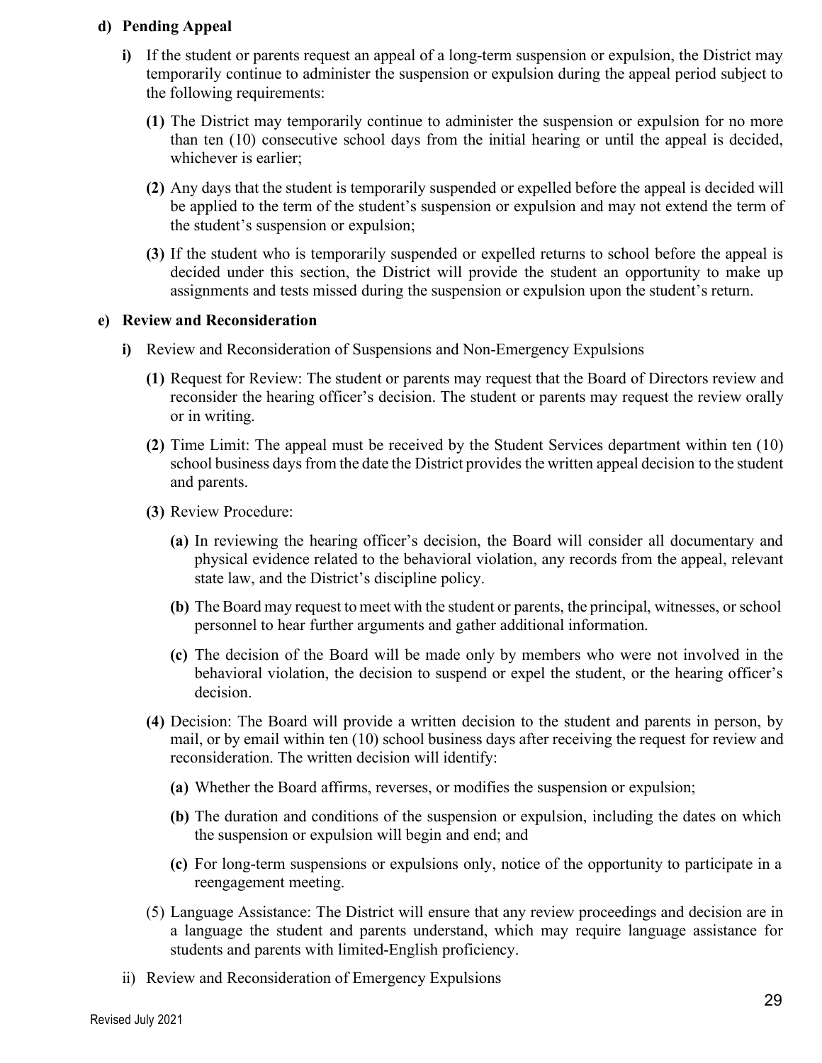**d) Pending Appeal**

**i)** If the student or parents request an appeal of a long-term suspension or expulsion, the District may temporarily continue to administer the suspension or expulsion during the appeal period subject to the following requirements:

**(1)** The District may temporarily continue to administer the suspension or expulsion for no more than ten (10) consecutive school days from the initial hearing or until the appeal is decided, whichever is earlier;

**(2)** Any days that the student is temporarily suspended or expelled before the appeal is decided will be applied to the term of the student's suspension or expulsion and may not extend the term of the student's suspension or expulsion;

**(3)** If the student who is temporarily suspended or expelled returns to school before the appeal is decided under this section, the District will provide the student an opportunity to make up assignments and tests missed during the suspension or expulsion upon the student's return.

**e) Review and Reconsideration**

**i)** Review and Reconsideration of Suspensions and Non-Emergency Expulsions

**(1)** Request for Review: The student or parents may request that the Board of Directors review and reconsider the hearing officer's decision. The student or parents may request the review orally or in writing.

**(2)** Time Limit: The appeal must be received by the Student Services department within ten (10) school business days from the date the District provides the written appeal decision to the student and parents.

**(3)** Review Procedure:

**(a)** In reviewing the hearing officer's decision, the Board will consider all documentary and physical evidence related to the behavioral violation, any records from the appeal, relevant state law, and the District's discipline policy.

**(b)** The Board may request to meet with the student or parents, the principal, witnesses, or school personnel to hear further arguments and gather additional information.

**(c)** The decision of the Board will be made only by members who were not involved in the behavioral violation, the decision to suspend or expel the student, or the hearing officer's decision.

**(4)** Decision: The Board will provide a written decision to the student and parents in person, by mail, or by email within ten (10) school business days after receiving the request for review and reconsideration. The written decision will identify:

**(a)** Whether the Board affirms, reverses, or modifies the suspension or expulsion;

**(b)** The duration and conditions of the suspension or expulsion, including the dates on which the suspension or expulsion will begin and end; and

**(c)** For long-term suspensions or expulsions only, notice of the opportunity to participate in a reengagement meeting.

(5) Language Assistance: The District will ensure that any review proceedings and decision are in a language the student and parents understand, which may require language assistance for students and parents with limited-English proficiency.

ii) Review and Reconsideration of Emergency Expulsions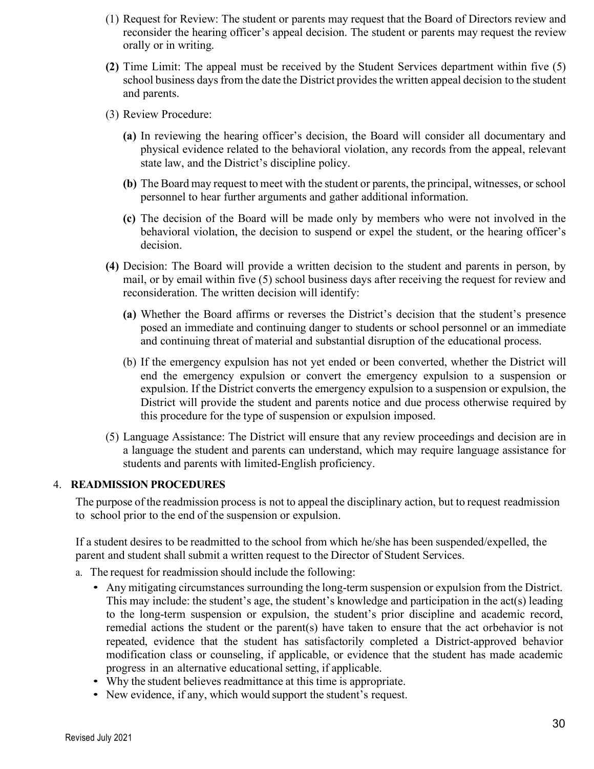(1) Request for Review: The student or parents may request that the Board of Directors review and reconsider the hearing officer's appeal decision. The student or parents may request the review orally or in writing.

**(2)** Time Limit: The appeal must be received by the Student Services department within five (5) school business days from the date the District provides the written appeal decision to the student and parents.

(3) Review Procedure:

**(a)** In reviewing the hearing officer's decision, the Board will consider all documentary and physical evidence related to the behavioral violation, any records from the appeal, relevant state law, and the District's discipline policy.

**(b)** The Board may request to meet with the student or parents, the principal, witnesses, or school personnel to hear further arguments and gather additional information.

**(c)** The decision of the Board will be made only by members who were not involved in the behavioral violation, the decision to suspend or expel the student, or the hearing officer's decision.

**(4)** Decision: The Board will provide a written decision to the student and parents in person, by mail, or by email within five (5) school business days after receiving the request for review and reconsideration. The written decision will identify:

**(a)** Whether the Board affirms or reverses the District's decision that the student's presence posed an immediate and continuing danger to students or school personnel or an immediate and continuing threat of material and substantial disruption of the educational process.

(b) If the emergency expulsion has not yet ended or been converted, whether the District will end the emergency expulsion or convert the emergency expulsion to a suspension or expulsion. If the District converts the emergency expulsion to a suspension or expulsion, the District will provide the student and parents notice and due process otherwise required by this procedure for the type of suspension or expulsion imposed.

(5) Language Assistance: The District will ensure that any review proceedings and decision are in a language the student and parents can understand, which may require language assistance for students and parents with limited-English proficiency.

## 4. READMISSION PROCEDURES

The purpose of the readmission process is not to appeal the disciplinary action, but to request readmission to school prior to the end of the suspension or expulsion.

If a student desires to be readmitted to the school from which he/she has been suspended/expelled, the parent and student shall submit a written request to the Director of Student Services.

a. The request for readmission should include the following:

- Any mitigating circumstances surrounding the long-term suspension or expulsion from the District. This may include: the student's age, the student's knowledge and participation in the act(s) leading to the long-term suspension or expulsion, the student's prior discipline and academic record, remedial actions the student or the parent(s) have taken to ensure that the act orbehavior is not repeated, evidence that the student has satisfactorily completed a District-approved behavior modification class or counseling, if applicable, or evidence that the student has made academic progress in an alternative educational setting, if applicable.
- Why the student believes readmittance at this time is appropriate.
- New evidence, if any, which would support the student's request.

Revised July 2021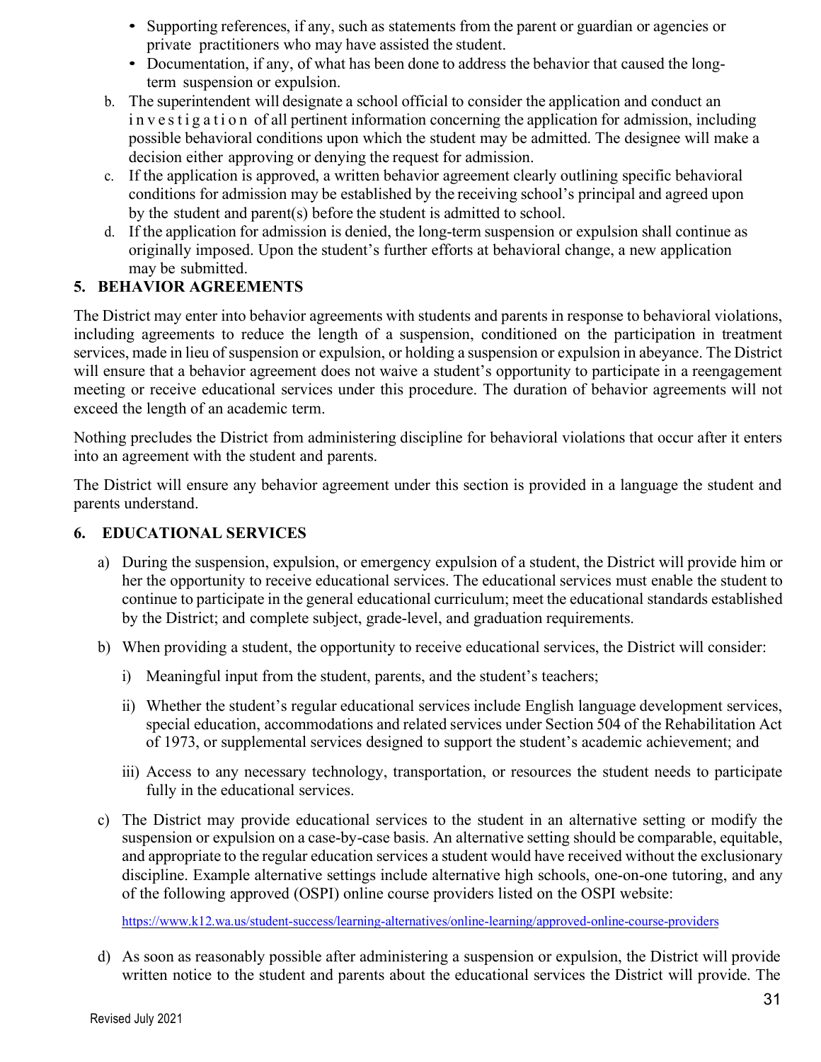- Supporting references, if any, such as statements from the parent or guardian or agencies or private practitioners who may have assisted the student.
- Documentation, if any, of what has been done to address the behavior that caused the long-term suspension or expulsion.

b. The superintendent will designate a school official to consider the application and conduct an investigation of all pertinent information concerning the application for admission, including possible behavioral conditions upon which the student may be admitted. The designee will make a decision either approving or denying the request for admission.

c. If the application is approved, a written behavior agreement clearly outlining specific behavioral conditions for admission may be established by the receiving school's principal and agreed upon by the student and parent(s) before the student is admitted to school.

d. If the application for admission is denied, the long-term suspension or expulsion shall continue as originally imposed. Upon the student's further efforts at behavioral change, a new application may be submitted.

## 5. BEHAVIOR AGREEMENTS

The District may enter into behavior agreements with students and parents in response to behavioral violations, including agreements to reduce the length of a suspension, conditioned on the participation in treatment services, made in lieu of suspension or expulsion, or holding a suspension or expulsion in abeyance. The District will ensure that a behavior agreement does not waive a student's opportunity to participate in a reengagement meeting or receive educational services under this procedure. The duration of behavior agreements will not exceed the length of an academic term.

Nothing precludes the District from administering discipline for behavioral violations that occur after it enters into an agreement with the student and parents.

The District will ensure any behavior agreement under this section is provided in a language the student and parents understand.

## 6. EDUCATIONAL SERVICES

a) During the suspension, expulsion, or emergency expulsion of a student, the District will provide him or her the opportunity to receive educational services. The educational services must enable the student to continue to participate in the general educational curriculum; meet the educational standards established by the District; and complete subject, grade-level, and graduation requirements.

b) When providing a student, the opportunity to receive educational services, the District will consider:

   i) Meaningful input from the student, parents, and the student's teachers;

   ii) Whether the student's regular educational services include English language development services, special education, accommodations and related services under Section 504 of the Rehabilitation Act of 1973, or supplemental services designed to support the student's academic achievement; and

   iii) Access to any necessary technology, transportation, or resources the student needs to participate fully in the educational services.

c) The District may provide educational services to the student in an alternative setting or modify the suspension or expulsion on a case-by-case basis. An alternative setting should be comparable, equitable, and appropriate to the regular education services a student would have received without the exclusionary discipline. Example alternative settings include alternative high schools, one-on-one tutoring, and any of the following approved (OSPI) online course providers listed on the OSPI website:

   https://www.k12.wa.us/student-success/learning-alternatives/online-learning/approved-online-course-providers

d) As soon as reasonably possible after administering a suspension or expulsion, the District will provide written notice to the student and parents about the educational services the District will provide. The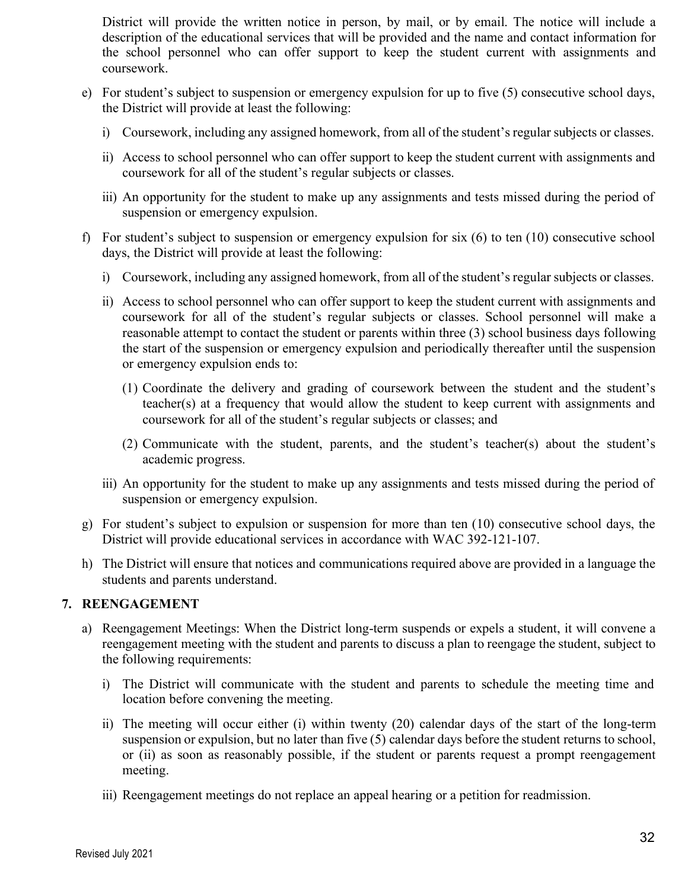District will provide the written notice in person, by mail, or by email. The notice will include a description of the educational services that will be provided and the name and contact information for the school personnel who can offer support to keep the student current with assignments and coursework.

e) For student's subject to suspension or emergency expulsion for up to five (5) consecutive school days, the District will provide at least the following:

   i) Coursework, including any assigned homework, from all of the student's regular subjects or classes.

   ii) Access to school personnel who can offer support to keep the student current with assignments and coursework for all of the student's regular subjects or classes.

   iii) An opportunity for the student to make up any assignments and tests missed during the period of suspension or emergency expulsion.

f) For student's subject to suspension or emergency expulsion for six (6) to ten (10) consecutive school days, the District will provide at least the following:

   i) Coursework, including any assigned homework, from all of the student's regular subjects or classes.

   ii) Access to school personnel who can offer support to keep the student current with assignments and coursework for all of the student's regular subjects or classes. School personnel will make a reasonable attempt to contact the student or parents within three (3) school business days following the start of the suspension or emergency expulsion and periodically thereafter until the suspension or emergency expulsion ends to:

      (1) Coordinate the delivery and grading of coursework between the student and the student's teacher(s) at a frequency that would allow the student to keep current with assignments and coursework for all of the student's regular subjects or classes; and

      (2) Communicate with the student, parents, and the student's teacher(s) about the student's academic progress.

   iii) An opportunity for the student to make up any assignments and tests missed during the period of suspension or emergency expulsion.

g) For student's subject to expulsion or suspension for more than ten (10) consecutive school days, the District will provide educational services in accordance with WAC 392-121-107.

h) The District will ensure that notices and communications required above are provided in a language the students and parents understand.

## 7. REENGAGEMENT

a) Reengagement Meetings: When the District long-term suspends or expels a student, it will convene a reengagement meeting with the student and parents to discuss a plan to reengage the student, subject to the following requirements:

   i) The District will communicate with the student and parents to schedule the meeting time and location before convening the meeting.

   ii) The meeting will occur either (i) within twenty (20) calendar days of the start of the long-term suspension or expulsion, but no later than five (5) calendar days before the student returns to school, or (ii) as soon as reasonably possible, if the student or parents request a prompt reengagement meeting.

   iii) Reengagement meetings do not replace an appeal hearing or a petition for readmission.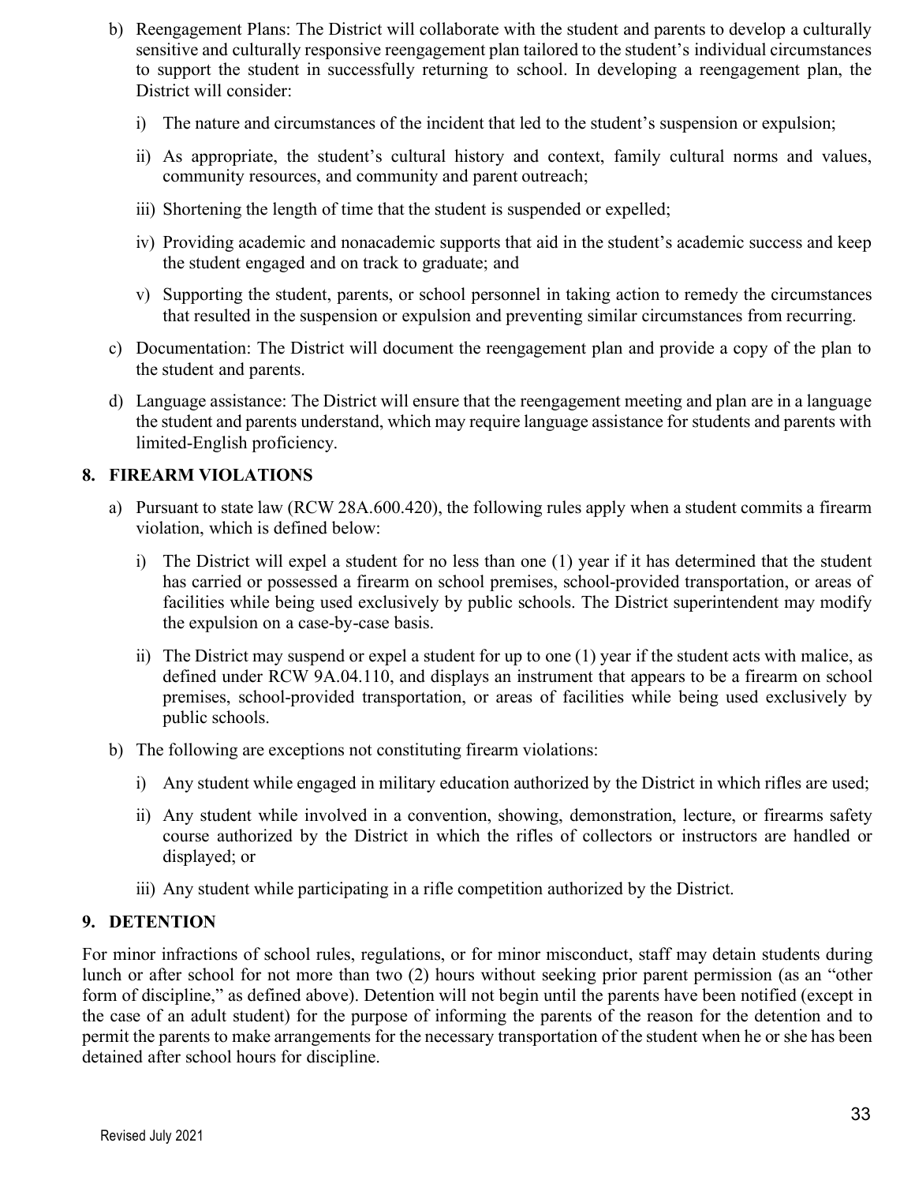b) Reengagement Plans: The District will collaborate with the student and parents to develop a culturally sensitive and culturally responsive reengagement plan tailored to the student's individual circumstances to support the student in successfully returning to school. In developing a reengagement plan, the District will consider:

   i) The nature and circumstances of the incident that led to the student's suspension or expulsion;

   ii) As appropriate, the student's cultural history and context, family cultural norms and values, community resources, and community and parent outreach;

   iii) Shortening the length of time that the student is suspended or expelled;

   iv) Providing academic and nonacademic supports that aid in the student's academic success and keep the student engaged and on track to graduate; and

   v) Supporting the student, parents, or school personnel in taking action to remedy the circumstances that resulted in the suspension or expulsion and preventing similar circumstances from recurring.

c) Documentation: The District will document the reengagement plan and provide a copy of the plan to the student and parents.

d) Language assistance: The District will ensure that the reengagement meeting and plan are in a language the student and parents understand, which may require language assistance for students and parents with limited-English proficiency.

## 8. FIREARM VIOLATIONS

a) Pursuant to state law (RCW 28A.600.420), the following rules apply when a student commits a firearm violation, which is defined below:

   i) The District will expel a student for no less than one (1) year if it has determined that the student has carried or possessed a firearm on school premises, school-provided transportation, or areas of facilities while being used exclusively by public schools. The District superintendent may modify the expulsion on a case-by-case basis.

   ii) The District may suspend or expel a student for up to one (1) year if the student acts with malice, as defined under RCW 9A.04.110, and displays an instrument that appears to be a firearm on school premises, school-provided transportation, or areas of facilities while being used exclusively by public schools.

b) The following are exceptions not constituting firearm violations:

   i) Any student while engaged in military education authorized by the District in which rifles are used;

   ii) Any student while involved in a convention, showing, demonstration, lecture, or firearms safety course authorized by the District in which the rifles of collectors or instructors are handled or displayed; or

   iii) Any student while participating in a rifle competition authorized by the District.

## 9. DETENTION

For minor infractions of school rules, regulations, or for minor misconduct, staff may detain students during lunch or after school for not more than two (2) hours without seeking prior parent permission (as an "other form of discipline," as defined above). Detention will not begin until the parents have been notified (except in the case of an adult student) for the purpose of informing the parents of the reason for the detention and to permit the parents to make arrangements for the necessary transportation of the student when he or she has been detained after school hours for discipline.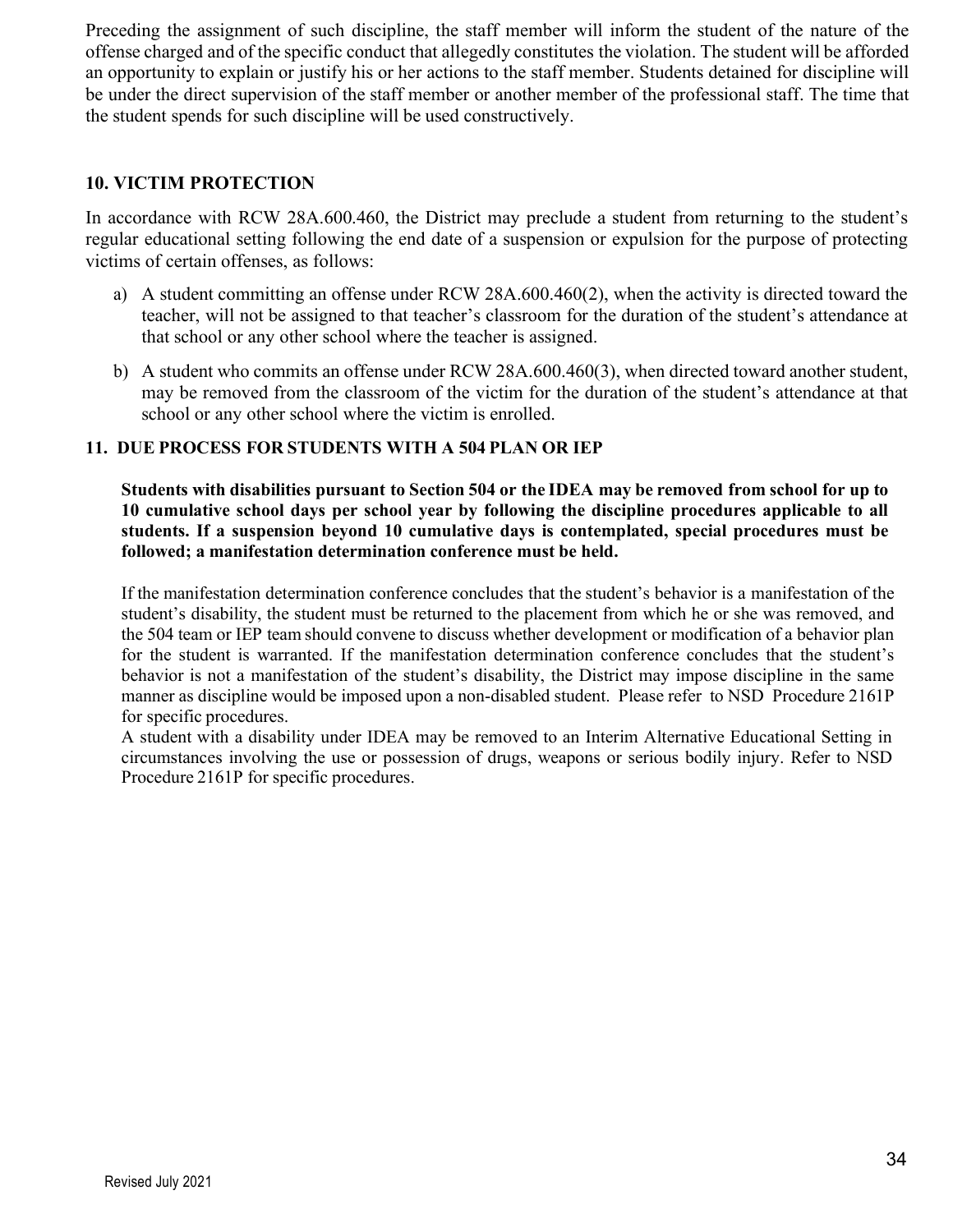Preceding the assignment of such discipline, the staff member will inform the student of the nature of the offense charged and of the specific conduct that allegedly constitutes the violation. The student will be afforded an opportunity to explain or justify his or her actions to the staff member. Students detained for discipline will be under the direct supervision of the staff member or another member of the professional staff. The time that the student spends for such discipline will be used constructively.

## 10. VICTIM PROTECTION

In accordance with RCW 28A.600.460, the District may preclude a student from returning to the student's regular educational setting following the end date of a suspension or expulsion for the purpose of protecting victims of certain offenses, as follows:

a) A student committing an offense under RCW 28A.600.460(2), when the activity is directed toward the teacher, will not be assigned to that teacher's classroom for the duration of the student's attendance at that school or any other school where the teacher is assigned.

b) A student who commits an offense under RCW 28A.600.460(3), when directed toward another student, may be removed from the classroom of the victim for the duration of the student's attendance at that school or any other school where the victim is enrolled.

## 11. DUE PROCESS FOR STUDENTS WITH A 504 PLAN OR IEP

**Students with disabilities pursuant to Section 504 or the IDEA may be removed from school for up to 10 cumulative school days per school year by following the discipline procedures applicable to all students. If a suspension beyond 10 cumulative days is contemplated, special procedures must be followed; a manifestation determination conference must be held.**

If the manifestation determination conference concludes that the student's behavior is a manifestation of the student's disability, the student must be returned to the placement from which he or she was removed, and the 504 team or IEP team should convene to discuss whether development or modification of a behavior plan for the student is warranted. If the manifestation determination conference concludes that the student's behavior is not a manifestation of the student's disability, the District may impose discipline in the same manner as discipline would be imposed upon a non-disabled student. Please refer to NSD Procedure 2161P for specific procedures.

A student with a disability under IDEA may be removed to an Interim Alternative Educational Setting in circumstances involving the use or possession of drugs, weapons or serious bodily injury. Refer to NSD Procedure 2161P for specific procedures.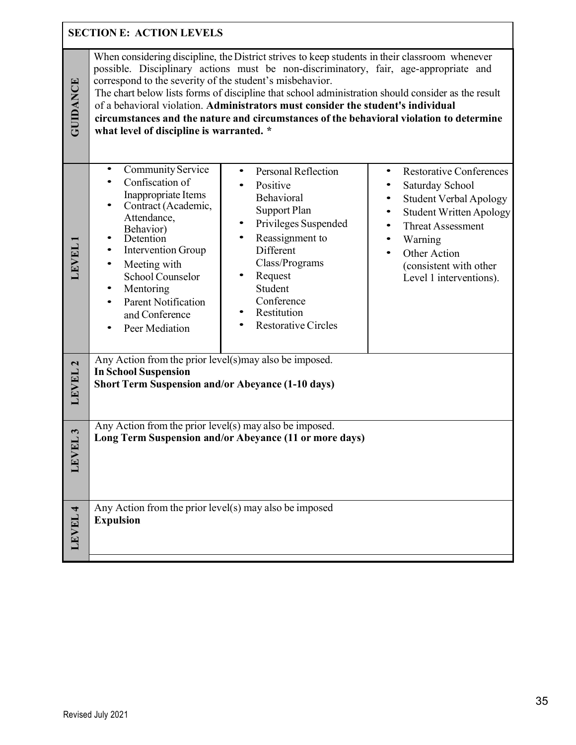## SECTION E: ACTION LEVELS

| | | | |
|---|---|---|---|
| **GUIDANCE** | When considering discipline, the District strives to keep students in their classroom whenever possible. Disciplinary actions must be non-discriminatory, fair, age-appropriate and correspond to the severity of the student's misbehavior.<br>The chart below lists forms of discipline that school administration should consider as the result of a behavioral violation. **Administrators must consider the student's individual circumstances and the nature and circumstances of the behavioral violation to determine what level of discipline is warranted. *** | | |
| **LEVEL 1** | • Community Service<br>• Confiscation of Inappropriate Items<br>• Contract (Academic, Attendance, Behavior)<br>• Detention<br>• Intervention Group<br>• Meeting with School Counselor<br>• Mentoring<br>• Parent Notification and Conference<br>• Peer Mediation | • Personal Reflection<br>• Positive Behavioral Support Plan<br>• Privileges Suspended<br>• Reassignment to Different Class/Programs<br>• Request Student Conference<br>• Restitution<br>• Restorative Circles | • Restorative Conferences<br>• Saturday School<br>• Student Verbal Apology<br>• Student Written Apology<br>• Threat Assessment<br>• Warning<br>• Other Action (consistent with other Level 1 interventions). |
| **LEVEL 2** | Any Action from the prior level(s)may also be imposed.<br>**In School Suspension**<br>**Short Term Suspension and/or Abeyance (1-10 days)** | | |
| **LEVEL 3** | Any Action from the prior level(s) may also be imposed.<br>**Long Term Suspension and/or Abeyance (11 or more days)** | | |
| **LEVEL 4** | Any Action from the prior level(s) may also be imposed<br>**Expulsion** | | |

Revised July 2021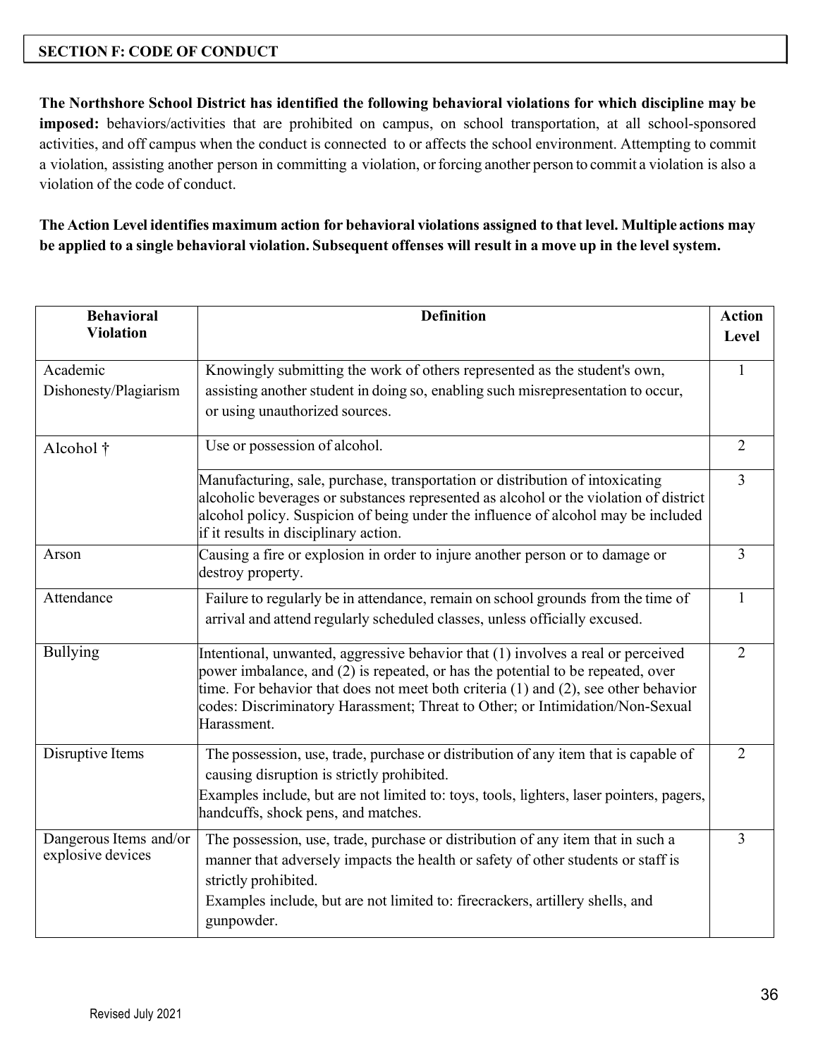## SECTION F: CODE OF CONDUCT

**The Northshore School District has identified the following behavioral violations for which discipline may be imposed:** behaviors/activities that are prohibited on campus, on school transportation, at all school-sponsored activities, and off campus when the conduct is connected to or affects the school environment. Attempting to commit a violation, assisting another person in committing a violation, or forcing another person to commit a violation is also a violation of the code of conduct.

**The Action Level identifies maximum action for behavioral violations assigned to that level. Multiple actions may be applied to a single behavioral violation. Subsequent offenses will result in a move up in the level system.**

| Behavioral Violation | Definition | Action Level |
|---|---|---|
| Academic Dishonesty/Plagiarism | Knowingly submitting the work of others represented as the student's own, assisting another student in doing so, enabling such misrepresentation to occur, or using unauthorized sources. | 1 |
| Alcohol † | Use or possession of alcohol. | 2 |
| | Manufacturing, sale, purchase, transportation or distribution of intoxicating alcoholic beverages or substances represented as alcohol or the violation of district alcohol policy. Suspicion of being under the influence of alcohol may be included if it results in disciplinary action. | 3 |
| Arson | Causing a fire or explosion in order to injure another person or to damage or destroy property. | 3 |
| Attendance | Failure to regularly be in attendance, remain on school grounds from the time of arrival and attend regularly scheduled classes, unless officially excused. | 1 |
| Bullying | Intentional, unwanted, aggressive behavior that (1) involves a real or perceived power imbalance, and (2) is repeated, or has the potential to be repeated, over time. For behavior that does not meet both criteria (1) and (2), see other behavior codes: Discriminatory Harassment; Threat to Other; or Intimidation/Non-Sexual Harassment. | 2 |
| Disruptive Items | The possession, use, trade, purchase or distribution of any item that is capable of causing disruption is strictly prohibited.<br>Examples include, but are not limited to: toys, tools, lighters, laser pointers, pagers, handcuffs, shock pens, and matches. | 2 |
| Dangerous Items and/or explosive devices | The possession, use, trade, purchase or distribution of any item that in such a manner that adversely impacts the health or safety of other students or staff is strictly prohibited.<br>Examples include, but are not limited to: firecrackers, artillery shells, and gunpowder. | 3 |

Revised July 2021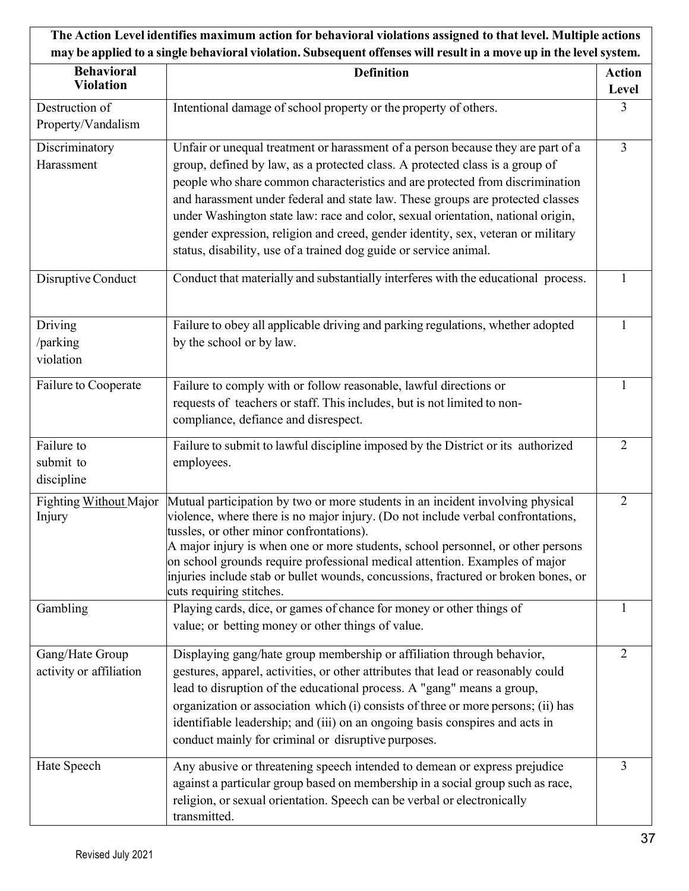**The Action Level identifies maximum action for behavioral violations assigned to that level. Multiple actions may be applied to a single behavioral violation. Subsequent offenses will result in a move up in the level system.**

| Behavioral Violation | Definition | Action Level |
|---|---|---|
| Destruction of Property/Vandalism | Intentional damage of school property or the property of others. | 3 |
| Discriminatory Harassment | Unfair or unequal treatment or harassment of a person because they are part of a group, defined by law, as a protected class. A protected class is a group of people who share common characteristics and are protected from discrimination and harassment under federal and state law. These groups are protected classes under Washington state law: race and color, sexual orientation, national origin, gender expression, religion and creed, gender identity, sex, veteran or military status, disability, use of a trained dog guide or service animal. | 3 |
| Disruptive Conduct | Conduct that materially and substantially interferes with the educational process. | 1 |
| Driving /parking violation | Failure to obey all applicable driving and parking regulations, whether adopted by the school or by law. | 1 |
| Failure to Cooperate | Failure to comply with or follow reasonable, lawful directions or requests of teachers or staff. This includes, but is not limited to non-compliance, defiance and disrespect. | 1 |
| Failure to submit to discipline | Failure to submit to lawful discipline imposed by the District or its authorized employees. | 2 |
| Fighting <u>Without</u> Major Injury | Mutual participation by two or more students in an incident involving physical violence, where there is no major injury. (Do not include verbal confrontations, tussles, or other minor confrontations).<br>A major injury is when one or more students, school personnel, or other persons on school grounds require professional medical attention. Examples of major injuries include stab or bullet wounds, concussions, fractured or broken bones, or cuts requiring stitches. | 2 |
| Gambling | Playing cards, dice, or games of chance for money or other things of value; or betting money or other things of value. | 1 |
| Gang/Hate Group activity or affiliation | Displaying gang/hate group membership or affiliation through behavior, gestures, apparel, activities, or other attributes that lead or reasonably could lead to disruption of the educational process. A "gang" means a group, organization or association which (i) consists of three or more persons; (ii) has identifiable leadership; and (iii) on an ongoing basis conspires and acts in conduct mainly for criminal or disruptive purposes. | 2 |
| Hate Speech | Any abusive or threatening speech intended to demean or express prejudice against a particular group based on membership in a social group such as race, religion, or sexual orientation. Speech can be verbal or electronically transmitted. | 3 |

Revised July 2021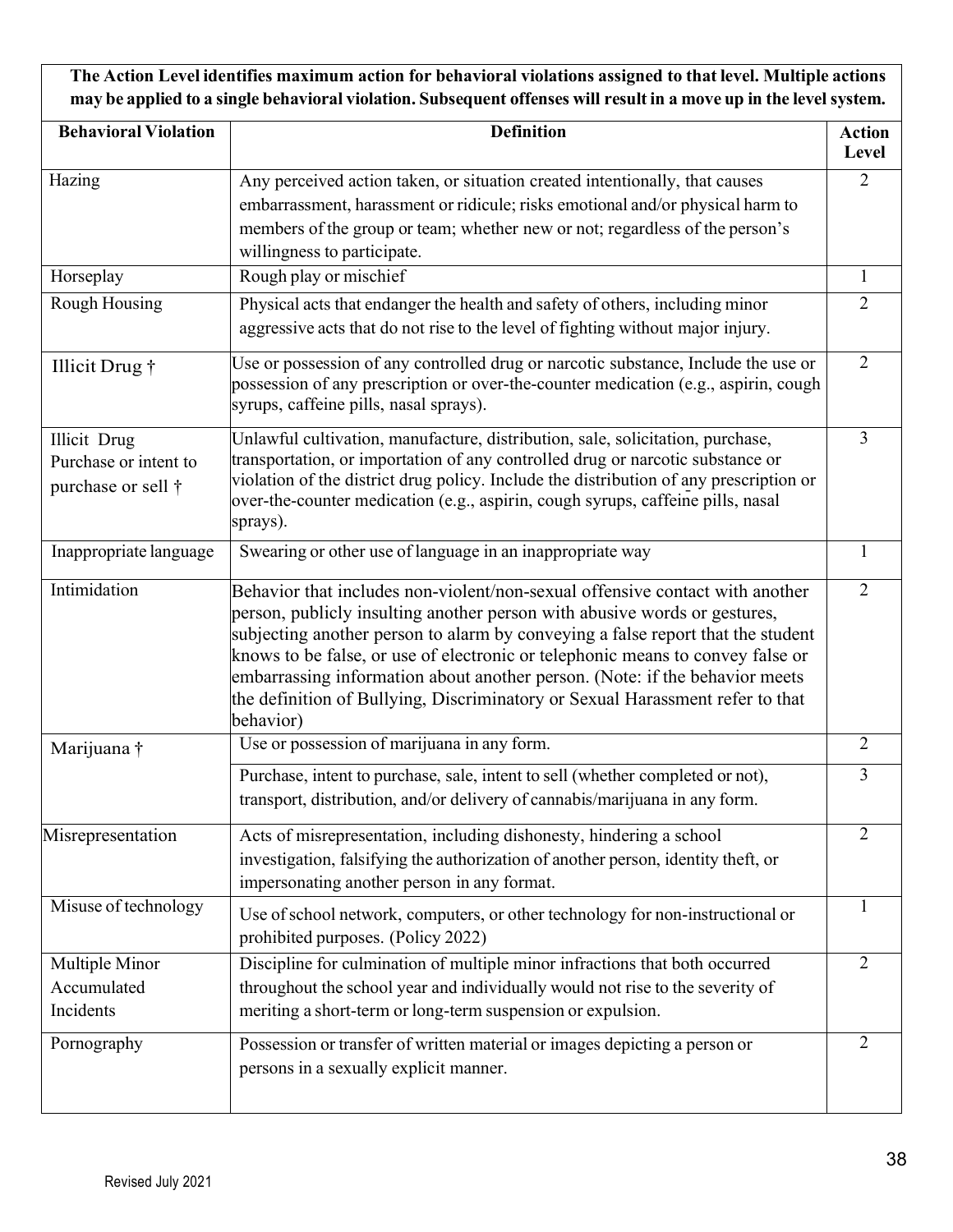**The Action Level identifies maximum action for behavioral violations assigned to that level. Multiple actions may be applied to a single behavioral violation. Subsequent offenses will result in a move up in the level system.**

| Behavioral Violation | Definition | Action Level |
|---|---|---|
| Hazing | Any perceived action taken, or situation created intentionally, that causes embarrassment, harassment or ridicule; risks emotional and/or physical harm to members of the group or team; whether new or not; regardless of the person's willingness to participate. | 2 |
| Horseplay | Rough play or mischief | 1 |
| Rough Housing | Physical acts that endanger the health and safety of others, including minor aggressive acts that do not rise to the level of fighting without major injury. | 2 |
| Illicit Drug † | Use or possession of any controlled drug or narcotic substance, Include the use or possession of any prescription or over-the-counter medication (e.g., aspirin, cough syrups, caffeine pills, nasal sprays). | 2 |
| Illicit Drug Purchase or intent to purchase or sell † | Unlawful cultivation, manufacture, distribution, sale, solicitation, purchase, transportation, or importation of any controlled drug or narcotic substance or violation of the district drug policy. Include the distribution of any prescription or over-the-counter medication (e.g., aspirin, cough syrups, caffeine pills, nasal sprays). | 3 |
| Inappropriate language | Swearing or other use of language in an inappropriate way | 1 |
| Intimidation | Behavior that includes non-violent/non-sexual offensive contact with another person, publicly insulting another person with abusive words or gestures, subjecting another person to alarm by conveying a false report that the student knows to be false, or use of electronic or telephonic means to convey false or embarrassing information about another person. (Note: if the behavior meets the definition of Bullying, Discriminatory or Sexual Harassment refer to that behavior) | 2 |
| Marijuana † | Use or possession of marijuana in any form. | 2 |
| | Purchase, intent to purchase, sale, intent to sell (whether completed or not), transport, distribution, and/or delivery of cannabis/marijuana in any form. | 3 |
| Misrepresentation | Acts of misrepresentation, including dishonesty, hindering a school investigation, falsifying the authorization of another person, identity theft, or impersonating another person in any format. | 2 |
| Misuse of technology | Use of school network, computers, or other technology for non-instructional or prohibited purposes. (Policy 2022) | 1 |
| Multiple Minor Accumulated Incidents | Discipline for culmination of multiple minor infractions that both occurred throughout the school year and individually would not rise to the severity of meriting a short-term or long-term suspension or expulsion. | 2 |
| Pornography | Possession or transfer of written material or images depicting a person or persons in a sexually explicit manner. | 2 |

Revised July 2021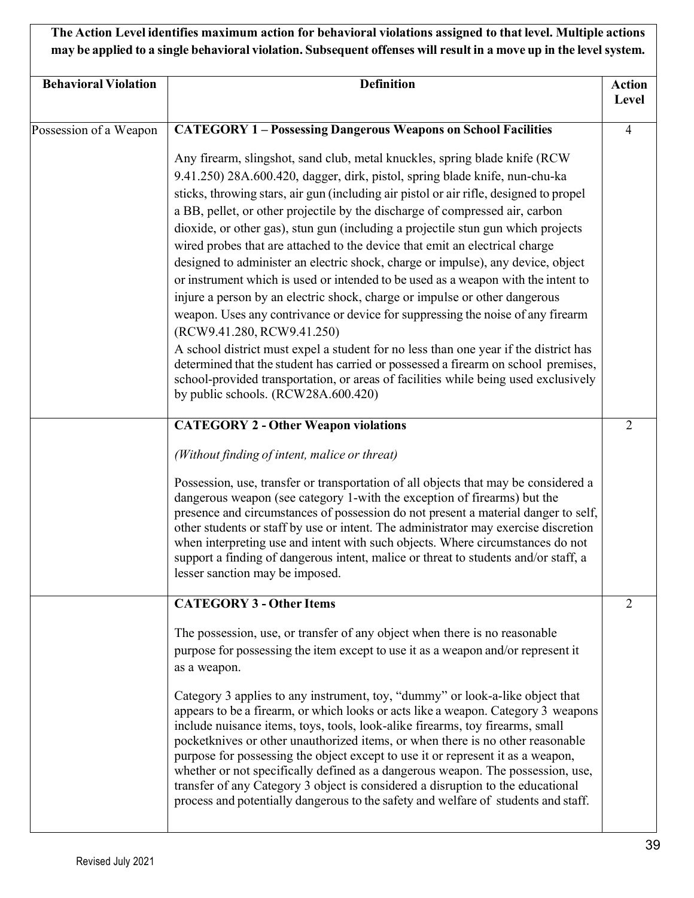**The Action Level identifies maximum action for behavioral violations assigned to that level. Multiple actions may be applied to a single behavioral violation. Subsequent offenses will result in a move up in the level system.**

| Behavioral Violation | Definition | Action Level |
|---|---|---|
| Possession of a Weapon | **CATEGORY 1 – Possessing Dangerous Weapons on School Facilities**<br><br>Any firearm, slingshot, sand club, metal knuckles, spring blade knife (RCW 9.41.250) 28A.600.420, dagger, dirk, pistol, spring blade knife, nun-chu-ka sticks, throwing stars, air gun (including air pistol or air rifle, designed to propel a BB, pellet, or other projectile by the discharge of compressed air, carbon dioxide, or other gas), stun gun (including a projectile stun gun which projects wired probes that are attached to the device that emit an electrical charge designed to administer an electric shock, charge or impulse), any device, object or instrument which is used or intended to be used as a weapon with the intent to injure a person by an electric shock, charge or impulse or other dangerous weapon. Uses any contrivance or device for suppressing the noise of any firearm (RCW9.41.280, RCW9.41.250)<br>A school district must expel a student for no less than one year if the district has determined that the student has carried or possessed a firearm on school premises, school-provided transportation, or areas of facilities while being used exclusively by public schools. (RCW28A.600.420) | 4 |
| | **CATEGORY 2 - Other Weapon violations**<br><br>*(Without finding of intent, malice or threat)*<br><br>Possession, use, transfer or transportation of all objects that may be considered a dangerous weapon (see category 1-with the exception of firearms) but the presence and circumstances of possession do not present a material danger to self, other students or staff by use or intent. The administrator may exercise discretion when interpreting use and intent with such objects. Where circumstances do not support a finding of dangerous intent, malice or threat to students and/or staff, a lesser sanction may be imposed. | 2 |
| | **CATEGORY 3 - Other Items**<br><br>The possession, use, or transfer of any object when there is no reasonable purpose for possessing the item except to use it as a weapon and/or represent it as a weapon.<br><br>Category 3 applies to any instrument, toy, "dummy" or look-a-like object that appears to be a firearm, or which looks or acts like a weapon. Category 3 weapons include nuisance items, toys, tools, look-alike firearms, toy firearms, small pocketknives or other unauthorized items, or when there is no other reasonable purpose for possessing the object except to use it or represent it as a weapon, whether or not specifically defined as a dangerous weapon. The possession, use, transfer of any Category 3 object is considered a disruption to the educational process and potentially dangerous to the safety and welfare of students and staff. | 2 |

Revised July 2021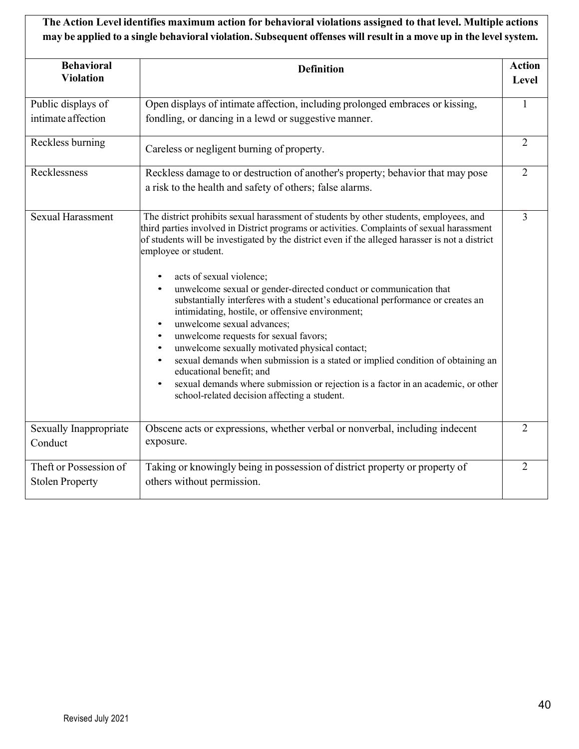**The Action Level identifies maximum action for behavioral violations assigned to that level. Multiple actions may be applied to a single behavioral violation. Subsequent offenses will result in a move up in the level system.**

| Behavioral Violation | Definition | Action Level |
|---|---|---|
| Public displays of intimate affection | Open displays of intimate affection, including prolonged embraces or kissing, fondling, or dancing in a lewd or suggestive manner. | 1 |
| Reckless burning | Careless or negligent burning of property. | 2 |
| Recklessness | Reckless damage to or destruction of another's property; behavior that may pose a risk to the health and safety of others; false alarms. | 2 |
| Sexual Harassment | The district prohibits sexual harassment of students by other students, employees, and third parties involved in District programs or activities. Complaints of sexual harassment of students will be investigated by the district even if the alleged harasser is not a district employee or student.<br><br>• acts of sexual violence;<br>• unwelcome sexual or gender-directed conduct or communication that substantially interferes with a student's educational performance or creates an intimidating, hostile, or offensive environment;<br>• unwelcome sexual advances;<br>• unwelcome requests for sexual favors;<br>• unwelcome sexually motivated physical contact;<br>• sexual demands when submission is a stated or implied condition of obtaining an educational benefit; and<br>• sexual demands where submission or rejection is a factor in an academic, or other school-related decision affecting a student. | 3 |
| Sexually Inappropriate Conduct | Obscene acts or expressions, whether verbal or nonverbal, including indecent exposure. | 2 |
| Theft or Possession of Stolen Property | Taking or knowingly being in possession of district property or property of others without permission. | 2 |

Revised July 2021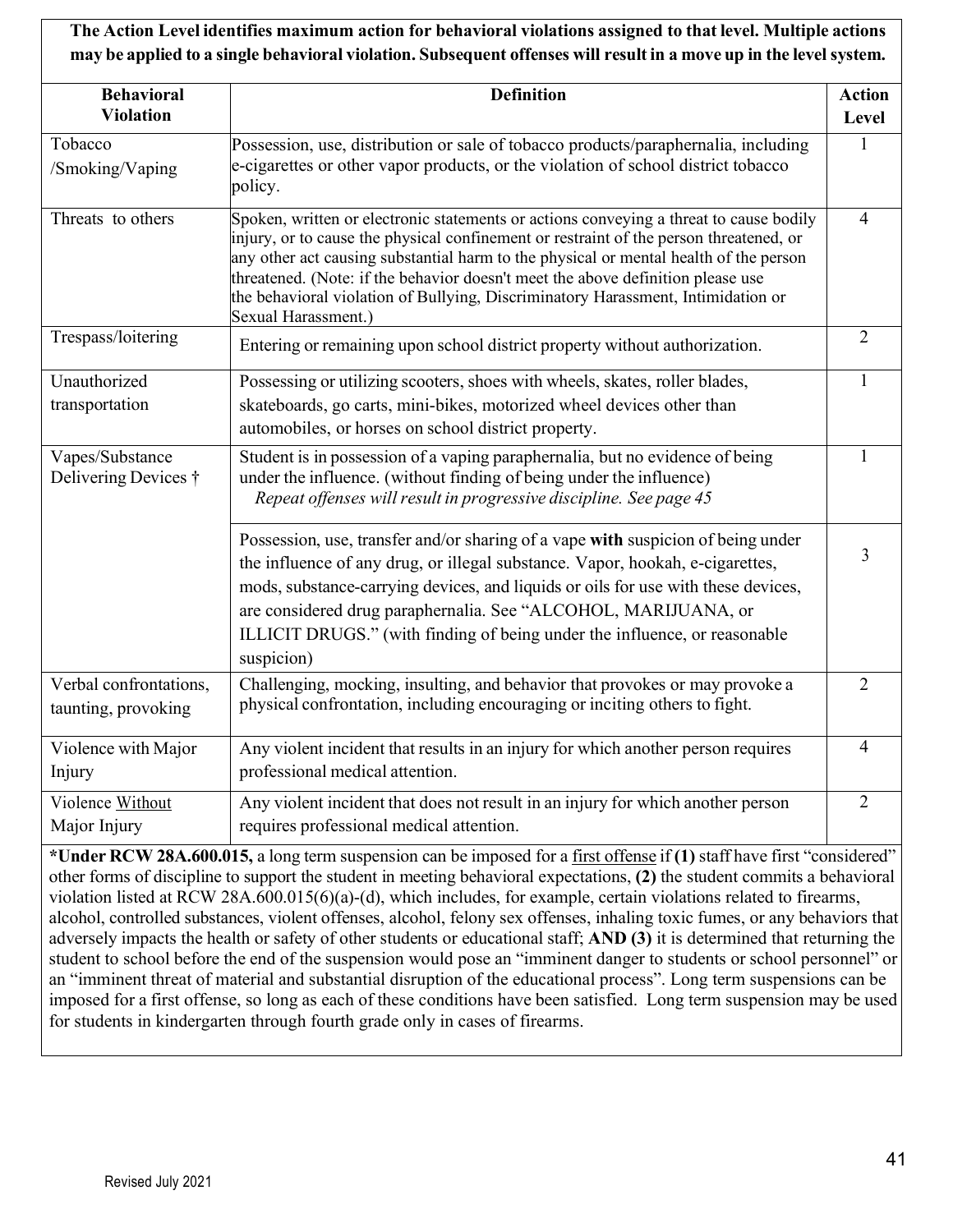**The Action Level identifies maximum action for behavioral violations assigned to that level. Multiple actions may be applied to a single behavioral violation. Subsequent offenses will result in a move up in the level system.**

| Behavioral Violation | Definition | Action Level |
|---|---|---|
| Tobacco /Smoking/Vaping | Possession, use, distribution or sale of tobacco products/paraphernalia, including e-cigarettes or other vapor products, or the violation of school district tobacco policy. | 1 |
| Threats to others | Spoken, written or electronic statements or actions conveying a threat to cause bodily injury, or to cause the physical confinement or restraint of the person threatened, or any other act causing substantial harm to the physical or mental health of the person threatened. (Note: if the behavior doesn't meet the above definition please use the behavioral violation of Bullying, Discriminatory Harassment, Intimidation or Sexual Harassment.) | 4 |
| Trespass/loitering | Entering or remaining upon school district property without authorization. | 2 |
| Unauthorized transportation | Possessing or utilizing scooters, shoes with wheels, skates, roller blades, skateboards, go carts, mini-bikes, motorized wheel devices other than automobiles, or horses on school district property. | 1 |
| Vapes/Substance Delivering Devices † | Student is in possession of a vaping paraphernalia, but no evidence of being under the influence. (without finding of being under the influence) *Repeat offenses will result in progressive discipline. See page 45* | 1 |
| | Possession, use, transfer and/or sharing of a vape **with** suspicion of being under the influence of any drug, or illegal substance. Vapor, hookah, e-cigarettes, mods, substance-carrying devices, and liquids or oils for use with these devices, are considered drug paraphernalia. See "ALCOHOL, MARIJUANA, or ILLICIT DRUGS." (with finding of being under the influence, or reasonable suspicion) | 3 |
| Verbal confrontations, taunting, provoking | Challenging, mocking, insulting, and behavior that provokes or may provoke a physical confrontation, including encouraging or inciting others to fight. | 2 |
| Violence with Major Injury | Any violent incident that results in an injury for which another person requires professional medical attention. | 4 |
| Violence Without Major Injury | Any violent incident that does not result in an injury for which another person requires professional medical attention. | 2 |

***Under RCW 28A.600.015,** a long term suspension can be imposed for a first offense if **(1)** staff have first "considered" other forms of discipline to support the student in meeting behavioral expectations, **(2)** the student commits a behavioral violation listed at RCW 28A.600.015(6)(a)-(d), which includes, for example, certain violations related to firearms, alcohol, controlled substances, violent offenses, alcohol, felony sex offenses, inhaling toxic fumes, or any behaviors that adversely impacts the health or safety of other students or educational staff; **AND (3)** it is determined that returning the student to school before the end of the suspension would pose an "imminent danger to students or school personnel" or an "imminent threat of material and substantial disruption of the educational process". Long term suspensions can be imposed for a first offense, so long as each of these conditions have been satisfied. Long term suspension may be used for students in kindergarten through fourth grade only in cases of firearms.

Revised July 2021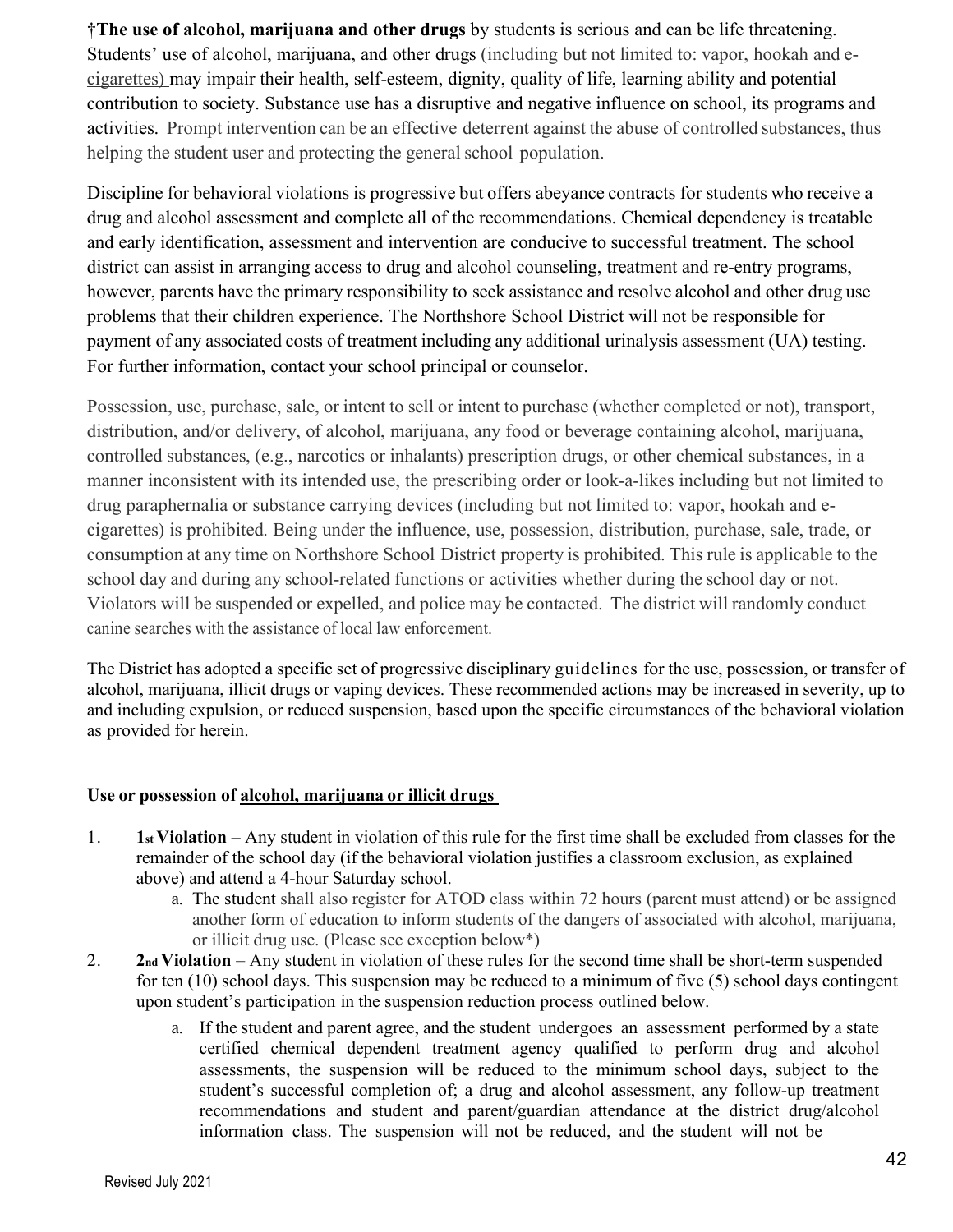†**The use of alcohol, marijuana and other drugs** by students is serious and can be life threatening. Students' use of alcohol, marijuana, and other drugs (including but not limited to: vapor, hookah and e-cigarettes) may impair their health, self-esteem, dignity, quality of life, learning ability and potential contribution to society. Substance use has a disruptive and negative influence on school, its programs and activities. Prompt intervention can be an effective deterrent against the abuse of controlled substances, thus helping the student user and protecting the general school population.

Discipline for behavioral violations is progressive but offers abeyance contracts for students who receive a drug and alcohol assessment and complete all of the recommendations. Chemical dependency is treatable and early identification, assessment and intervention are conducive to successful treatment. The school district can assist in arranging access to drug and alcohol counseling, treatment and re-entry programs, however, parents have the primary responsibility to seek assistance and resolve alcohol and other drug use problems that their children experience. The Northshore School District will not be responsible for payment of any associated costs of treatment including any additional urinalysis assessment (UA) testing. For further information, contact your school principal or counselor.

Possession, use, purchase, sale, or intent to sell or intent to purchase (whether completed or not), transport, distribution, and/or delivery, of alcohol, marijuana, any food or beverage containing alcohol, marijuana, controlled substances, (e.g., narcotics or inhalants) prescription drugs, or other chemical substances, in a manner inconsistent with its intended use, the prescribing order or look-a-likes including but not limited to drug paraphernalia or substance carrying devices (including but not limited to: vapor, hookah and e-cigarettes) is prohibited. Being under the influence, use, possession, distribution, purchase, sale, trade, or consumption at any time on Northshore School District property is prohibited. This rule is applicable to the school day and during any school-related functions or activities whether during the school day or not. Violators will be suspended or expelled, and police may be contacted. The district will randomly conduct canine searches with the assistance of local law enforcement.

The District has adopted a specific set of progressive disciplinary guidelines for the use, possession, or transfer of alcohol, marijuana, illicit drugs or vaping devices. These recommended actions may be increased in severity, up to and including expulsion, or reduced suspension, based upon the specific circumstances of the behavioral violation as provided for herein.

**Use or possession of alcohol, marijuana or illicit drugs**

1. **1st Violation** – Any student in violation of this rule for the first time shall be excluded from classes for the remainder of the school day (if the behavioral violation justifies a classroom exclusion, as explained above) and attend a 4-hour Saturday school.
   a. The student shall also register for ATOD class within 72 hours (parent must attend) or be assigned another form of education to inform students of the dangers of associated with alcohol, marijuana, or illicit drug use. (Please see exception below*)
2. **2nd Violation** – Any student in violation of these rules for the second time shall be short-term suspended for ten (10) school days. This suspension may be reduced to a minimum of five (5) school days contingent upon student's participation in the suspension reduction process outlined below.
   a. If the student and parent agree, and the student undergoes an assessment performed by a state certified chemical dependent treatment agency qualified to perform drug and alcohol assessments, the suspension will be reduced to the minimum school days, subject to the student's successful completion of; a drug and alcohol assessment, any follow-up treatment recommendations and student and parent/guardian attendance at the district drug/alcohol information class. The suspension will not be reduced, and the student will not be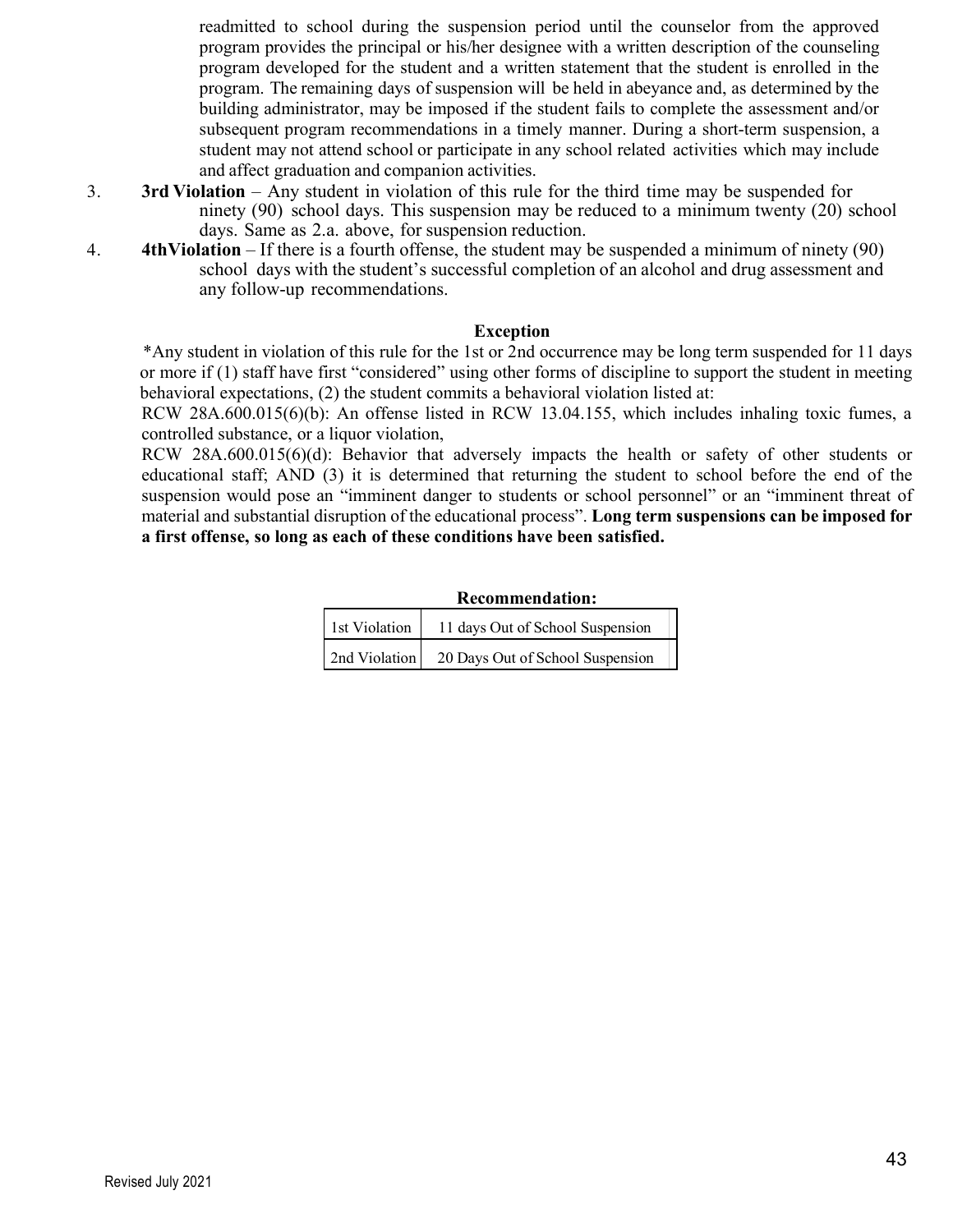readmitted to school during the suspension period until the counselor from the approved program provides the principal or his/her designee with a written description of the counseling program developed for the student and a written statement that the student is enrolled in the program. The remaining days of suspension will be held in abeyance and, as determined by the building administrator, may be imposed if the student fails to complete the assessment and/or subsequent program recommendations in a timely manner. During a short-term suspension, a student may not attend school or participate in any school related activities which may include and affect graduation and companion activities.

3. **3rd Violation** – Any student in violation of this rule for the third time may be suspended for ninety (90) school days. This suspension may be reduced to a minimum twenty (20) school days. Same as 2.a. above, for suspension reduction.
4. **4thViolation** – If there is a fourth offense, the student may be suspended a minimum of ninety (90) school days with the student's successful completion of an alcohol and drug assessment and any follow-up recommendations.

**Exception**

*Any student in violation of this rule for the 1st or 2nd occurrence may be long term suspended for 11 days or more if (1) staff have first "considered" using other forms of discipline to support the student in meeting behavioral expectations, (2) the student commits a behavioral violation listed at:

RCW 28A.600.015(6)(b): An offense listed in RCW 13.04.155, which includes inhaling toxic fumes, a controlled substance, or a liquor violation,

RCW 28A.600.015(6)(d): Behavior that adversely impacts the health or safety of other students or educational staff; AND (3) it is determined that returning the student to school before the end of the suspension would pose an "imminent danger to students or school personnel" or an "imminent threat of material and substantial disruption of the educational process". **Long term suspensions can be imposed for a first offense, so long as each of these conditions have been satisfied.**

**Recommendation:**

| | |
|---|---|
| 1st Violation | 11 days Out of School Suspension |
| 2nd Violation | 20 Days Out of School Suspension |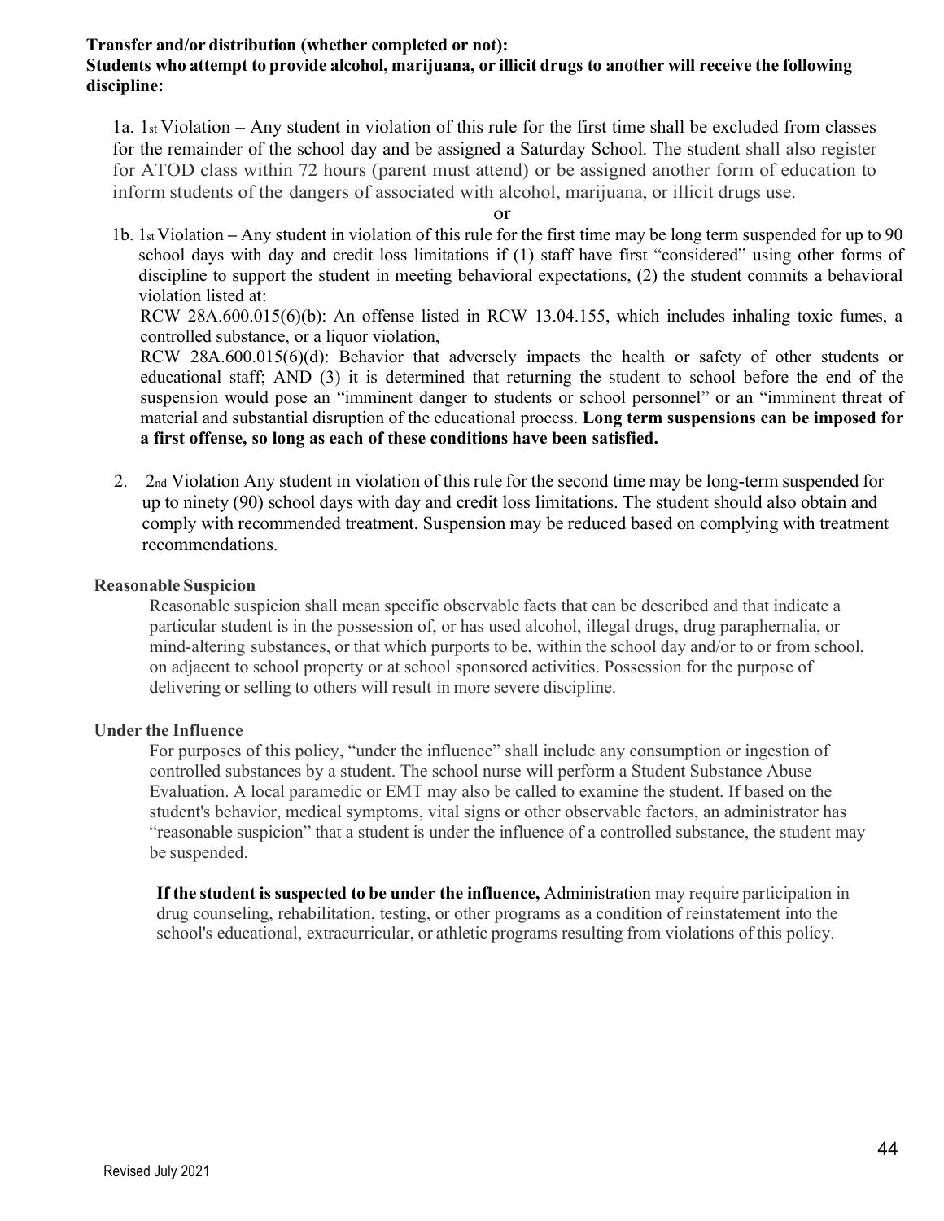**Transfer and/or distribution (whether completed or not):**
**Students who attempt to provide alcohol, marijuana, or illicit drugs to another will receive the following discipline:**

1a. 1st Violation – Any student in violation of this rule for the first time shall be excluded from classes for the remainder of the school day and be assigned a Saturday School. The student shall also register for ATOD class within 72 hours (parent must attend) or be assigned another form of education to inform students of the dangers of associated with alcohol, marijuana, or illicit drugs use.

or

1b. 1st Violation – Any student in violation of this rule for the first time may be long term suspended for up to 90 school days with day and credit loss limitations if (1) staff have first "considered" using other forms of discipline to support the student in meeting behavioral expectations, (2) the student commits a behavioral violation listed at:

RCW 28A.600.015(6)(b): An offense listed in RCW 13.04.155, which includes inhaling toxic fumes, a controlled substance, or a liquor violation,

RCW 28A.600.015(6)(d): Behavior that adversely impacts the health or safety of other students or educational staff; AND (3) it is determined that returning the student to school before the end of the suspension would pose an "imminent danger to students or school personnel" or an "imminent threat of material and substantial disruption of the educational process. **Long term suspensions can be imposed for a first offense, so long as each of these conditions have been satisfied.**

2. 2nd Violation Any student in violation of this rule for the second time may be long-term suspended for up to ninety (90) school days with day and credit loss limitations. The student should also obtain and comply with recommended treatment. Suspension may be reduced based on complying with treatment recommendations.

**Reasonable Suspicion**

Reasonable suspicion shall mean specific observable facts that can be described and that indicate a particular student is in the possession of, or has used alcohol, illegal drugs, drug paraphernalia, or mind-altering substances, or that which purports to be, within the school day and/or to or from school, on adjacent to school property or at school sponsored activities. Possession for the purpose of delivering or selling to others will result in more severe discipline.

**Under the Influence**

For purposes of this policy, "under the influence" shall include any consumption or ingestion of controlled substances by a student. The school nurse will perform a Student Substance Abuse Evaluation. A local paramedic or EMT may also be called to examine the student. If based on the student's behavior, medical symptoms, vital signs or other observable factors, an administrator has "reasonable suspicion" that a student is under the influence of a controlled substance, the student may be suspended.

**If the student is suspected to be under the influence,** Administration may require participation in drug counseling, rehabilitation, testing, or other programs as a condition of reinstatement into the school's educational, extracurricular, or athletic programs resulting from violations of this policy.

Revised July 2021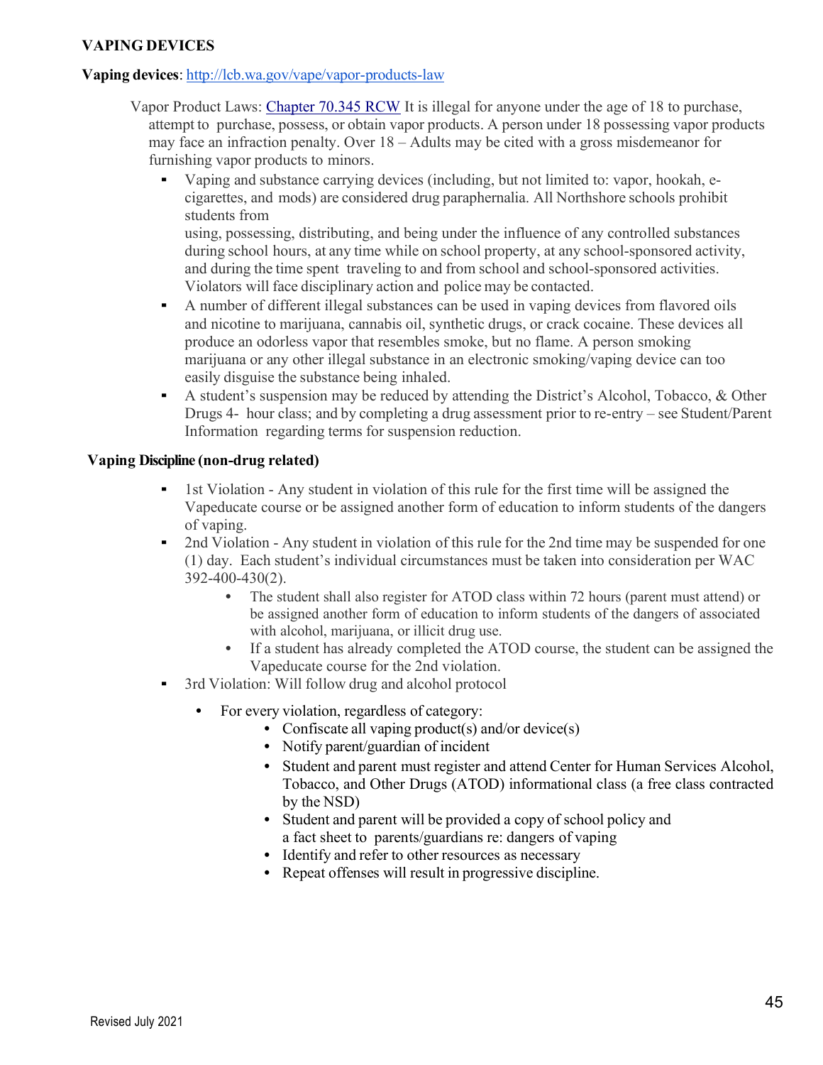**VAPING DEVICES**

**Vaping devices**: http://lcb.wa.gov/vape/vapor-products-law

Vapor Product Laws: Chapter 70.345 RCW It is illegal for anyone under the age of 18 to purchase, attempt to purchase, possess, or obtain vapor products. A person under 18 possessing vapor products may face an infraction penalty. Over 18 – Adults may be cited with a gross misdemeanor for furnishing vapor products to minors.

- Vaping and substance carrying devices (including, but not limited to: vapor, hookah, e-cigarettes, and mods) are considered drug paraphernalia. All Northshore schools prohibit students from using, possessing, distributing, and being under the influence of any controlled substances during school hours, at any time while on school property, at any school-sponsored activity, and during the time spent traveling to and from school and school-sponsored activities. Violators will face disciplinary action and police may be contacted.
- A number of different illegal substances can be used in vaping devices from flavored oils and nicotine to marijuana, cannabis oil, synthetic drugs, or crack cocaine. These devices all produce an odorless vapor that resembles smoke, but no flame. A person smoking marijuana or any other illegal substance in an electronic smoking/vaping device can too easily disguise the substance being inhaled.
- A student's suspension may be reduced by attending the District's Alcohol, Tobacco, & Other Drugs 4- hour class; and by completing a drug assessment prior to re-entry – see Student/Parent Information regarding terms for suspension reduction.

**Vaping Discipline (non-drug related)**

- 1st Violation - Any student in violation of this rule for the first time will be assigned the Vapeducate course or be assigned another form of education to inform students of the dangers of vaping.
- 2nd Violation - Any student in violation of this rule for the 2nd time may be suspended for one (1) day. Each student's individual circumstances must be taken into consideration per WAC 392-400-430(2).
  - The student shall also register for ATOD class within 72 hours (parent must attend) or be assigned another form of education to inform students of the dangers of associated with alcohol, marijuana, or illicit drug use.
  - If a student has already completed the ATOD course, the student can be assigned the Vapeducate course for the 2nd violation.
- 3rd Violation: Will follow drug and alcohol protocol
  - For every violation, regardless of category:
    - Confiscate all vaping product(s) and/or device(s)
    - Notify parent/guardian of incident
    - Student and parent must register and attend Center for Human Services Alcohol, Tobacco, and Other Drugs (ATOD) informational class (a free class contracted by the NSD)
    - Student and parent will be provided a copy of school policy and a fact sheet to parents/guardians re: dangers of vaping
    - Identify and refer to other resources as necessary
    - Repeat offenses will result in progressive discipline.

Revised July 2021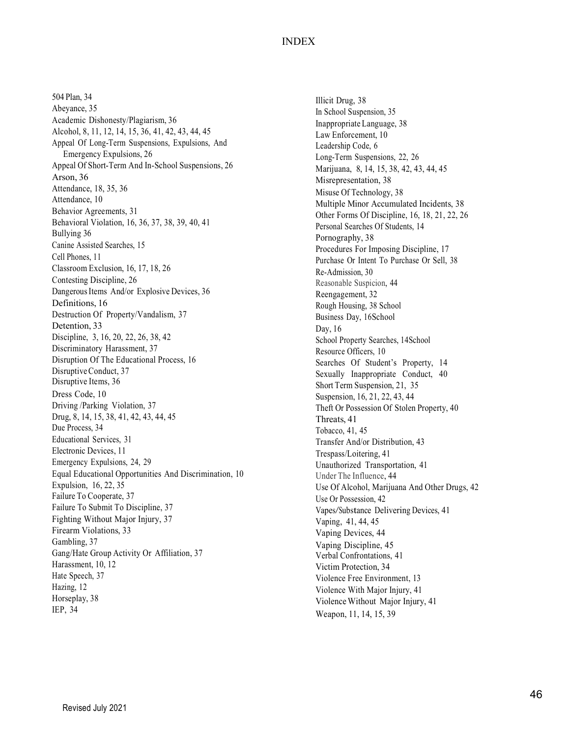# INDEX

504 Plan, 34
Abeyance, 35
Academic Dishonesty/Plagiarism, 36
Alcohol, 8, 11, 12, 14, 15, 36, 41, 42, 43, 44, 45
Appeal Of Long-Term Suspensions, Expulsions, And Emergency Expulsions, 26
Appeal Of Short-Term And In-School Suspensions, 26
Arson, 36
Attendance, 18, 35, 36
Attendance, 10
Behavior Agreements, 31
Behavioral Violation, 16, 36, 37, 38, 39, 40, 41
Bullying 36
Canine Assisted Searches, 15
Cell Phones, 11
Classroom Exclusion, 16, 17, 18, 26
Contesting Discipline, 26
Dangerous Items And/or Explosive Devices, 36
Definitions, 16
Destruction Of Property/Vandalism, 37
Detention, 33
Discipline, 3, 16, 20, 22, 26, 38, 42
Discriminatory Harassment, 37
Disruption Of The Educational Process, 16
Disruptive Conduct, 37
Disruptive Items, 36
Dress Code, 10
Driving /Parking Violation, 37
Drug, 8, 14, 15, 38, 41, 42, 43, 44, 45
Due Process, 34
Educational Services, 31
Electronic Devices, 11
Emergency Expulsions, 24, 29
Equal Educational Opportunities And Discrimination, 10
Expulsion, 16, 22, 35
Failure To Cooperate, 37
Failure To Submit To Discipline, 37
Fighting Without Major Injury, 37
Firearm Violations, 33
Gambling, 37
Gang/Hate Group Activity Or Affiliation, 37
Harassment, 10, 12
Hate Speech, 37
Hazing, 12
Horseplay, 38
IEP, 34
Illicit Drug, 38
In School Suspension, 35
Inappropriate Language, 38
Law Enforcement, 10
Leadership Code, 6
Long-Term Suspensions, 22, 26
Marijuana, 8, 14, 15, 38, 42, 43, 44, 45
Misrepresentation, 38
Misuse Of Technology, 38
Multiple Minor Accumulated Incidents, 38
Other Forms Of Discipline, 16, 18, 21, 22, 26
Personal Searches Of Students, 14
Pornography, 38
Procedures For Imposing Discipline, 17
Purchase Or Intent To Purchase Or Sell, 38
Re-Admission, 30
Reasonable Suspicion, 44
Reengagement, 32
Rough Housing, 38 School
Business Day, 16School
Day, 16
School Property Searches, 14School
Resource Officers, 10
Searches Of Student's Property, 14
Sexually Inappropriate Conduct, 40
Short Term Suspension, 21, 35
Suspension, 16, 21, 22, 43, 44
Theft Or Possession Of Stolen Property, 40
Threats, 41
Tobacco, 41, 45
Transfer And/or Distribution, 43
Trespass/Loitering, 41
Unauthorized Transportation, 41
Under The Influence, 44
Use Of Alcohol, Marijuana And Other Drugs, 42
Use Or Possession, 42
Vapes/Substance Delivering Devices, 41
Vaping, 41, 44, 45
Vaping Devices, 44
Vaping Discipline, 45
Verbal Confrontations, 41
Victim Protection, 34
Violence Free Environment, 13
Violence With Major Injury, 41
Violence Without Major Injury, 41
Weapon, 11, 14, 15, 39

Revised July 2021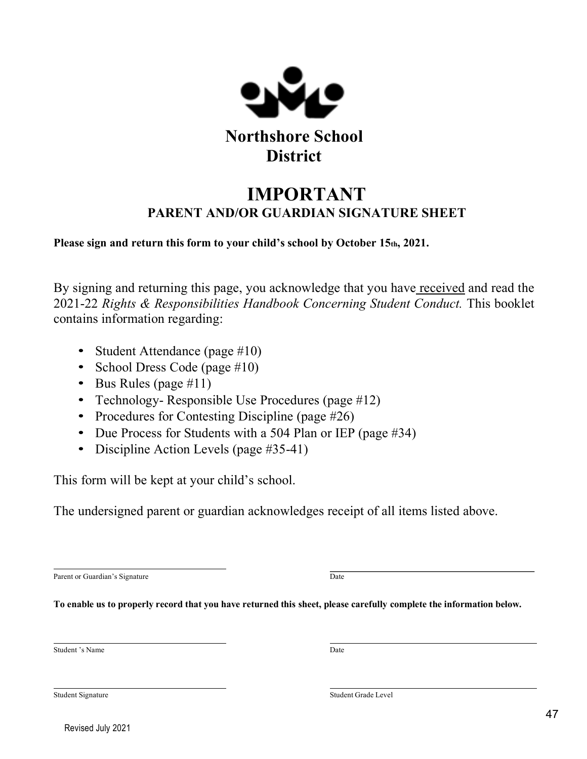# Northshore School District

# IMPORTANT

## PARENT AND/OR GUARDIAN SIGNATURE SHEET

**Please sign and return this form to your child's school by October 15th, 2021.**

By signing and returning this page, you acknowledge that you have received and read the 2021-22 *Rights & Responsibilities Handbook Concerning Student Conduct.* This booklet contains information regarding:

- Student Attendance (page #10)
- School Dress Code (page #10)
- Bus Rules (page #11)
- Technology- Responsible Use Procedures (page #12)
- Procedures for Contesting Discipline (page #26)
- Due Process for Students with a 504 Plan or IEP (page #34)
- Discipline Action Levels (page #35-41)

This form will be kept at your child's school.

The undersigned parent or guardian acknowledges receipt of all items listed above.

_______________________________ _______________________________

Parent or Guardian's Signature Date

**To enable us to properly record that you have returned this sheet, please carefully complete the information below.**

_______________________________ _______________________________

Student 's Name Date

_______________________________ _______________________________

Student Signature Student Grade Level

Revised July 2021